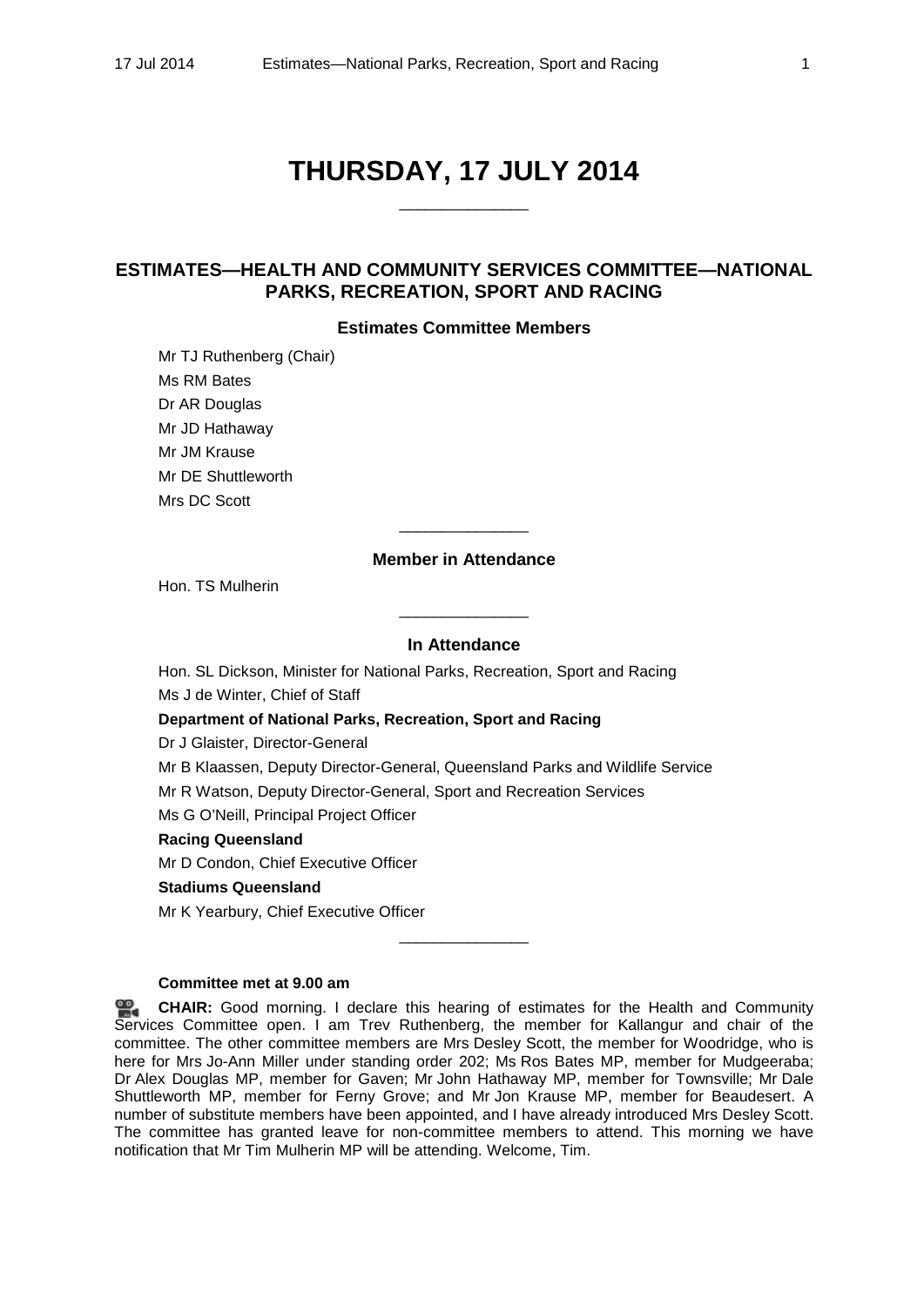# THURSDAY, 17 JULY 2014

______________

## ESTIMATES—HEALTH AND COMMUNITY SERVICES COMMITTEE—NATIONAL PARKS, RECREATION, SPORT AND RACING

### Estimates Committee Members

Mr TJ Ruthenberg (Chair)
Ms RM Bates
Dr AR Douglas
Mr JD Hathaway
Mr JM Krause
Mr DE Shuttleworth
Mrs DC Scott

______________

### Member in Attendance

Hon. TS Mulherin

______________

### In Attendance

Hon. SL Dickson, Minister for National Parks, Recreation, Sport and Racing
Ms J de Winter, Chief of Staff

**Department of National Parks, Recreation, Sport and Racing**

Dr J Glaister, Director-General
Mr B Klaassen, Deputy Director-General, Queensland Parks and Wildlife Service
Mr R Watson, Deputy Director-General, Sport and Recreation Services
Ms G O'Neill, Principal Project Officer

**Racing Queensland**

Mr D Condon, Chief Executive Officer

**Stadiums Queensland**

Mr K Yearbury, Chief Executive Officer

______________

**Committee met at 9.00 am**

**CHAIR:** Good morning. I declare this hearing of estimates for the Health and Community Services Committee open. I am Trev Ruthenberg, the member for Kallangur and chair of the committee. The other committee members are Mrs Desley Scott, the member for Woodridge, who is here for Mrs Jo-Ann Miller under standing order 202; Ms Ros Bates MP, member for Mudgeeraba; Dr Alex Douglas MP, member for Gaven; Mr John Hathaway MP, member for Townsville; Mr Dale Shuttleworth MP, member for Ferny Grove; and Mr Jon Krause MP, member for Beaudesert. A number of substitute members have been appointed, and I have already introduced Mrs Desley Scott. The committee has granted leave for non-committee members to attend. This morning we have notification that Mr Tim Mulherin MP will be attending. Welcome, Tim.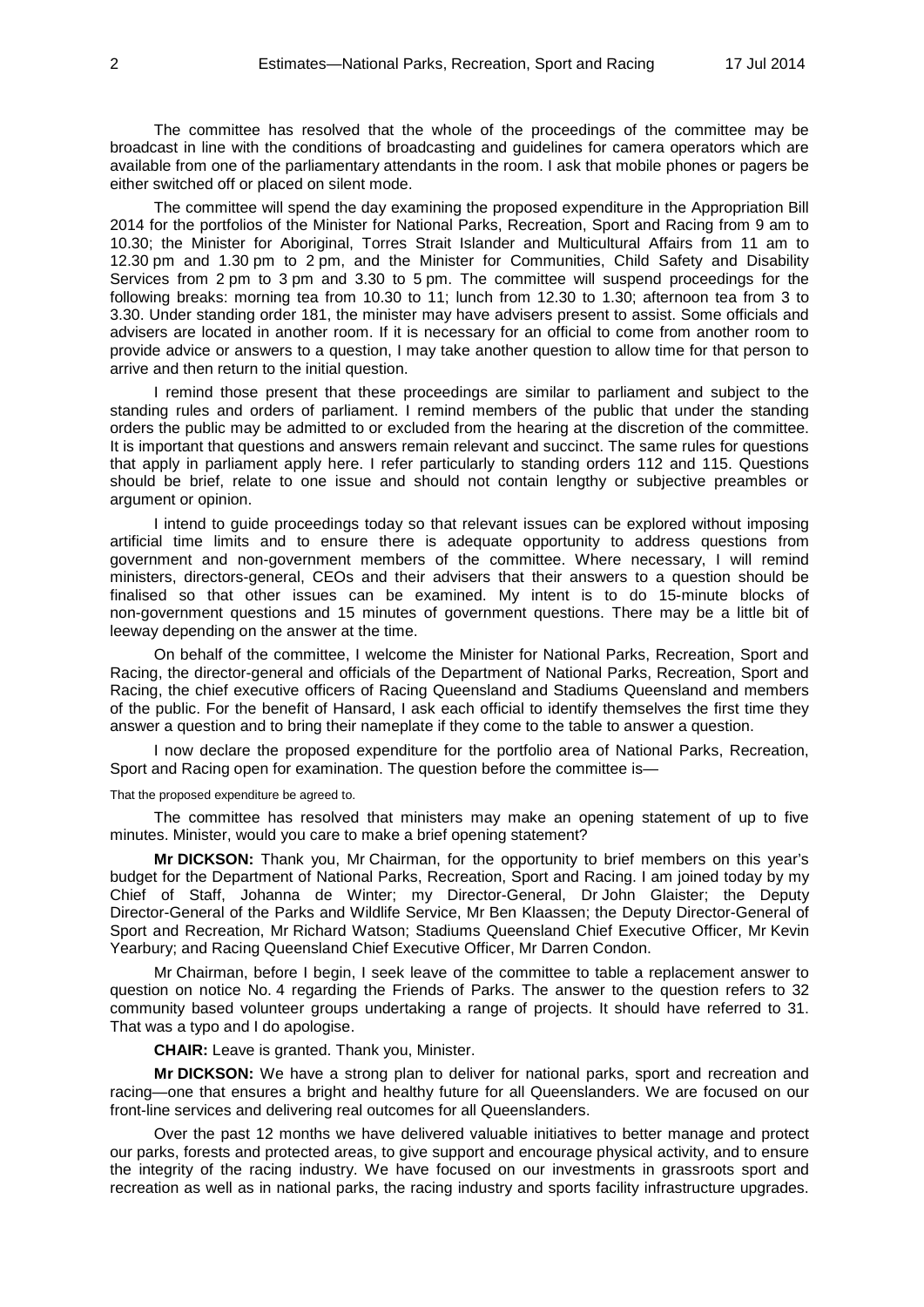The committee has resolved that the whole of the proceedings of the committee may be broadcast in line with the conditions of broadcasting and guidelines for camera operators which are available from one of the parliamentary attendants in the room. I ask that mobile phones or pagers be either switched off or placed on silent mode.

The committee will spend the day examining the proposed expenditure in the Appropriation Bill 2014 for the portfolios of the Minister for National Parks, Recreation, Sport and Racing from 9 am to 10.30; the Minister for Aboriginal, Torres Strait Islander and Multicultural Affairs from 11 am to 12.30 pm and 1.30 pm to 2 pm, and the Minister for Communities, Child Safety and Disability Services from 2 pm to 3 pm and 3.30 to 5 pm. The committee will suspend proceedings for the following breaks: morning tea from 10.30 to 11; lunch from 12.30 to 1.30; afternoon tea from 3 to 3.30. Under standing order 181, the minister may have advisers present to assist. Some officials and advisers are located in another room. If it is necessary for an official to come from another room to provide advice or answers to a question, I may take another question to allow time for that person to arrive and then return to the initial question.

I remind those present that these proceedings are similar to parliament and subject to the standing rules and orders of parliament. I remind members of the public that under the standing orders the public may be admitted to or excluded from the hearing at the discretion of the committee. It is important that questions and answers remain relevant and succinct. The same rules for questions that apply in parliament apply here. I refer particularly to standing orders 112 and 115. Questions should be brief, relate to one issue and should not contain lengthy or subjective preambles or argument or opinion.

I intend to guide proceedings today so that relevant issues can be explored without imposing artificial time limits and to ensure there is adequate opportunity to address questions from government and non-government members of the committee. Where necessary, I will remind ministers, directors-general, CEOs and their advisers that their answers to a question should be finalised so that other issues can be examined. My intent is to do 15-minute blocks of non-government questions and 15 minutes of government questions. There may be a little bit of leeway depending on the answer at the time.

On behalf of the committee, I welcome the Minister for National Parks, Recreation, Sport and Racing, the director-general and officials of the Department of National Parks, Recreation, Sport and Racing, the chief executive officers of Racing Queensland and Stadiums Queensland and members of the public. For the benefit of Hansard, I ask each official to identify themselves the first time they answer a question and to bring their nameplate if they come to the table to answer a question.

I now declare the proposed expenditure for the portfolio area of National Parks, Recreation, Sport and Racing open for examination. The question before the committee is—

That the proposed expenditure be agreed to.

The committee has resolved that ministers may make an opening statement of up to five minutes. Minister, would you care to make a brief opening statement?

**Mr DICKSON:** Thank you, Mr Chairman, for the opportunity to brief members on this year's budget for the Department of National Parks, Recreation, Sport and Racing. I am joined today by my Chief of Staff, Johanna de Winter; my Director-General, Dr John Glaister; the Deputy Director-General of the Parks and Wildlife Service, Mr Ben Klaassen; the Deputy Director-General of Sport and Recreation, Mr Richard Watson; Stadiums Queensland Chief Executive Officer, Mr Kevin Yearbury; and Racing Queensland Chief Executive Officer, Mr Darren Condon.

Mr Chairman, before I begin, I seek leave of the committee to table a replacement answer to question on notice No. 4 regarding the Friends of Parks. The answer to the question refers to 32 community based volunteer groups undertaking a range of projects. It should have referred to 31. That was a typo and I do apologise.

**CHAIR:** Leave is granted. Thank you, Minister.

**Mr DICKSON:** We have a strong plan to deliver for national parks, sport and recreation and racing—one that ensures a bright and healthy future for all Queenslanders. We are focused on our front-line services and delivering real outcomes for all Queenslanders.

Over the past 12 months we have delivered valuable initiatives to better manage and protect our parks, forests and protected areas, to give support and encourage physical activity, and to ensure the integrity of the racing industry. We have focused on our investments in grassroots sport and recreation as well as in national parks, the racing industry and sports facility infrastructure upgrades.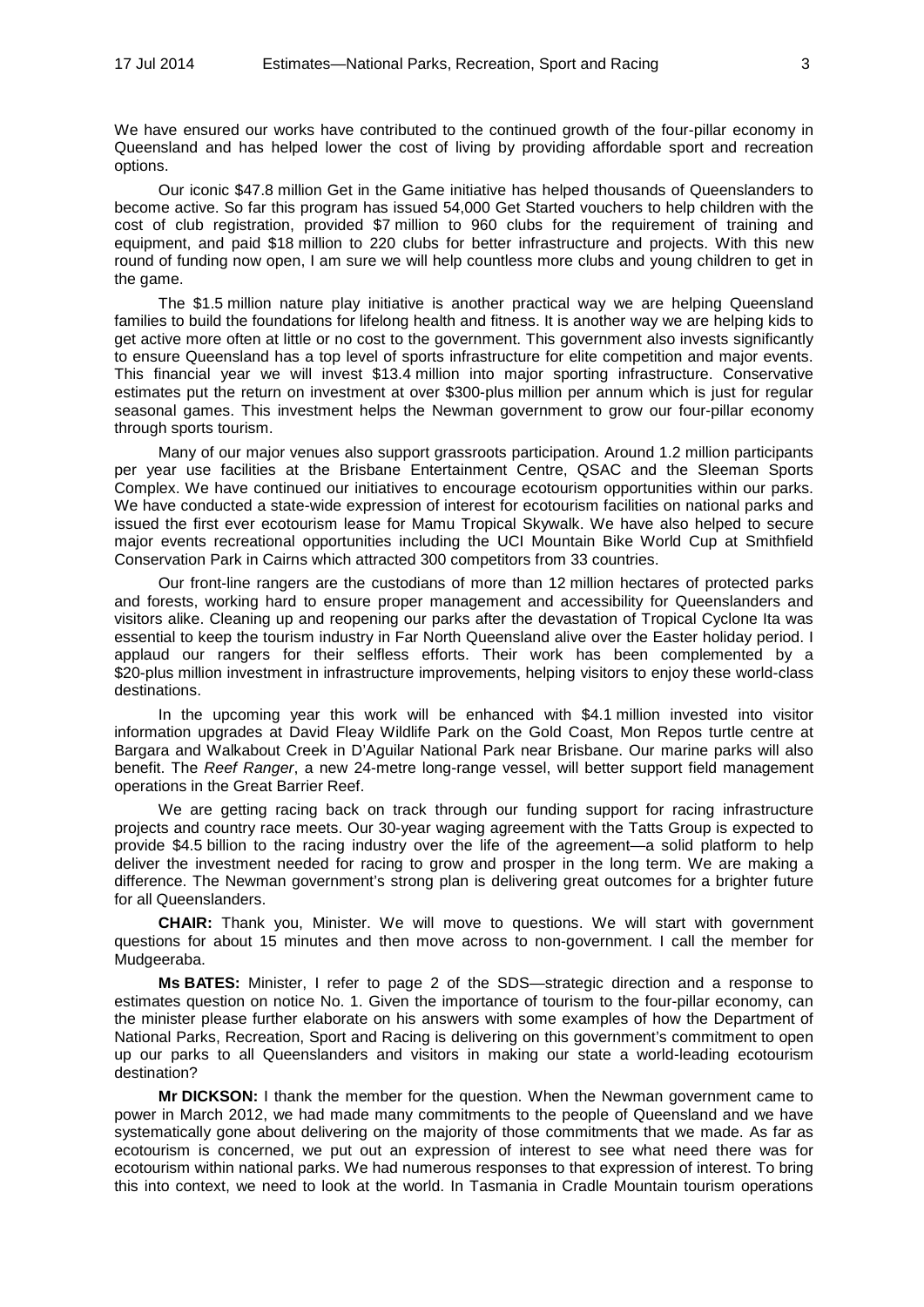We have ensured our works have contributed to the continued growth of the four-pillar economy in Queensland and has helped lower the cost of living by providing affordable sport and recreation options.

Our iconic $47.8 million Get in the Game initiative has helped thousands of Queenslanders to become active. So far this program has issued 54,000 Get Started vouchers to help children with the cost of club registration, provided $7 million to 960 clubs for the requirement of training and equipment, and paid $18 million to 220 clubs for better infrastructure and projects. With this new round of funding now open, I am sure we will help countless more clubs and young children to get in the game.

The $1.5 million nature play initiative is another practical way we are helping Queensland families to build the foundations for lifelong health and fitness. It is another way we are helping kids to get active more often at little or no cost to the government. This government also invests significantly to ensure Queensland has a top level of sports infrastructure for elite competition and major events. This financial year we will invest $13.4 million into major sporting infrastructure. Conservative estimates put the return on investment at over $300-plus million per annum which is just for regular seasonal games. This investment helps the Newman government to grow our four-pillar economy through sports tourism.

Many of our major venues also support grassroots participation. Around 1.2 million participants per year use facilities at the Brisbane Entertainment Centre, QSAC and the Sleeman Sports Complex. We have continued our initiatives to encourage ecotourism opportunities within our parks. We have conducted a state-wide expression of interest for ecotourism facilities on national parks and issued the first ever ecotourism lease for Mamu Tropical Skywalk. We have also helped to secure major events recreational opportunities including the UCI Mountain Bike World Cup at Smithfield Conservation Park in Cairns which attracted 300 competitors from 33 countries.

Our front-line rangers are the custodians of more than 12 million hectares of protected parks and forests, working hard to ensure proper management and accessibility for Queenslanders and visitors alike. Cleaning up and reopening our parks after the devastation of Tropical Cyclone Ita was essential to keep the tourism industry in Far North Queensland alive over the Easter holiday period. I applaud our rangers for their selfless efforts. Their work has been complemented by a $20-plus million investment in infrastructure improvements, helping visitors to enjoy these world-class destinations.

In the upcoming year this work will be enhanced with $4.1 million invested into visitor information upgrades at David Fleay Wildlife Park on the Gold Coast, Mon Repos turtle centre at Bargara and Walkabout Creek in D'Aguilar National Park near Brisbane. Our marine parks will also benefit. The *Reef Ranger*, a new 24-metre long-range vessel, will better support field management operations in the Great Barrier Reef.

We are getting racing back on track through our funding support for racing infrastructure projects and country race meets. Our 30-year waging agreement with the Tatts Group is expected to provide $4.5 billion to the racing industry over the life of the agreement—a solid platform to help deliver the investment needed for racing to grow and prosper in the long term. We are making a difference. The Newman government's strong plan is delivering great outcomes for a brighter future for all Queenslanders.

**CHAIR:** Thank you, Minister. We will move to questions. We will start with government questions for about 15 minutes and then move across to non-government. I call the member for Mudgeeraba.

**Ms BATES:** Minister, I refer to page 2 of the SDS—strategic direction and a response to estimates question on notice No. 1. Given the importance of tourism to the four-pillar economy, can the minister please further elaborate on his answers with some examples of how the Department of National Parks, Recreation, Sport and Racing is delivering on this government's commitment to open up our parks to all Queenslanders and visitors in making our state a world-leading ecotourism destination?

**Mr DICKSON:** I thank the member for the question. When the Newman government came to power in March 2012, we had made many commitments to the people of Queensland and we have systematically gone about delivering on the majority of those commitments that we made. As far as ecotourism is concerned, we put out an expression of interest to see what need there was for ecotourism within national parks. We had numerous responses to that expression of interest. To bring this into context, we need to look at the world. In Tasmania in Cradle Mountain tourism operations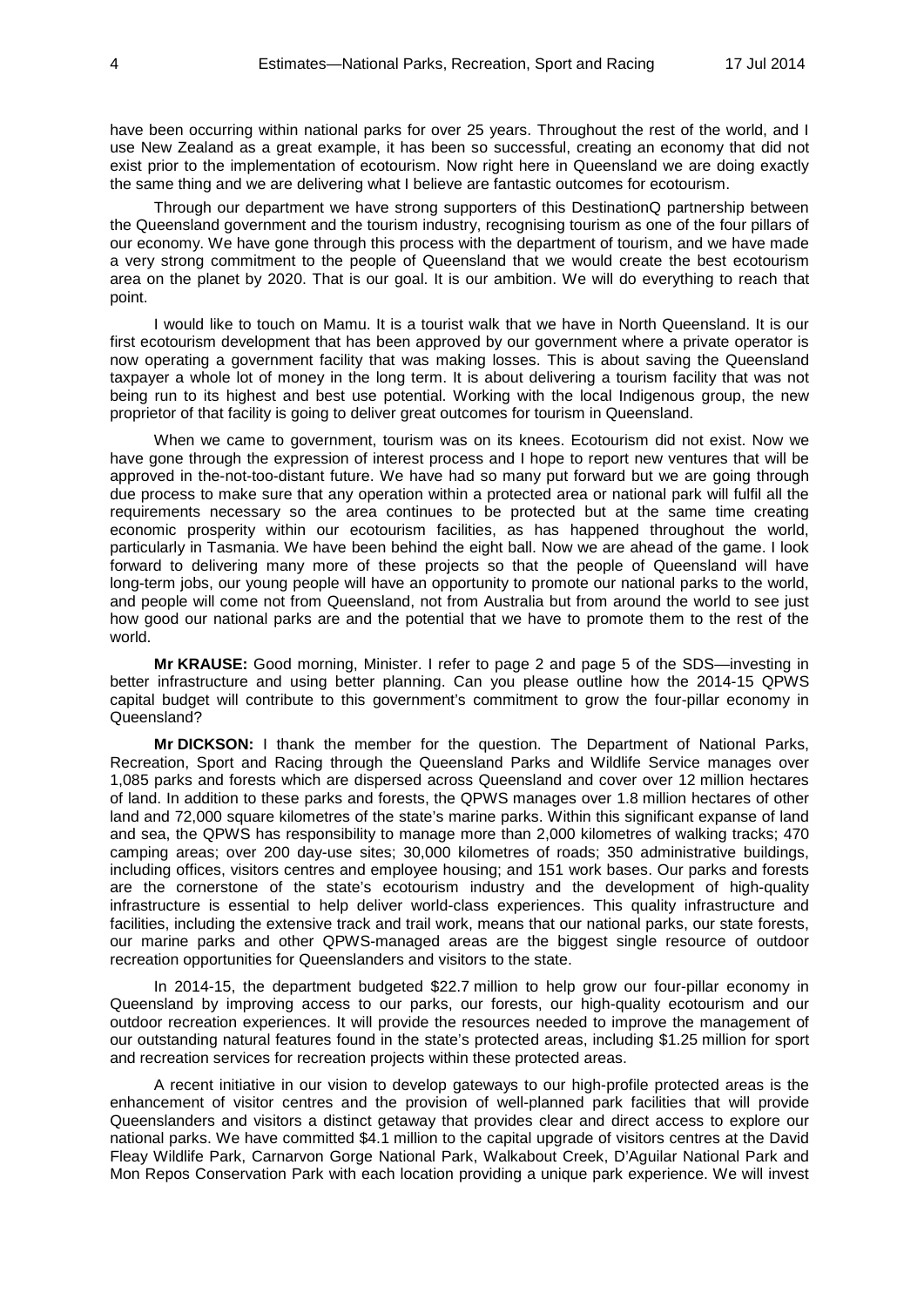have been occurring within national parks for over 25 years. Throughout the rest of the world, and I use New Zealand as a great example, it has been so successful, creating an economy that did not exist prior to the implementation of ecotourism. Now right here in Queensland we are doing exactly the same thing and we are delivering what I believe are fantastic outcomes for ecotourism.

Through our department we have strong supporters of this DestinationQ partnership between the Queensland government and the tourism industry, recognising tourism as one of the four pillars of our economy. We have gone through this process with the department of tourism, and we have made a very strong commitment to the people of Queensland that we would create the best ecotourism area on the planet by 2020. That is our goal. It is our ambition. We will do everything to reach that point.

I would like to touch on Mamu. It is a tourist walk that we have in North Queensland. It is our first ecotourism development that has been approved by our government where a private operator is now operating a government facility that was making losses. This is about saving the Queensland taxpayer a whole lot of money in the long term. It is about delivering a tourism facility that was not being run to its highest and best use potential. Working with the local Indigenous group, the new proprietor of that facility is going to deliver great outcomes for tourism in Queensland.

When we came to government, tourism was on its knees. Ecotourism did not exist. Now we have gone through the expression of interest process and I hope to report new ventures that will be approved in the-not-too-distant future. We have had so many put forward but we are going through due process to make sure that any operation within a protected area or national park will fulfil all the requirements necessary so the area continues to be protected but at the same time creating economic prosperity within our ecotourism facilities, as has happened throughout the world, particularly in Tasmania. We have been behind the eight ball. Now we are ahead of the game. I look forward to delivering many more of these projects so that the people of Queensland will have long-term jobs, our young people will have an opportunity to promote our national parks to the world, and people will come not from Queensland, not from Australia but from around the world to see just how good our national parks are and the potential that we have to promote them to the rest of the world.

**Mr KRAUSE:** Good morning, Minister. I refer to page 2 and page 5 of the SDS—investing in better infrastructure and using better planning. Can you please outline how the 2014-15 QPWS capital budget will contribute to this government's commitment to grow the four-pillar economy in Queensland?

**Mr DICKSON:** I thank the member for the question. The Department of National Parks, Recreation, Sport and Racing through the Queensland Parks and Wildlife Service manages over 1,085 parks and forests which are dispersed across Queensland and cover over 12 million hectares of land. In addition to these parks and forests, the QPWS manages over 1.8 million hectares of other land and 72,000 square kilometres of the state's marine parks. Within this significant expanse of land and sea, the QPWS has responsibility to manage more than 2,000 kilometres of walking tracks; 470 camping areas; over 200 day-use sites; 30,000 kilometres of roads; 350 administrative buildings, including offices, visitors centres and employee housing; and 151 work bases. Our parks and forests are the cornerstone of the state's ecotourism industry and the development of high-quality infrastructure is essential to help deliver world-class experiences. This quality infrastructure and facilities, including the extensive track and trail work, means that our national parks, our state forests, our marine parks and other QPWS-managed areas are the biggest single resource of outdoor recreation opportunities for Queenslanders and visitors to the state.

In 2014-15, the department budgeted $22.7 million to help grow our four-pillar economy in Queensland by improving access to our parks, our forests, our high-quality ecotourism and our outdoor recreation experiences. It will provide the resources needed to improve the management of our outstanding natural features found in the state's protected areas, including $1.25 million for sport and recreation services for recreation projects within these protected areas.

A recent initiative in our vision to develop gateways to our high-profile protected areas is the enhancement of visitor centres and the provision of well-planned park facilities that will provide Queenslanders and visitors a distinct getaway that provides clear and direct access to explore our national parks. We have committed $4.1 million to the capital upgrade of visitors centres at the David Fleay Wildlife Park, Carnarvon Gorge National Park, Walkabout Creek, D'Aguilar National Park and Mon Repos Conservation Park with each location providing a unique park experience. We will invest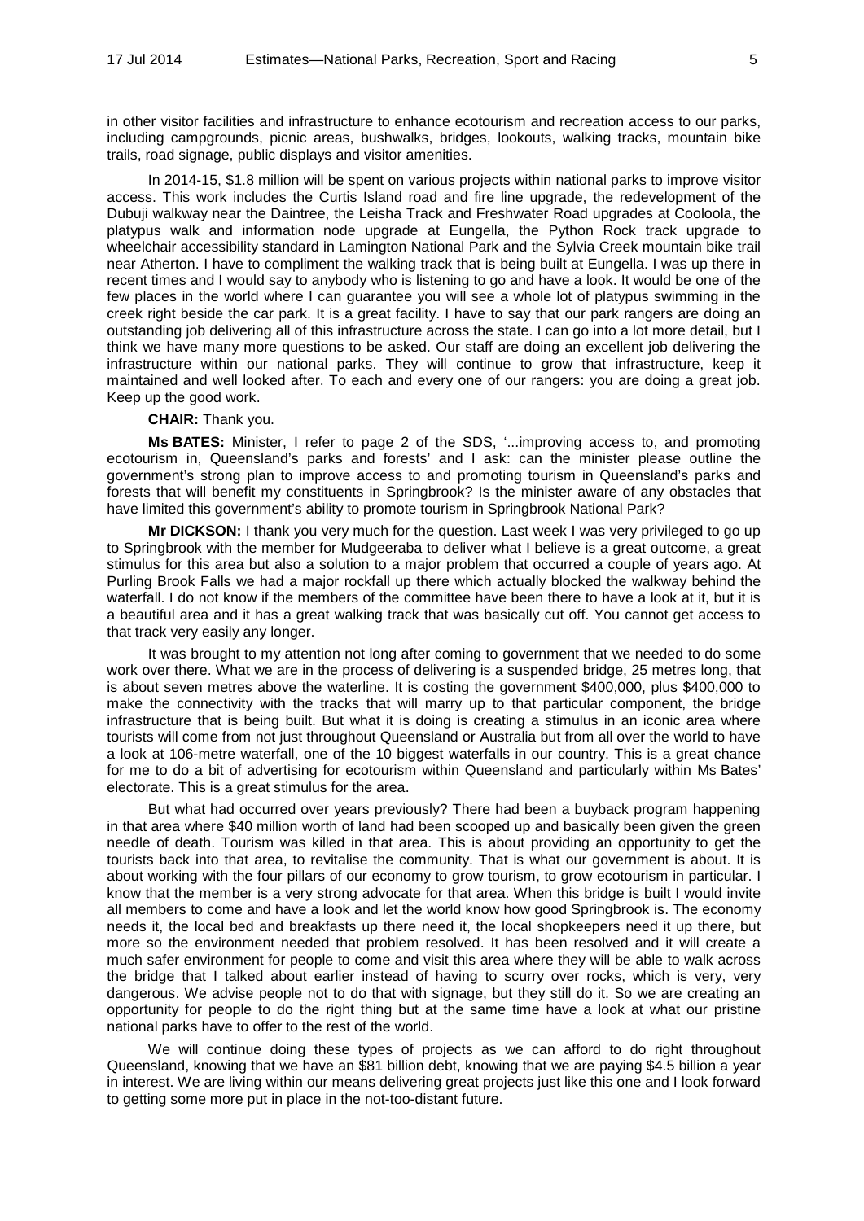in other visitor facilities and infrastructure to enhance ecotourism and recreation access to our parks, including campgrounds, picnic areas, bushwalks, bridges, lookouts, walking tracks, mountain bike trails, road signage, public displays and visitor amenities.

In 2014-15, $1.8 million will be spent on various projects within national parks to improve visitor access. This work includes the Curtis Island road and fire line upgrade, the redevelopment of the Dubuji walkway near the Daintree, the Leisha Track and Freshwater Road upgrades at Cooloola, the platypus walk and information node upgrade at Eungella, the Python Rock track upgrade to wheelchair accessibility standard in Lamington National Park and the Sylvia Creek mountain bike trail near Atherton. I have to compliment the walking track that is being built at Eungella. I was up there in recent times and I would say to anybody who is listening to go and have a look. It would be one of the few places in the world where I can guarantee you will see a whole lot of platypus swimming in the creek right beside the car park. It is a great facility. I have to say that our park rangers are doing an outstanding job delivering all of this infrastructure across the state. I can go into a lot more detail, but I think we have many more questions to be asked. Our staff are doing an excellent job delivering the infrastructure within our national parks. They will continue to grow that infrastructure, keep it maintained and well looked after. To each and every one of our rangers: you are doing a great job. Keep up the good work.

**CHAIR:** Thank you.

**Ms BATES:** Minister, I refer to page 2 of the SDS, '...improving access to, and promoting ecotourism in, Queensland's parks and forests' and I ask: can the minister please outline the government's strong plan to improve access to and promoting tourism in Queensland's parks and forests that will benefit my constituents in Springbrook? Is the minister aware of any obstacles that have limited this government's ability to promote tourism in Springbrook National Park?

**Mr DICKSON:** I thank you very much for the question. Last week I was very privileged to go up to Springbrook with the member for Mudgeeraba to deliver what I believe is a great outcome, a great stimulus for this area but also a solution to a major problem that occurred a couple of years ago. At Purling Brook Falls we had a major rockfall up there which actually blocked the walkway behind the waterfall. I do not know if the members of the committee have been there to have a look at it, but it is a beautiful area and it has a great walking track that was basically cut off. You cannot get access to that track very easily any longer.

It was brought to my attention not long after coming to government that we needed to do some work over there. What we are in the process of delivering is a suspended bridge, 25 metres long, that is about seven metres above the waterline. It is costing the government $400,000, plus $400,000 to make the connectivity with the tracks that will marry up to that particular component, the bridge infrastructure that is being built. But what it is doing is creating a stimulus in an iconic area where tourists will come from not just throughout Queensland or Australia but from all over the world to have a look at 106-metre waterfall, one of the 10 biggest waterfalls in our country. This is a great chance for me to do a bit of advertising for ecotourism within Queensland and particularly within Ms Bates' electorate. This is a great stimulus for the area.

But what had occurred over years previously? There had been a buyback program happening in that area where $40 million worth of land had been scooped up and basically been given the green needle of death. Tourism was killed in that area. This is about providing an opportunity to get the tourists back into that area, to revitalise the community. That is what our government is about. It is about working with the four pillars of our economy to grow tourism, to grow ecotourism in particular. I know that the member is a very strong advocate for that area. When this bridge is built I would invite all members to come and have a look and let the world know how good Springbrook is. The economy needs it, the local bed and breakfasts up there need it, the local shopkeepers need it up there, but more so the environment needed that problem resolved. It has been resolved and it will create a much safer environment for people to come and visit this area where they will be able to walk across the bridge that I talked about earlier instead of having to scurry over rocks, which is very, very dangerous. We advise people not to do that with signage, but they still do it. So we are creating an opportunity for people to do the right thing but at the same time have a look at what our pristine national parks have to offer to the rest of the world.

We will continue doing these types of projects as we can afford to do right throughout Queensland, knowing that we have an $81 billion debt, knowing that we are paying $4.5 billion a year in interest. We are living within our means delivering great projects just like this one and I look forward to getting some more put in place in the not-too-distant future.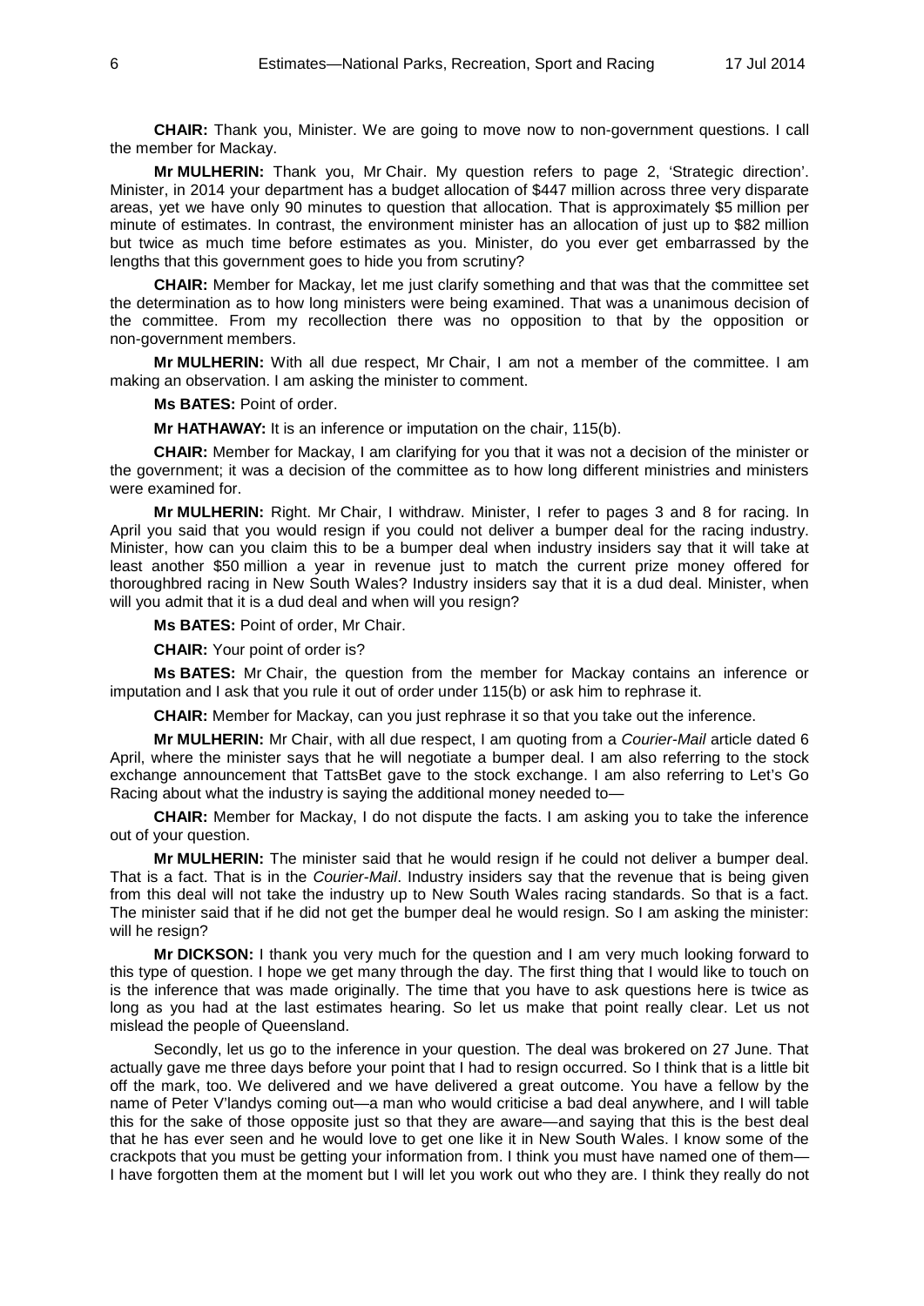**CHAIR:** Thank you, Minister. We are going to move now to non-government questions. I call the member for Mackay.

**Mr MULHERIN:** Thank you, Mr Chair. My question refers to page 2, 'Strategic direction'. Minister, in 2014 your department has a budget allocation of $447 million across three very disparate areas, yet we have only 90 minutes to question that allocation. That is approximately $5 million per minute of estimates. In contrast, the environment minister has an allocation of just up to $82 million but twice as much time before estimates as you. Minister, do you ever get embarrassed by the lengths that this government goes to hide you from scrutiny?

**CHAIR:** Member for Mackay, let me just clarify something and that was that the committee set the determination as to how long ministers were being examined. That was a unanimous decision of the committee. From my recollection there was no opposition to that by the opposition or non-government members.

**Mr MULHERIN:** With all due respect, Mr Chair, I am not a member of the committee. I am making an observation. I am asking the minister to comment.

**Ms BATES:** Point of order.

**Mr HATHAWAY:** It is an inference or imputation on the chair, 115(b).

**CHAIR:** Member for Mackay, I am clarifying for you that it was not a decision of the minister or the government; it was a decision of the committee as to how long different ministries and ministers were examined for.

**Mr MULHERIN:** Right. Mr Chair, I withdraw. Minister, I refer to pages 3 and 8 for racing. In April you said that you would resign if you could not deliver a bumper deal for the racing industry. Minister, how can you claim this to be a bumper deal when industry insiders say that it will take at least another $50 million a year in revenue just to match the current prize money offered for thoroughbred racing in New South Wales? Industry insiders say that it is a dud deal. Minister, when will you admit that it is a dud deal and when will you resign?

**Ms BATES:** Point of order, Mr Chair.

**CHAIR:** Your point of order is?

**Ms BATES:** Mr Chair, the question from the member for Mackay contains an inference or imputation and I ask that you rule it out of order under 115(b) or ask him to rephrase it.

**CHAIR:** Member for Mackay, can you just rephrase it so that you take out the inference.

**Mr MULHERIN:** Mr Chair, with all due respect, I am quoting from a *Courier-Mail* article dated 6 April, where the minister says that he will negotiate a bumper deal. I am also referring to the stock exchange announcement that TattsBet gave to the stock exchange. I am also referring to Let's Go Racing about what the industry is saying the additional money needed to—

**CHAIR:** Member for Mackay, I do not dispute the facts. I am asking you to take the inference out of your question.

**Mr MULHERIN:** The minister said that he would resign if he could not deliver a bumper deal. That is a fact. That is in the *Courier-Mail*. Industry insiders say that the revenue that is being given from this deal will not take the industry up to New South Wales racing standards. So that is a fact. The minister said that if he did not get the bumper deal he would resign. So I am asking the minister: will he resign?

**Mr DICKSON:** I thank you very much for the question and I am very much looking forward to this type of question. I hope we get many through the day. The first thing that I would like to touch on is the inference that was made originally. The time that you have to ask questions here is twice as long as you had at the last estimates hearing. So let us make that point really clear. Let us not mislead the people of Queensland.

Secondly, let us go to the inference in your question. The deal was brokered on 27 June. That actually gave me three days before your point that I had to resign occurred. So I think that is a little bit off the mark, too. We delivered and we have delivered a great outcome. You have a fellow by the name of Peter V'landys coming out—a man who would criticise a bad deal anywhere, and I will table this for the sake of those opposite just so that they are aware—and saying that this is the best deal that he has ever seen and he would love to get one like it in New South Wales. I know some of the crackpots that you must be getting your information from. I think you must have named one of them—I have forgotten them at the moment but I will let you work out who they are. I think they really do not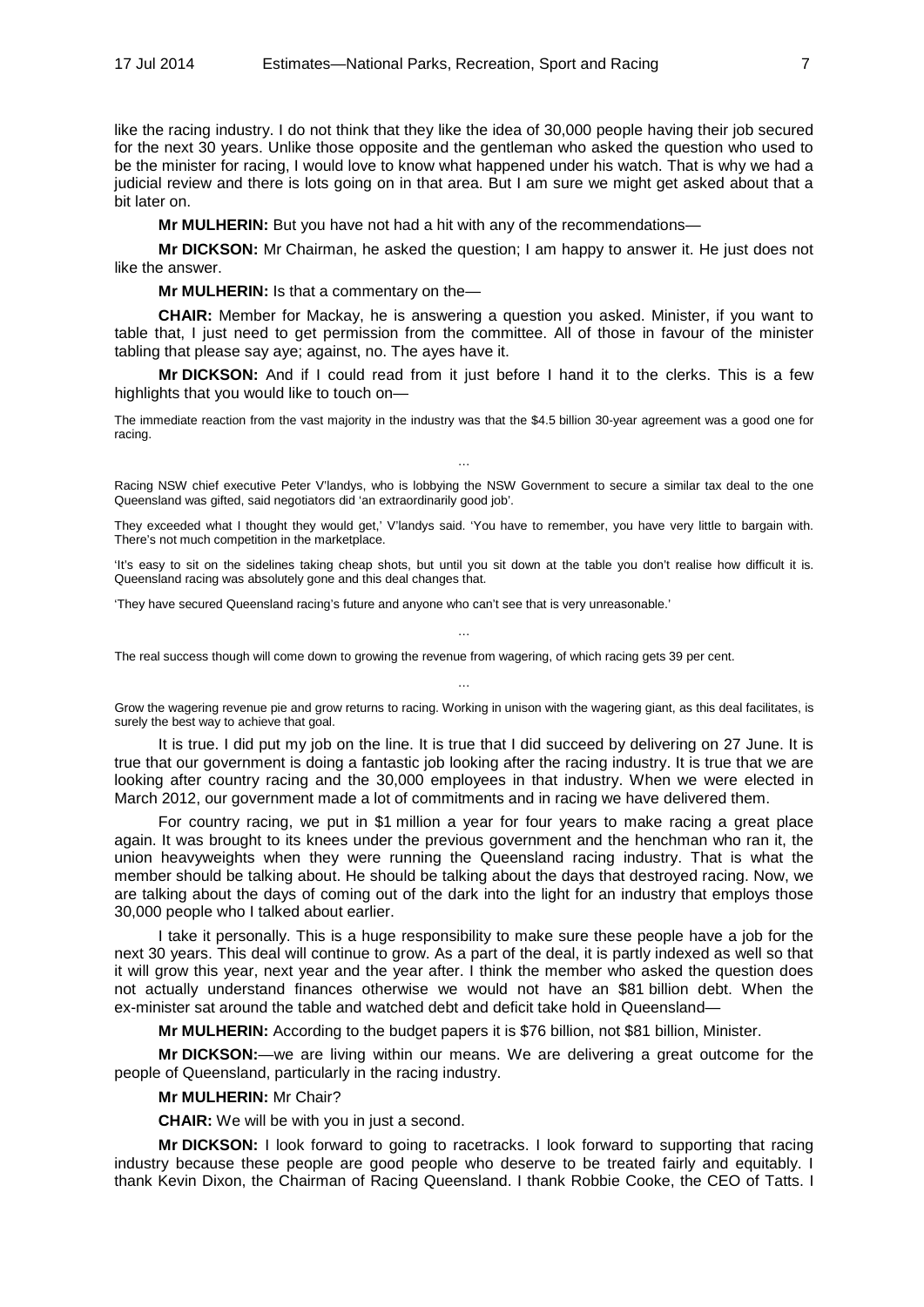like the racing industry. I do not think that they like the idea of 30,000 people having their job secured for the next 30 years. Unlike those opposite and the gentleman who asked the question who used to be the minister for racing, I would love to know what happened under his watch. That is why we had a judicial review and there is lots going on in that area. But I am sure we might get asked about that a bit later on.

**Mr MULHERIN:** But you have not had a hit with any of the recommendations—

**Mr DICKSON:** Mr Chairman, he asked the question; I am happy to answer it. He just does not like the answer.

**Mr MULHERIN:** Is that a commentary on the—

**CHAIR:** Member for Mackay, he is answering a question you asked. Minister, if you want to table that, I just need to get permission from the committee. All of those in favour of the minister tabling that please say aye; against, no. The ayes have it.

**Mr DICKSON:** And if I could read from it just before I hand it to the clerks. This is a few highlights that you would like to touch on—

> The immediate reaction from the vast majority in the industry was that the $4.5 billion 30-year agreement was a good one for racing.
>
> …
>
> Racing NSW chief executive Peter V'landys, who is lobbying the NSW Government to secure a similar tax deal to the one Queensland was gifted, said negotiators did 'an extraordinarily good job'.
>
> They exceeded what I thought they would get,' V'landys said. 'You have to remember, you have very little to bargain with. There's not much competition in the marketplace.
>
> 'It's easy to sit on the sidelines taking cheap shots, but until you sit down at the table you don't realise how difficult it is. Queensland racing was absolutely gone and this deal changes that.
>
> 'They have secured Queensland racing's future and anyone who can't see that is very unreasonable.'
>
> …
>
> The real success though will come down to growing the revenue from wagering, of which racing gets 39 per cent.
>
> …
>
> Grow the wagering revenue pie and grow returns to racing. Working in unison with the wagering giant, as this deal facilitates, is surely the best way to achieve that goal.

It is true. I did put my job on the line. It is true that I did succeed by delivering on 27 June. It is true that our government is doing a fantastic job looking after the racing industry. It is true that we are looking after country racing and the 30,000 employees in that industry. When we were elected in March 2012, our government made a lot of commitments and in racing we have delivered them.

For country racing, we put in $1 million a year for four years to make racing a great place again. It was brought to its knees under the previous government and the henchman who ran it, the union heavyweights when they were running the Queensland racing industry. That is what the member should be talking about. He should be talking about the days that destroyed racing. Now, we are talking about the days of coming out of the dark into the light for an industry that employs those 30,000 people who I talked about earlier.

I take it personally. This is a huge responsibility to make sure these people have a job for the next 30 years. This deal will continue to grow. As a part of the deal, it is partly indexed as well so that it will grow this year, next year and the year after. I think the member who asked the question does not actually understand finances otherwise we would not have an $81 billion debt. When the ex-minister sat around the table and watched debt and deficit take hold in Queensland—

**Mr MULHERIN:** According to the budget papers it is $76 billion, not $81 billion, Minister.

**Mr DICKSON:**—we are living within our means. We are delivering a great outcome for the people of Queensland, particularly in the racing industry.

**Mr MULHERIN:** Mr Chair?

**CHAIR:** We will be with you in just a second.

**Mr DICKSON:** I look forward to going to racetracks. I look forward to supporting that racing industry because these people are good people who deserve to be treated fairly and equitably. I thank Kevin Dixon, the Chairman of Racing Queensland. I thank Robbie Cooke, the CEO of Tatts. I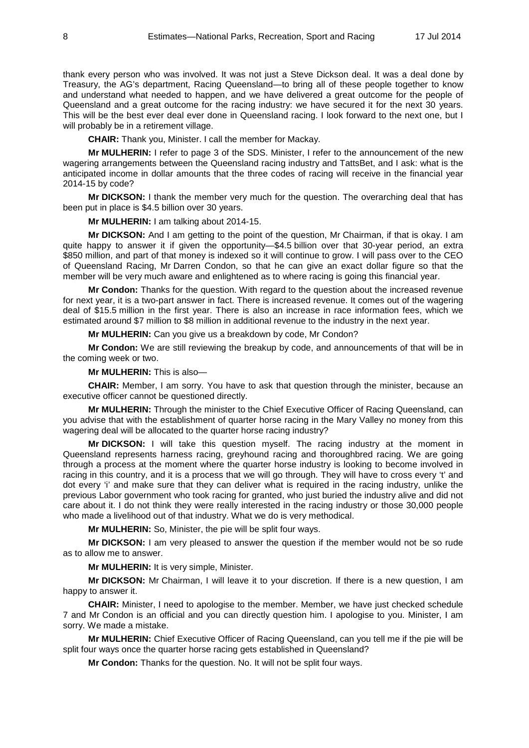thank every person who was involved. It was not just a Steve Dickson deal. It was a deal done by Treasury, the AG's department, Racing Queensland—to bring all of these people together to know and understand what needed to happen, and we have delivered a great outcome for the people of Queensland and a great outcome for the racing industry: we have secured it for the next 30 years. This will be the best ever deal ever done in Queensland racing. I look forward to the next one, but I will probably be in a retirement village.

**CHAIR:** Thank you, Minister. I call the member for Mackay.

**Mr MULHERIN:** I refer to page 3 of the SDS. Minister, I refer to the announcement of the new wagering arrangements between the Queensland racing industry and TattsBet, and I ask: what is the anticipated income in dollar amounts that the three codes of racing will receive in the financial year 2014-15 by code?

**Mr DICKSON:** I thank the member very much for the question. The overarching deal that has been put in place is $4.5 billion over 30 years.

**Mr MULHERIN:** I am talking about 2014-15.

**Mr DICKSON:** And I am getting to the point of the question, Mr Chairman, if that is okay. I am quite happy to answer it if given the opportunity—$4.5 billion over that 30-year period, an extra $850 million, and part of that money is indexed so it will continue to grow. I will pass over to the CEO of Queensland Racing, Mr Darren Condon, so that he can give an exact dollar figure so that the member will be very much aware and enlightened as to where racing is going this financial year.

**Mr Condon:** Thanks for the question. With regard to the question about the increased revenue for next year, it is a two-part answer in fact. There is increased revenue. It comes out of the wagering deal of $15.5 million in the first year. There is also an increase in race information fees, which we estimated around $7 million to $8 million in additional revenue to the industry in the next year.

**Mr MULHERIN:** Can you give us a breakdown by code, Mr Condon?

**Mr Condon:** We are still reviewing the breakup by code, and announcements of that will be in the coming week or two.

**Mr MULHERIN:** This is also—

**CHAIR:** Member, I am sorry. You have to ask that question through the minister, because an executive officer cannot be questioned directly.

**Mr MULHERIN:** Through the minister to the Chief Executive Officer of Racing Queensland, can you advise that with the establishment of quarter horse racing in the Mary Valley no money from this wagering deal will be allocated to the quarter horse racing industry?

**Mr DICKSON:** I will take this question myself. The racing industry at the moment in Queensland represents harness racing, greyhound racing and thoroughbred racing. We are going through a process at the moment where the quarter horse industry is looking to become involved in racing in this country, and it is a process that we will go through. They will have to cross every 't' and dot every 'i' and make sure that they can deliver what is required in the racing industry, unlike the previous Labor government who took racing for granted, who just buried the industry alive and did not care about it. I do not think they were really interested in the racing industry or those 30,000 people who made a livelihood out of that industry. What we do is very methodical.

**Mr MULHERIN:** So, Minister, the pie will be split four ways.

**Mr DICKSON:** I am very pleased to answer the question if the member would not be so rude as to allow me to answer.

**Mr MULHERIN:** It is very simple, Minister.

**Mr DICKSON:** Mr Chairman, I will leave it to your discretion. If there is a new question, I am happy to answer it.

**CHAIR:** Minister, I need to apologise to the member. Member, we have just checked schedule 7 and Mr Condon is an official and you can directly question him. I apologise to you. Minister, I am sorry. We made a mistake.

**Mr MULHERIN:** Chief Executive Officer of Racing Queensland, can you tell me if the pie will be split four ways once the quarter horse racing gets established in Queensland?

**Mr Condon:** Thanks for the question. No. It will not be split four ways.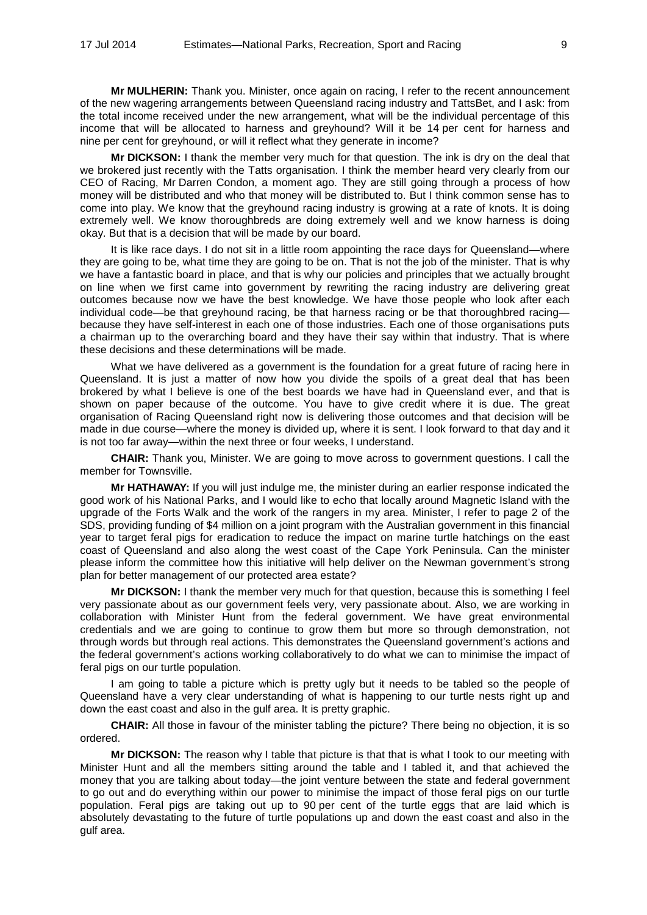**Mr MULHERIN:** Thank you. Minister, once again on racing, I refer to the recent announcement of the new wagering arrangements between Queensland racing industry and TattsBet, and I ask: from the total income received under the new arrangement, what will be the individual percentage of this income that will be allocated to harness and greyhound? Will it be 14 per cent for harness and nine per cent for greyhound, or will it reflect what they generate in income?

**Mr DICKSON:** I thank the member very much for that question. The ink is dry on the deal that we brokered just recently with the Tatts organisation. I think the member heard very clearly from our CEO of Racing, Mr Darren Condon, a moment ago. They are still going through a process of how money will be distributed and who that money will be distributed to. But I think common sense has to come into play. We know that the greyhound racing industry is growing at a rate of knots. It is doing extremely well. We know thoroughbreds are doing extremely well and we know harness is doing okay. But that is a decision that will be made by our board.

It is like race days. I do not sit in a little room appointing the race days for Queensland—where they are going to be, what time they are going to be on. That is not the job of the minister. That is why we have a fantastic board in place, and that is why our policies and principles that we actually brought on line when we first came into government by rewriting the racing industry are delivering great outcomes because now we have the best knowledge. We have those people who look after each individual code—be that greyhound racing, be that harness racing or be that thoroughbred racing—because they have self-interest in each one of those industries. Each one of those organisations puts a chairman up to the overarching board and they have their say within that industry. That is where these decisions and these determinations will be made.

What we have delivered as a government is the foundation for a great future of racing here in Queensland. It is just a matter of now how you divide the spoils of a great deal that has been brokered by what I believe is one of the best boards we have had in Queensland ever, and that is shown on paper because of the outcome. You have to give credit where it is due. The great organisation of Racing Queensland right now is delivering those outcomes and that decision will be made in due course—where the money is divided up, where it is sent. I look forward to that day and it is not too far away—within the next three or four weeks, I understand.

**CHAIR:** Thank you, Minister. We are going to move across to government questions. I call the member for Townsville.

**Mr HATHAWAY:** If you will just indulge me, the minister during an earlier response indicated the good work of his National Parks, and I would like to echo that locally around Magnetic Island with the upgrade of the Forts Walk and the work of the rangers in my area. Minister, I refer to page 2 of the SDS, providing funding of $4 million on a joint program with the Australian government in this financial year to target feral pigs for eradication to reduce the impact on marine turtle hatchings on the east coast of Queensland and also along the west coast of the Cape York Peninsula. Can the minister please inform the committee how this initiative will help deliver on the Newman government's strong plan for better management of our protected area estate?

**Mr DICKSON:** I thank the member very much for that question, because this is something I feel very passionate about as our government feels very, very passionate about. Also, we are working in collaboration with Minister Hunt from the federal government. We have great environmental credentials and we are going to continue to grow them but more so through demonstration, not through words but through real actions. This demonstrates the Queensland government's actions and the federal government's actions working collaboratively to do what we can to minimise the impact of feral pigs on our turtle population.

I am going to table a picture which is pretty ugly but it needs to be tabled so the people of Queensland have a very clear understanding of what is happening to our turtle nests right up and down the east coast and also in the gulf area. It is pretty graphic.

**CHAIR:** All those in favour of the minister tabling the picture? There being no objection, it is so ordered.

**Mr DICKSON:** The reason why I table that picture is that that is what I took to our meeting with Minister Hunt and all the members sitting around the table and I tabled it, and that achieved the money that you are talking about today—the joint venture between the state and federal government to go out and do everything within our power to minimise the impact of those feral pigs on our turtle population. Feral pigs are taking out up to 90 per cent of the turtle eggs that are laid which is absolutely devastating to the future of turtle populations up and down the east coast and also in the gulf area.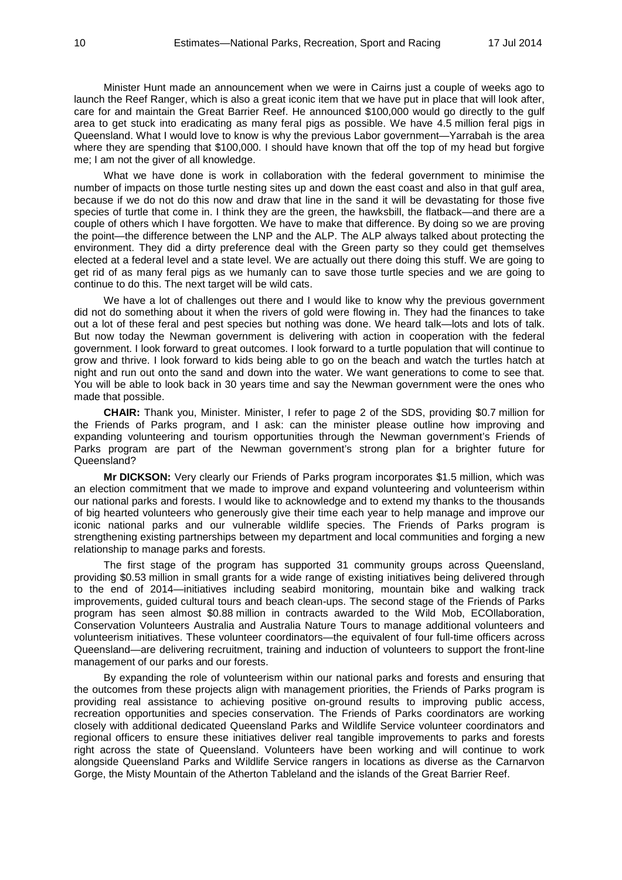Minister Hunt made an announcement when we were in Cairns just a couple of weeks ago to launch the Reef Ranger, which is also a great iconic item that we have put in place that will look after, care for and maintain the Great Barrier Reef. He announced $100,000 would go directly to the gulf area to get stuck into eradicating as many feral pigs as possible. We have 4.5 million feral pigs in Queensland. What I would love to know is why the previous Labor government—Yarrabah is the area where they are spending that $100,000. I should have known that off the top of my head but forgive me; I am not the giver of all knowledge.

What we have done is work in collaboration with the federal government to minimise the number of impacts on those turtle nesting sites up and down the east coast and also in that gulf area, because if we do not do this now and draw that line in the sand it will be devastating for those five species of turtle that come in. I think they are the green, the hawksbill, the flatback—and there are a couple of others which I have forgotten. We have to make that difference. By doing so we are proving the point—the difference between the LNP and the ALP. The ALP always talked about protecting the environment. They did a dirty preference deal with the Green party so they could get themselves elected at a federal level and a state level. We are actually out there doing this stuff. We are going to get rid of as many feral pigs as we humanly can to save those turtle species and we are going to continue to do this. The next target will be wild cats.

We have a lot of challenges out there and I would like to know why the previous government did not do something about it when the rivers of gold were flowing in. They had the finances to take out a lot of these feral and pest species but nothing was done. We heard talk—lots and lots of talk. But now today the Newman government is delivering with action in cooperation with the federal government. I look forward to great outcomes. I look forward to a turtle population that will continue to grow and thrive. I look forward to kids being able to go on the beach and watch the turtles hatch at night and run out onto the sand and down into the water. We want generations to come to see that. You will be able to look back in 30 years time and say the Newman government were the ones who made that possible.

**CHAIR:** Thank you, Minister. Minister, I refer to page 2 of the SDS, providing $0.7 million for the Friends of Parks program, and I ask: can the minister please outline how improving and expanding volunteering and tourism opportunities through the Newman government's Friends of Parks program are part of the Newman government's strong plan for a brighter future for Queensland?

**Mr DICKSON:** Very clearly our Friends of Parks program incorporates $1.5 million, which was an election commitment that we made to improve and expand volunteering and volunteerism within our national parks and forests. I would like to acknowledge and to extend my thanks to the thousands of big hearted volunteers who generously give their time each year to help manage and improve our iconic national parks and our vulnerable wildlife species. The Friends of Parks program is strengthening existing partnerships between my department and local communities and forging a new relationship to manage parks and forests.

The first stage of the program has supported 31 community groups across Queensland, providing $0.53 million in small grants for a wide range of existing initiatives being delivered through to the end of 2014—initiatives including seabird monitoring, mountain bike and walking track improvements, guided cultural tours and beach clean-ups. The second stage of the Friends of Parks program has seen almost $0.88 million in contracts awarded to the Wild Mob, ECOllaboration, Conservation Volunteers Australia and Australia Nature Tours to manage additional volunteers and volunteerism initiatives. These volunteer coordinators—the equivalent of four full-time officers across Queensland—are delivering recruitment, training and induction of volunteers to support the front-line management of our parks and our forests.

By expanding the role of volunteerism within our national parks and forests and ensuring that the outcomes from these projects align with management priorities, the Friends of Parks program is providing real assistance to achieving positive on-ground results to improving public access, recreation opportunities and species conservation. The Friends of Parks coordinators are working closely with additional dedicated Queensland Parks and Wildlife Service volunteer coordinators and regional officers to ensure these initiatives deliver real tangible improvements to parks and forests right across the state of Queensland. Volunteers have been working and will continue to work alongside Queensland Parks and Wildlife Service rangers in locations as diverse as the Carnarvon Gorge, the Misty Mountain of the Atherton Tableland and the islands of the Great Barrier Reef.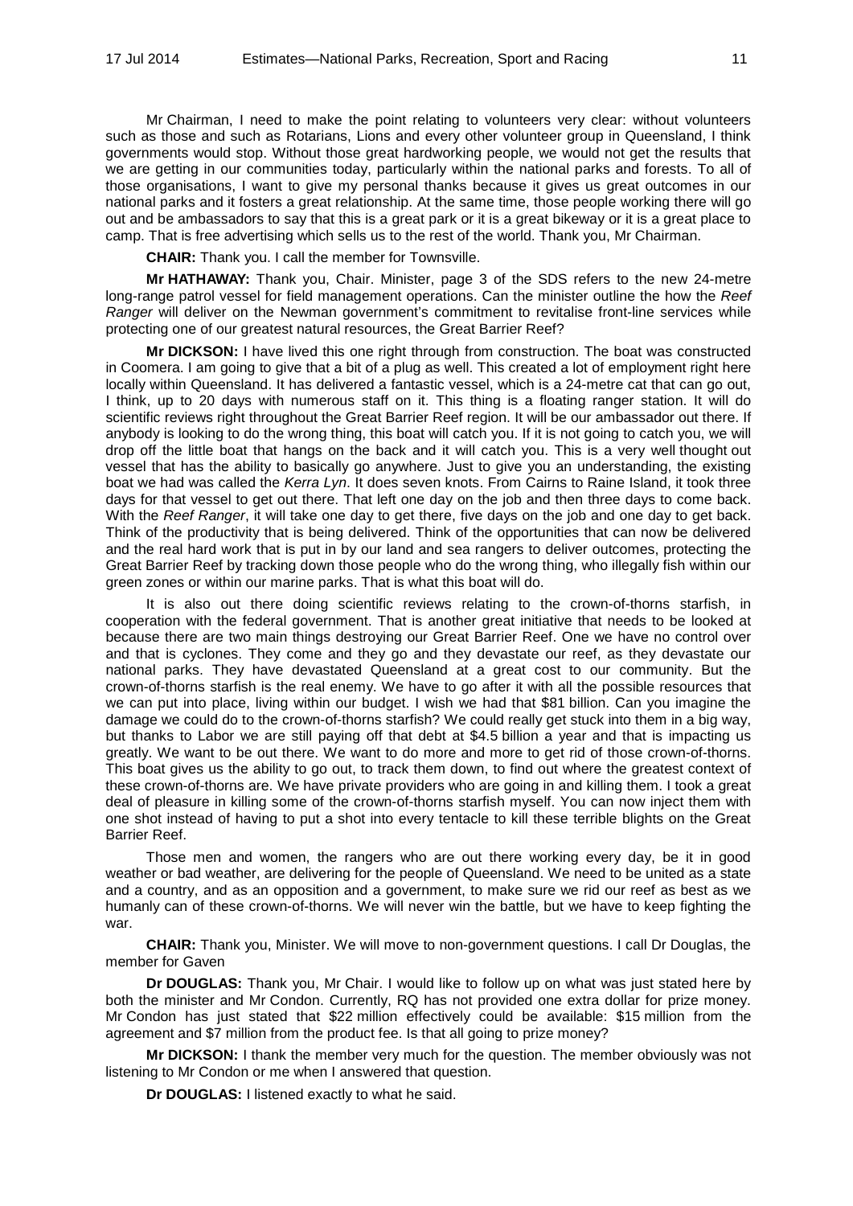Mr Chairman, I need to make the point relating to volunteers very clear: without volunteers such as those and such as Rotarians, Lions and every other volunteer group in Queensland, I think governments would stop. Without those great hardworking people, we would not get the results that we are getting in our communities today, particularly within the national parks and forests. To all of those organisations, I want to give my personal thanks because it gives us great outcomes in our national parks and it fosters a great relationship. At the same time, those people working there will go out and be ambassadors to say that this is a great park or it is a great bikeway or it is a great place to camp. That is free advertising which sells us to the rest of the world. Thank you, Mr Chairman.

**CHAIR:** Thank you. I call the member for Townsville.

**Mr HATHAWAY:** Thank you, Chair. Minister, page 3 of the SDS refers to the new 24-metre long-range patrol vessel for field management operations. Can the minister outline the how the *Reef Ranger* will deliver on the Newman government's commitment to revitalise front-line services while protecting one of our greatest natural resources, the Great Barrier Reef?

**Mr DICKSON:** I have lived this one right through from construction. The boat was constructed in Coomera. I am going to give that a bit of a plug as well. This created a lot of employment right here locally within Queensland. It has delivered a fantastic vessel, which is a 24-metre cat that can go out, I think, up to 20 days with numerous staff on it. This thing is a floating ranger station. It will do scientific reviews right throughout the Great Barrier Reef region. It will be our ambassador out there. If anybody is looking to do the wrong thing, this boat will catch you. If it is not going to catch you, we will drop off the little boat that hangs on the back and it will catch you. This is a very well thought out vessel that has the ability to basically go anywhere. Just to give you an understanding, the existing boat we had was called the *Kerra Lyn*. It does seven knots. From Cairns to Raine Island, it took three days for that vessel to get out there. That left one day on the job and then three days to come back. With the *Reef Ranger*, it will take one day to get there, five days on the job and one day to get back. Think of the productivity that is being delivered. Think of the opportunities that can now be delivered and the real hard work that is put in by our land and sea rangers to deliver outcomes, protecting the Great Barrier Reef by tracking down those people who do the wrong thing, who illegally fish within our green zones or within our marine parks. That is what this boat will do.

It is also out there doing scientific reviews relating to the crown-of-thorns starfish, in cooperation with the federal government. That is another great initiative that needs to be looked at because there are two main things destroying our Great Barrier Reef. One we have no control over and that is cyclones. They come and they go and they devastate our reef, as they devastate our national parks. They have devastated Queensland at a great cost to our community. But the crown-of-thorns starfish is the real enemy. We have to go after it with all the possible resources that we can put into place, living within our budget. I wish we had that $81 billion. Can you imagine the damage we could do to the crown-of-thorns starfish? We could really get stuck into them in a big way, but thanks to Labor we are still paying off that debt at $4.5 billion a year and that is impacting us greatly. We want to be out there. We want to do more and more to get rid of those crown-of-thorns. This boat gives us the ability to go out, to track them down, to find out where the greatest context of these crown-of-thorns are. We have private providers who are going in and killing them. I took a great deal of pleasure in killing some of the crown-of-thorns starfish myself. You can now inject them with one shot instead of having to put a shot into every tentacle to kill these terrible blights on the Great Barrier Reef.

Those men and women, the rangers who are out there working every day, be it in good weather or bad weather, are delivering for the people of Queensland. We need to be united as a state and a country, and as an opposition and a government, to make sure we rid our reef as best as we humanly can of these crown-of-thorns. We will never win the battle, but we have to keep fighting the war.

**CHAIR:** Thank you, Minister. We will move to non-government questions. I call Dr Douglas, the member for Gaven

**Dr DOUGLAS:** Thank you, Mr Chair. I would like to follow up on what was just stated here by both the minister and Mr Condon. Currently, RQ has not provided one extra dollar for prize money. Mr Condon has just stated that $22 million effectively could be available: $15 million from the agreement and $7 million from the product fee. Is that all going to prize money?

**Mr DICKSON:** I thank the member very much for the question. The member obviously was not listening to Mr Condon or me when I answered that question.

**Dr DOUGLAS:** I listened exactly to what he said.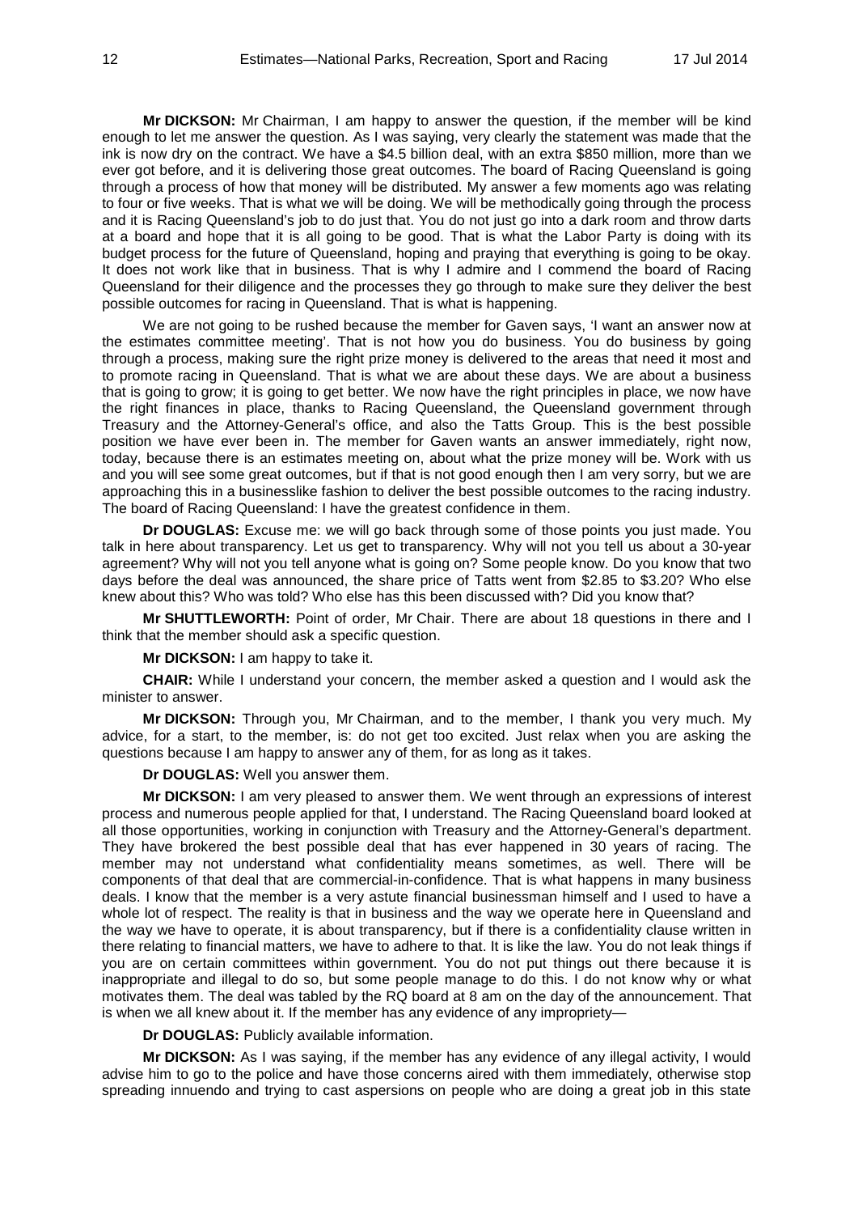**Mr DICKSON:** Mr Chairman, I am happy to answer the question, if the member will be kind enough to let me answer the question. As I was saying, very clearly the statement was made that the ink is now dry on the contract. We have a $4.5 billion deal, with an extra $850 million, more than we ever got before, and it is delivering those great outcomes. The board of Racing Queensland is going through a process of how that money will be distributed. My answer a few moments ago was relating to four or five weeks. That is what we will be doing. We will be methodically going through the process and it is Racing Queensland's job to do just that. You do not just go into a dark room and throw darts at a board and hope that it is all going to be good. That is what the Labor Party is doing with its budget process for the future of Queensland, hoping and praying that everything is going to be okay. It does not work like that in business. That is why I admire and I commend the board of Racing Queensland for their diligence and the processes they go through to make sure they deliver the best possible outcomes for racing in Queensland. That is what is happening.

We are not going to be rushed because the member for Gaven says, 'I want an answer now at the estimates committee meeting'. That is not how you do business. You do business by going through a process, making sure the right prize money is delivered to the areas that need it most and to promote racing in Queensland. That is what we are about these days. We are about a business that is going to grow; it is going to get better. We now have the right principles in place, we now have the right finances in place, thanks to Racing Queensland, the Queensland government through Treasury and the Attorney-General's office, and also the Tatts Group. This is the best possible position we have ever been in. The member for Gaven wants an answer immediately, right now, today, because there is an estimates meeting on, about what the prize money will be. Work with us and you will see some great outcomes, but if that is not good enough then I am very sorry, but we are approaching this in a businesslike fashion to deliver the best possible outcomes to the racing industry. The board of Racing Queensland: I have the greatest confidence in them.

**Dr DOUGLAS:** Excuse me: we will go back through some of those points you just made. You talk in here about transparency. Let us get to transparency. Why will not you tell us about a 30-year agreement? Why will not you tell anyone what is going on? Some people know. Do you know that two days before the deal was announced, the share price of Tatts went from $2.85 to $3.20? Who else knew about this? Who was told? Who else has this been discussed with? Did you know that?

**Mr SHUTTLEWORTH:** Point of order, Mr Chair. There are about 18 questions in there and I think that the member should ask a specific question.

**Mr DICKSON:** I am happy to take it.

**CHAIR:** While I understand your concern, the member asked a question and I would ask the minister to answer.

**Mr DICKSON:** Through you, Mr Chairman, and to the member, I thank you very much. My advice, for a start, to the member, is: do not get too excited. Just relax when you are asking the questions because I am happy to answer any of them, for as long as it takes.

**Dr DOUGLAS:** Well you answer them.

**Mr DICKSON:** I am very pleased to answer them. We went through an expressions of interest process and numerous people applied for that, I understand. The Racing Queensland board looked at all those opportunities, working in conjunction with Treasury and the Attorney-General's department. They have brokered the best possible deal that has ever happened in 30 years of racing. The member may not understand what confidentiality means sometimes, as well. There will be components of that deal that are commercial-in-confidence. That is what happens in many business deals. I know that the member is a very astute financial businessman himself and I used to have a whole lot of respect. The reality is that in business and the way we operate here in Queensland and the way we have to operate, it is about transparency, but if there is a confidentiality clause written in there relating to financial matters, we have to adhere to that. It is like the law. You do not leak things if you are on certain committees within government. You do not put things out there because it is inappropriate and illegal to do so, but some people manage to do this. I do not know why or what motivates them. The deal was tabled by the RQ board at 8 am on the day of the announcement. That is when we all knew about it. If the member has any evidence of any impropriety—

**Dr DOUGLAS:** Publicly available information.

**Mr DICKSON:** As I was saying, if the member has any evidence of any illegal activity, I would advise him to go to the police and have those concerns aired with them immediately, otherwise stop spreading innuendo and trying to cast aspersions on people who are doing a great job in this state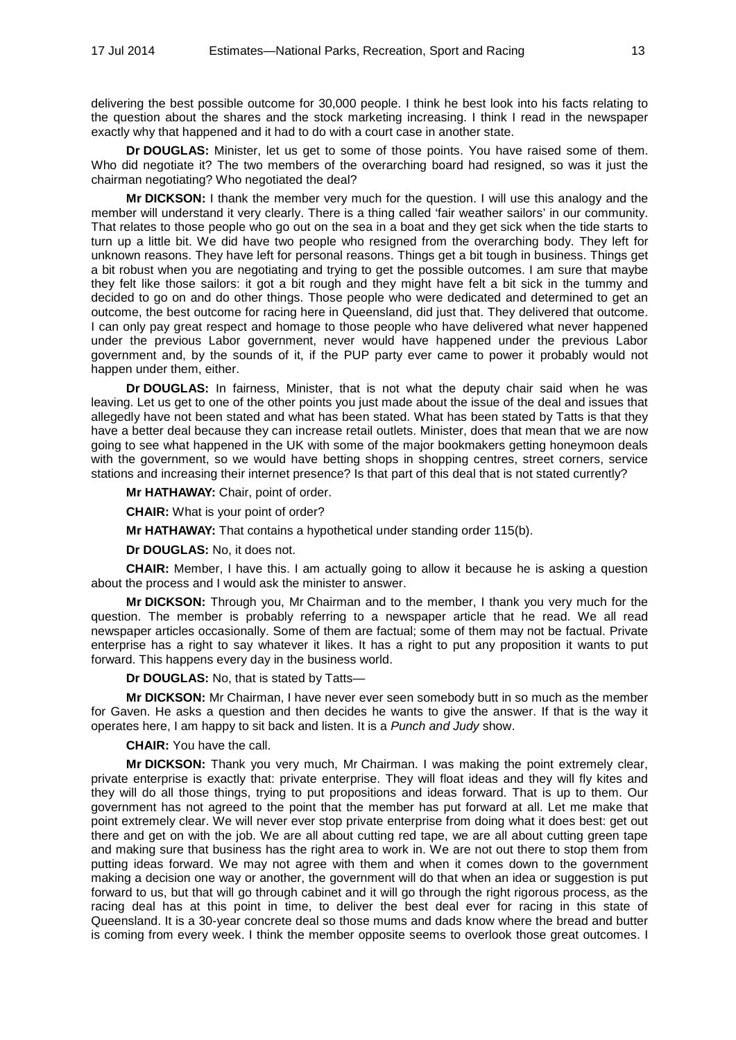delivering the best possible outcome for 30,000 people. I think he best look into his facts relating to the question about the shares and the stock marketing increasing. I think I read in the newspaper exactly why that happened and it had to do with a court case in another state.

**Dr DOUGLAS:** Minister, let us get to some of those points. You have raised some of them. Who did negotiate it? The two members of the overarching board had resigned, so was it just the chairman negotiating? Who negotiated the deal?

**Mr DICKSON:** I thank the member very much for the question. I will use this analogy and the member will understand it very clearly. There is a thing called 'fair weather sailors' in our community. That relates to those people who go out on the sea in a boat and they get sick when the tide starts to turn up a little bit. We did have two people who resigned from the overarching body. They left for unknown reasons. They have left for personal reasons. Things get a bit tough in business. Things get a bit robust when you are negotiating and trying to get the possible outcomes. I am sure that maybe they felt like those sailors: it got a bit rough and they might have felt a bit sick in the tummy and decided to go on and do other things. Those people who were dedicated and determined to get an outcome, the best outcome for racing here in Queensland, did just that. They delivered that outcome. I can only pay great respect and homage to those people who have delivered what never happened under the previous Labor government, never would have happened under the previous Labor government and, by the sounds of it, if the PUP party ever came to power it probably would not happen under them, either.

**Dr DOUGLAS:** In fairness, Minister, that is not what the deputy chair said when he was leaving. Let us get to one of the other points you just made about the issue of the deal and issues that allegedly have not been stated and what has been stated. What has been stated by Tatts is that they have a better deal because they can increase retail outlets. Minister, does that mean that we are now going to see what happened in the UK with some of the major bookmakers getting honeymoon deals with the government, so we would have betting shops in shopping centres, street corners, service stations and increasing their internet presence? Is that part of this deal that is not stated currently?

**Mr HATHAWAY:** Chair, point of order.

**CHAIR:** What is your point of order?

**Mr HATHAWAY:** That contains a hypothetical under standing order 115(b).

**Dr DOUGLAS:** No, it does not.

**CHAIR:** Member, I have this. I am actually going to allow it because he is asking a question about the process and I would ask the minister to answer.

**Mr DICKSON:** Through you, Mr Chairman and to the member, I thank you very much for the question. The member is probably referring to a newspaper article that he read. We all read newspaper articles occasionally. Some of them are factual; some of them may not be factual. Private enterprise has a right to say whatever it likes. It has a right to put any proposition it wants to put forward. This happens every day in the business world.

**Dr DOUGLAS:** No, that is stated by Tatts—

**Mr DICKSON:** Mr Chairman, I have never ever seen somebody butt in so much as the member for Gaven. He asks a question and then decides he wants to give the answer. If that is the way it operates here, I am happy to sit back and listen. It is a *Punch and Judy* show.

**CHAIR:** You have the call.

**Mr DICKSON:** Thank you very much, Mr Chairman. I was making the point extremely clear, private enterprise is exactly that: private enterprise. They will float ideas and they will fly kites and they will do all those things, trying to put propositions and ideas forward. That is up to them. Our government has not agreed to the point that the member has put forward at all. Let me make that point extremely clear. We will never ever stop private enterprise from doing what it does best: get out there and get on with the job. We are all about cutting red tape, we are all about cutting green tape and making sure that business has the right area to work in. We are not out there to stop them from putting ideas forward. We may not agree with them and when it comes down to the government making a decision one way or another, the government will do that when an idea or suggestion is put forward to us, but that will go through cabinet and it will go through the right rigorous process, as the racing deal has at this point in time, to deliver the best deal ever for racing in this state of Queensland. It is a 30-year concrete deal so those mums and dads know where the bread and butter is coming from every week. I think the member opposite seems to overlook those great outcomes. I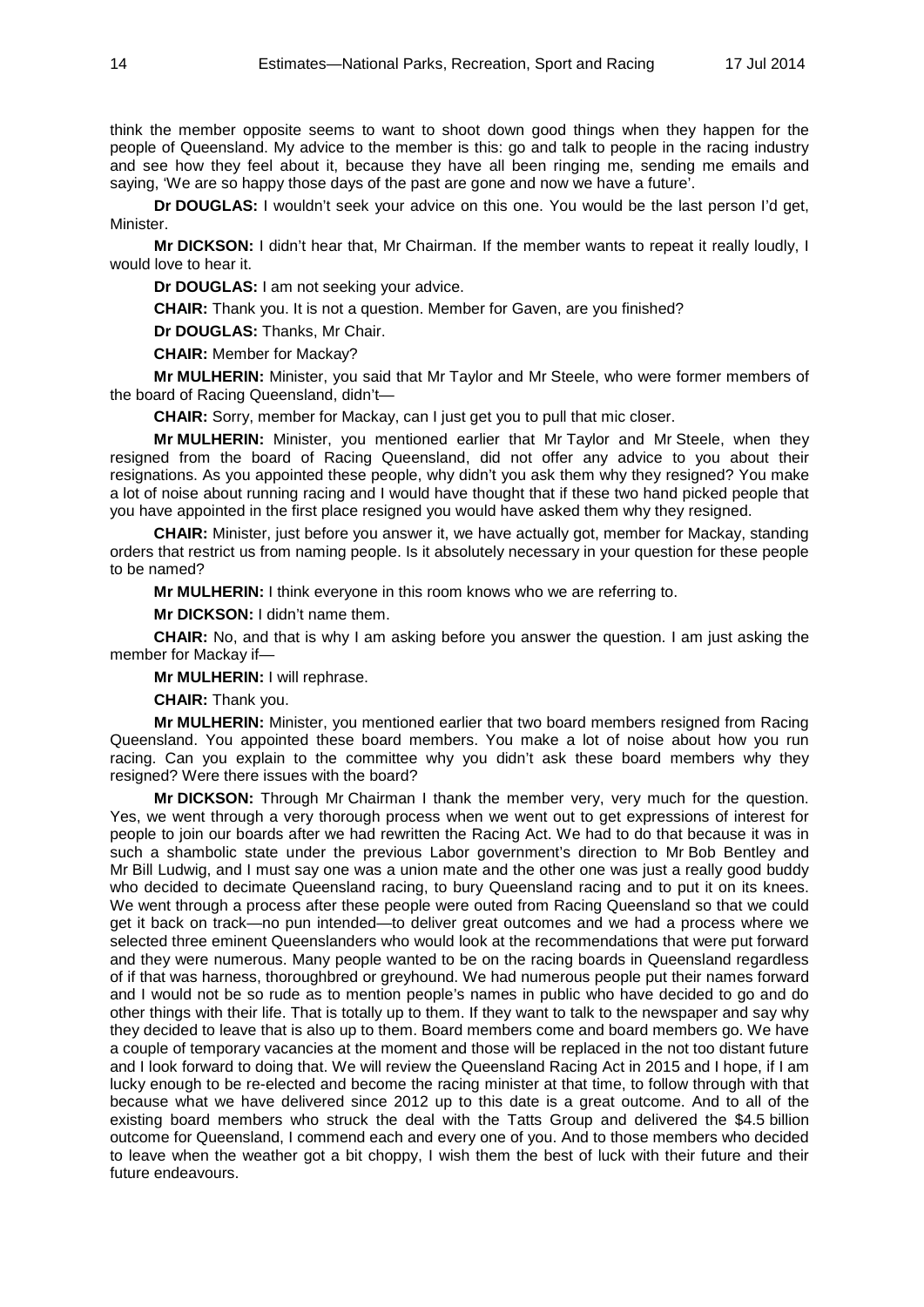think the member opposite seems to want to shoot down good things when they happen for the people of Queensland. My advice to the member is this: go and talk to people in the racing industry and see how they feel about it, because they have all been ringing me, sending me emails and saying, 'We are so happy those days of the past are gone and now we have a future'.

**Dr DOUGLAS:** I wouldn't seek your advice on this one. You would be the last person I'd get, Minister.

**Mr DICKSON:** I didn't hear that, Mr Chairman. If the member wants to repeat it really loudly, I would love to hear it.

**Dr DOUGLAS:** I am not seeking your advice.

**CHAIR:** Thank you. It is not a question. Member for Gaven, are you finished?

**Dr DOUGLAS:** Thanks, Mr Chair.

**CHAIR:** Member for Mackay?

**Mr MULHERIN:** Minister, you said that Mr Taylor and Mr Steele, who were former members of the board of Racing Queensland, didn't—

**CHAIR:** Sorry, member for Mackay, can I just get you to pull that mic closer.

**Mr MULHERIN:** Minister, you mentioned earlier that Mr Taylor and Mr Steele, when they resigned from the board of Racing Queensland, did not offer any advice to you about their resignations. As you appointed these people, why didn't you ask them why they resigned? You make a lot of noise about running racing and I would have thought that if these two hand picked people that you have appointed in the first place resigned you would have asked them why they resigned.

**CHAIR:** Minister, just before you answer it, we have actually got, member for Mackay, standing orders that restrict us from naming people. Is it absolutely necessary in your question for these people to be named?

**Mr MULHERIN:** I think everyone in this room knows who we are referring to.

**Mr DICKSON:** I didn't name them.

**CHAIR:** No, and that is why I am asking before you answer the question. I am just asking the member for Mackay if—

**Mr MULHERIN:** I will rephrase.

**CHAIR:** Thank you.

**Mr MULHERIN:** Minister, you mentioned earlier that two board members resigned from Racing Queensland. You appointed these board members. You make a lot of noise about how you run racing. Can you explain to the committee why you didn't ask these board members why they resigned? Were there issues with the board?

**Mr DICKSON:** Through Mr Chairman I thank the member very, very much for the question. Yes, we went through a very thorough process when we went out to get expressions of interest for people to join our boards after we had rewritten the Racing Act. We had to do that because it was in such a shambolic state under the previous Labor government's direction to Mr Bob Bentley and Mr Bill Ludwig, and I must say one was a union mate and the other one was just a really good buddy who decided to decimate Queensland racing, to bury Queensland racing and to put it on its knees. We went through a process after these people were outed from Racing Queensland so that we could get it back on track—no pun intended—to deliver great outcomes and we had a process where we selected three eminent Queenslanders who would look at the recommendations that were put forward and they were numerous. Many people wanted to be on the racing boards in Queensland regardless of if that was harness, thoroughbred or greyhound. We had numerous people put their names forward and I would not be so rude as to mention people's names in public who have decided to go and do other things with their life. That is totally up to them. If they want to talk to the newspaper and say why they decided to leave that is also up to them. Board members come and board members go. We have a couple of temporary vacancies at the moment and those will be replaced in the not too distant future and I look forward to doing that. We will review the Queensland Racing Act in 2015 and I hope, if I am lucky enough to be re-elected and become the racing minister at that time, to follow through with that because what we have delivered since 2012 up to this date is a great outcome. And to all of the existing board members who struck the deal with the Tatts Group and delivered the $4.5 billion outcome for Queensland, I commend each and every one of you. And to those members who decided to leave when the weather got a bit choppy, I wish them the best of luck with their future and their future endeavours.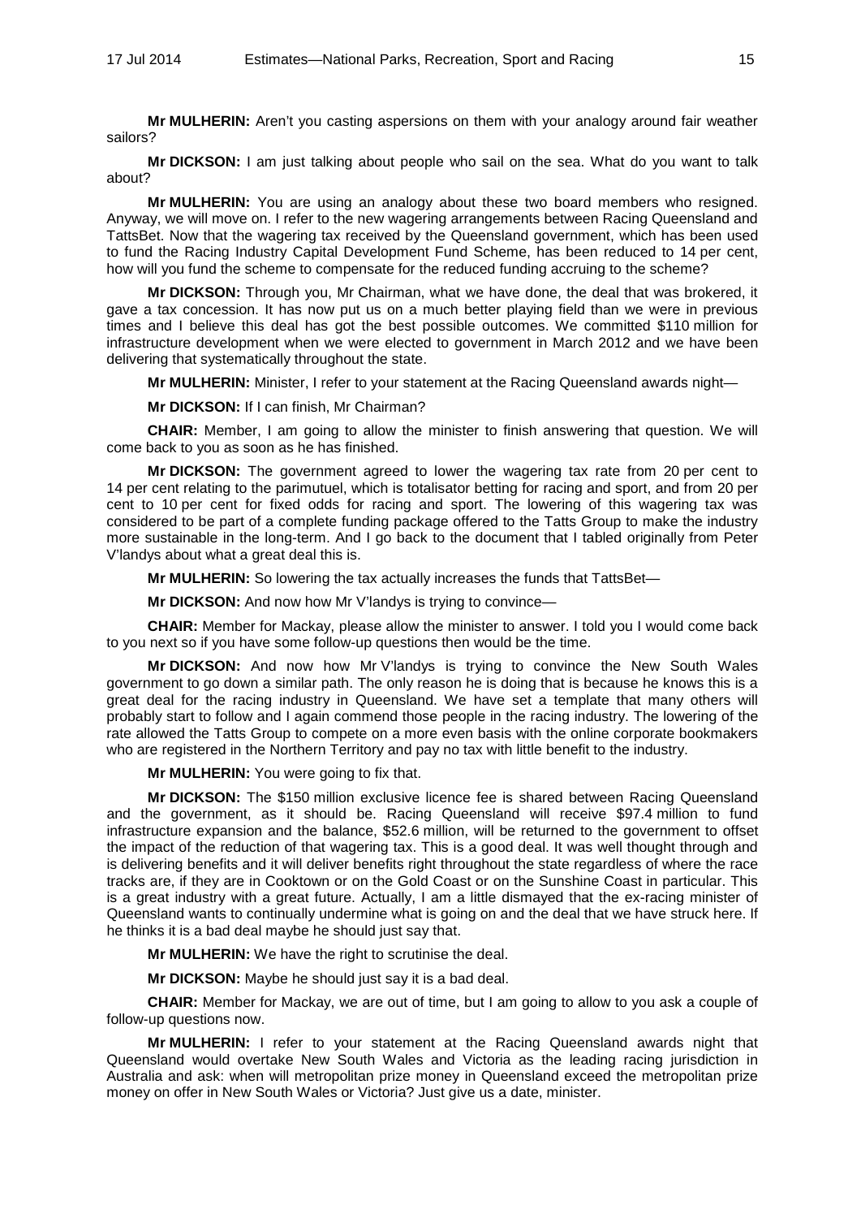**Mr MULHERIN:** Aren't you casting aspersions on them with your analogy around fair weather sailors?

**Mr DICKSON:** I am just talking about people who sail on the sea. What do you want to talk about?

**Mr MULHERIN:** You are using an analogy about these two board members who resigned. Anyway, we will move on. I refer to the new wagering arrangements between Racing Queensland and TattsBet. Now that the wagering tax received by the Queensland government, which has been used to fund the Racing Industry Capital Development Fund Scheme, has been reduced to 14 per cent, how will you fund the scheme to compensate for the reduced funding accruing to the scheme?

**Mr DICKSON:** Through you, Mr Chairman, what we have done, the deal that was brokered, it gave a tax concession. It has now put us on a much better playing field than we were in previous times and I believe this deal has got the best possible outcomes. We committed $110 million for infrastructure development when we were elected to government in March 2012 and we have been delivering that systematically throughout the state.

**Mr MULHERIN:** Minister, I refer to your statement at the Racing Queensland awards night—

**Mr DICKSON:** If I can finish, Mr Chairman?

**CHAIR:** Member, I am going to allow the minister to finish answering that question. We will come back to you as soon as he has finished.

**Mr DICKSON:** The government agreed to lower the wagering tax rate from 20 per cent to 14 per cent relating to the parimutuel, which is totalisator betting for racing and sport, and from 20 per cent to 10 per cent for fixed odds for racing and sport. The lowering of this wagering tax was considered to be part of a complete funding package offered to the Tatts Group to make the industry more sustainable in the long-term. And I go back to the document that I tabled originally from Peter V'landys about what a great deal this is.

**Mr MULHERIN:** So lowering the tax actually increases the funds that TattsBet—

**Mr DICKSON:** And now how Mr V'landys is trying to convince—

**CHAIR:** Member for Mackay, please allow the minister to answer. I told you I would come back to you next so if you have some follow-up questions then would be the time.

**Mr DICKSON:** And now how Mr V'landys is trying to convince the New South Wales government to go down a similar path. The only reason he is doing that is because he knows this is a great deal for the racing industry in Queensland. We have set a template that many others will probably start to follow and I again commend those people in the racing industry. The lowering of the rate allowed the Tatts Group to compete on a more even basis with the online corporate bookmakers who are registered in the Northern Territory and pay no tax with little benefit to the industry.

**Mr MULHERIN:** You were going to fix that.

**Mr DICKSON:** The $150 million exclusive licence fee is shared between Racing Queensland and the government, as it should be. Racing Queensland will receive $97.4 million to fund infrastructure expansion and the balance, $52.6 million, will be returned to the government to offset the impact of the reduction of that wagering tax. This is a good deal. It was well thought through and is delivering benefits and it will deliver benefits right throughout the state regardless of where the race tracks are, if they are in Cooktown or on the Gold Coast or on the Sunshine Coast in particular. This is a great industry with a great future. Actually, I am a little dismayed that the ex-racing minister of Queensland wants to continually undermine what is going on and the deal that we have struck here. If he thinks it is a bad deal maybe he should just say that.

**Mr MULHERIN:** We have the right to scrutinise the deal.

**Mr DICKSON:** Maybe he should just say it is a bad deal.

**CHAIR:** Member for Mackay, we are out of time, but I am going to allow to you ask a couple of follow-up questions now.

**Mr MULHERIN:** I refer to your statement at the Racing Queensland awards night that Queensland would overtake New South Wales and Victoria as the leading racing jurisdiction in Australia and ask: when will metropolitan prize money in Queensland exceed the metropolitan prize money on offer in New South Wales or Victoria? Just give us a date, minister.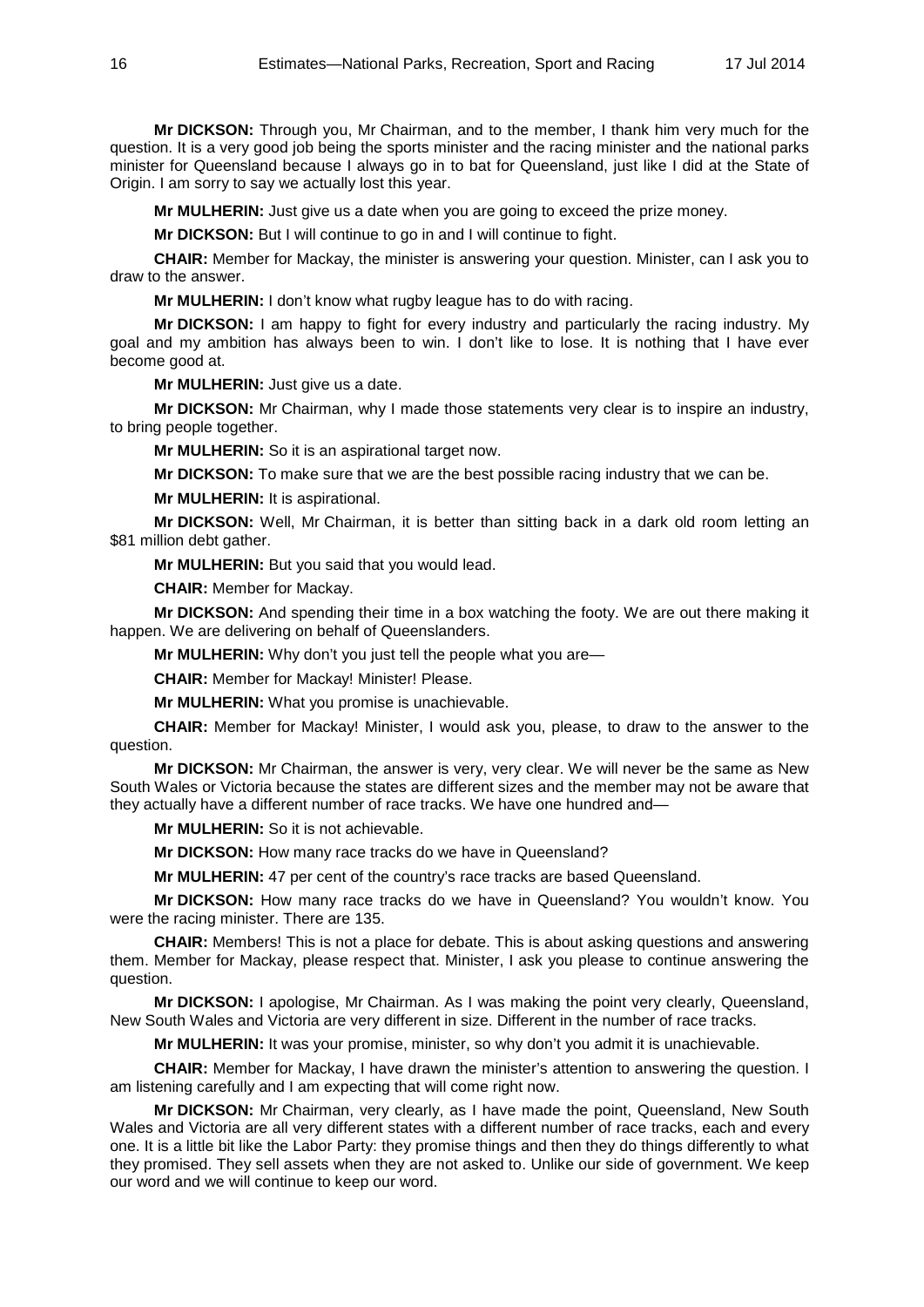**Mr DICKSON:** Through you, Mr Chairman, and to the member, I thank him very much for the question. It is a very good job being the sports minister and the racing minister and the national parks minister for Queensland because I always go in to bat for Queensland, just like I did at the State of Origin. I am sorry to say we actually lost this year.

**Mr MULHERIN:** Just give us a date when you are going to exceed the prize money.

**Mr DICKSON:** But I will continue to go in and I will continue to fight.

**CHAIR:** Member for Mackay, the minister is answering your question. Minister, can I ask you to draw to the answer.

**Mr MULHERIN:** I don't know what rugby league has to do with racing.

**Mr DICKSON:** I am happy to fight for every industry and particularly the racing industry. My goal and my ambition has always been to win. I don't like to lose. It is nothing that I have ever become good at.

**Mr MULHERIN:** Just give us a date.

**Mr DICKSON:** Mr Chairman, why I made those statements very clear is to inspire an industry, to bring people together.

**Mr MULHERIN:** So it is an aspirational target now.

**Mr DICKSON:** To make sure that we are the best possible racing industry that we can be.

**Mr MULHERIN:** It is aspirational.

**Mr DICKSON:** Well, Mr Chairman, it is better than sitting back in a dark old room letting an $81 million debt gather.

**Mr MULHERIN:** But you said that you would lead.

**CHAIR:** Member for Mackay.

**Mr DICKSON:** And spending their time in a box watching the footy. We are out there making it happen. We are delivering on behalf of Queenslanders.

**Mr MULHERIN:** Why don't you just tell the people what you are—

**CHAIR:** Member for Mackay! Minister! Please.

**Mr MULHERIN:** What you promise is unachievable.

**CHAIR:** Member for Mackay! Minister, I would ask you, please, to draw to the answer to the question.

**Mr DICKSON:** Mr Chairman, the answer is very, very clear. We will never be the same as New South Wales or Victoria because the states are different sizes and the member may not be aware that they actually have a different number of race tracks. We have one hundred and—

**Mr MULHERIN:** So it is not achievable.

**Mr DICKSON:** How many race tracks do we have in Queensland?

**Mr MULHERIN:** 47 per cent of the country's race tracks are based Queensland.

**Mr DICKSON:** How many race tracks do we have in Queensland? You wouldn't know. You were the racing minister. There are 135.

**CHAIR:** Members! This is not a place for debate. This is about asking questions and answering them. Member for Mackay, please respect that. Minister, I ask you please to continue answering the question.

**Mr DICKSON:** I apologise, Mr Chairman. As I was making the point very clearly, Queensland, New South Wales and Victoria are very different in size. Different in the number of race tracks.

**Mr MULHERIN:** It was your promise, minister, so why don't you admit it is unachievable.

**CHAIR:** Member for Mackay, I have drawn the minister's attention to answering the question. I am listening carefully and I am expecting that will come right now.

**Mr DICKSON:** Mr Chairman, very clearly, as I have made the point, Queensland, New South Wales and Victoria are all very different states with a different number of race tracks, each and every one. It is a little bit like the Labor Party: they promise things and then they do things differently to what they promised. They sell assets when they are not asked to. Unlike our side of government. We keep our word and we will continue to keep our word.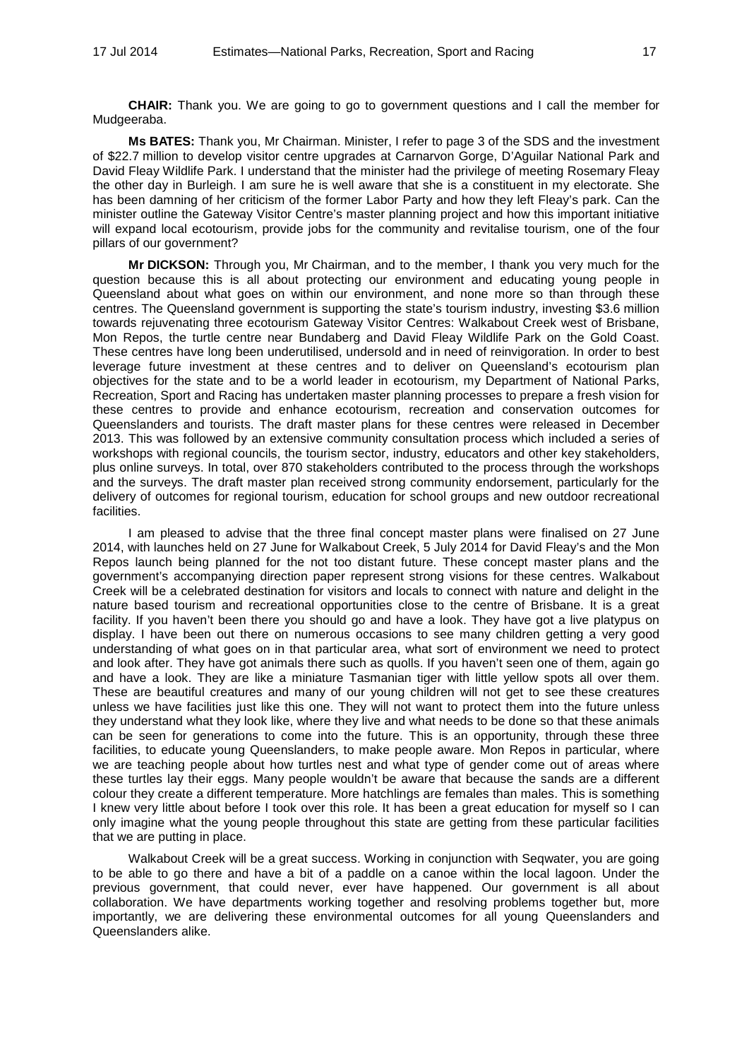**CHAIR:** Thank you. We are going to go to government questions and I call the member for Mudgeeraba.

**Ms BATES:** Thank you, Mr Chairman. Minister, I refer to page 3 of the SDS and the investment of $22.7 million to develop visitor centre upgrades at Carnarvon Gorge, D'Aguilar National Park and David Fleay Wildlife Park. I understand that the minister had the privilege of meeting Rosemary Fleay the other day in Burleigh. I am sure he is well aware that she is a constituent in my electorate. She has been damning of her criticism of the former Labor Party and how they left Fleay's park. Can the minister outline the Gateway Visitor Centre's master planning project and how this important initiative will expand local ecotourism, provide jobs for the community and revitalise tourism, one of the four pillars of our government?

**Mr DICKSON:** Through you, Mr Chairman, and to the member, I thank you very much for the question because this is all about protecting our environment and educating young people in Queensland about what goes on within our environment, and none more so than through these centres. The Queensland government is supporting the state's tourism industry, investing $3.6 million towards rejuvenating three ecotourism Gateway Visitor Centres: Walkabout Creek west of Brisbane, Mon Repos, the turtle centre near Bundaberg and David Fleay Wildlife Park on the Gold Coast. These centres have long been underutilised, undersold and in need of reinvigoration. In order to best leverage future investment at these centres and to deliver on Queensland's ecotourism plan objectives for the state and to be a world leader in ecotourism, my Department of National Parks, Recreation, Sport and Racing has undertaken master planning processes to prepare a fresh vision for these centres to provide and enhance ecotourism, recreation and conservation outcomes for Queenslanders and tourists. The draft master plans for these centres were released in December 2013. This was followed by an extensive community consultation process which included a series of workshops with regional councils, the tourism sector, industry, educators and other key stakeholders, plus online surveys. In total, over 870 stakeholders contributed to the process through the workshops and the surveys. The draft master plan received strong community endorsement, particularly for the delivery of outcomes for regional tourism, education for school groups and new outdoor recreational facilities.

I am pleased to advise that the three final concept master plans were finalised on 27 June 2014, with launches held on 27 June for Walkabout Creek, 5 July 2014 for David Fleay's and the Mon Repos launch being planned for the not too distant future. These concept master plans and the government's accompanying direction paper represent strong visions for these centres. Walkabout Creek will be a celebrated destination for visitors and locals to connect with nature and delight in the nature based tourism and recreational opportunities close to the centre of Brisbane. It is a great facility. If you haven't been there you should go and have a look. They have got a live platypus on display. I have been out there on numerous occasions to see many children getting a very good understanding of what goes on in that particular area, what sort of environment we need to protect and look after. They have got animals there such as quolls. If you haven't seen one of them, again go and have a look. They are like a miniature Tasmanian tiger with little yellow spots all over them. These are beautiful creatures and many of our young children will not get to see these creatures unless we have facilities just like this one. They will not want to protect them into the future unless they understand what they look like, where they live and what needs to be done so that these animals can be seen for generations to come into the future. This is an opportunity, through these three facilities, to educate young Queenslanders, to make people aware. Mon Repos in particular, where we are teaching people about how turtles nest and what type of gender come out of areas where these turtles lay their eggs. Many people wouldn't be aware that because the sands are a different colour they create a different temperature. More hatchlings are females than males. This is something I knew very little about before I took over this role. It has been a great education for myself so I can only imagine what the young people throughout this state are getting from these particular facilities that we are putting in place.

Walkabout Creek will be a great success. Working in conjunction with Seqwater, you are going to be able to go there and have a bit of a paddle on a canoe within the local lagoon. Under the previous government, that could never, ever have happened. Our government is all about collaboration. We have departments working together and resolving problems together but, more importantly, we are delivering these environmental outcomes for all young Queenslanders and Queenslanders alike.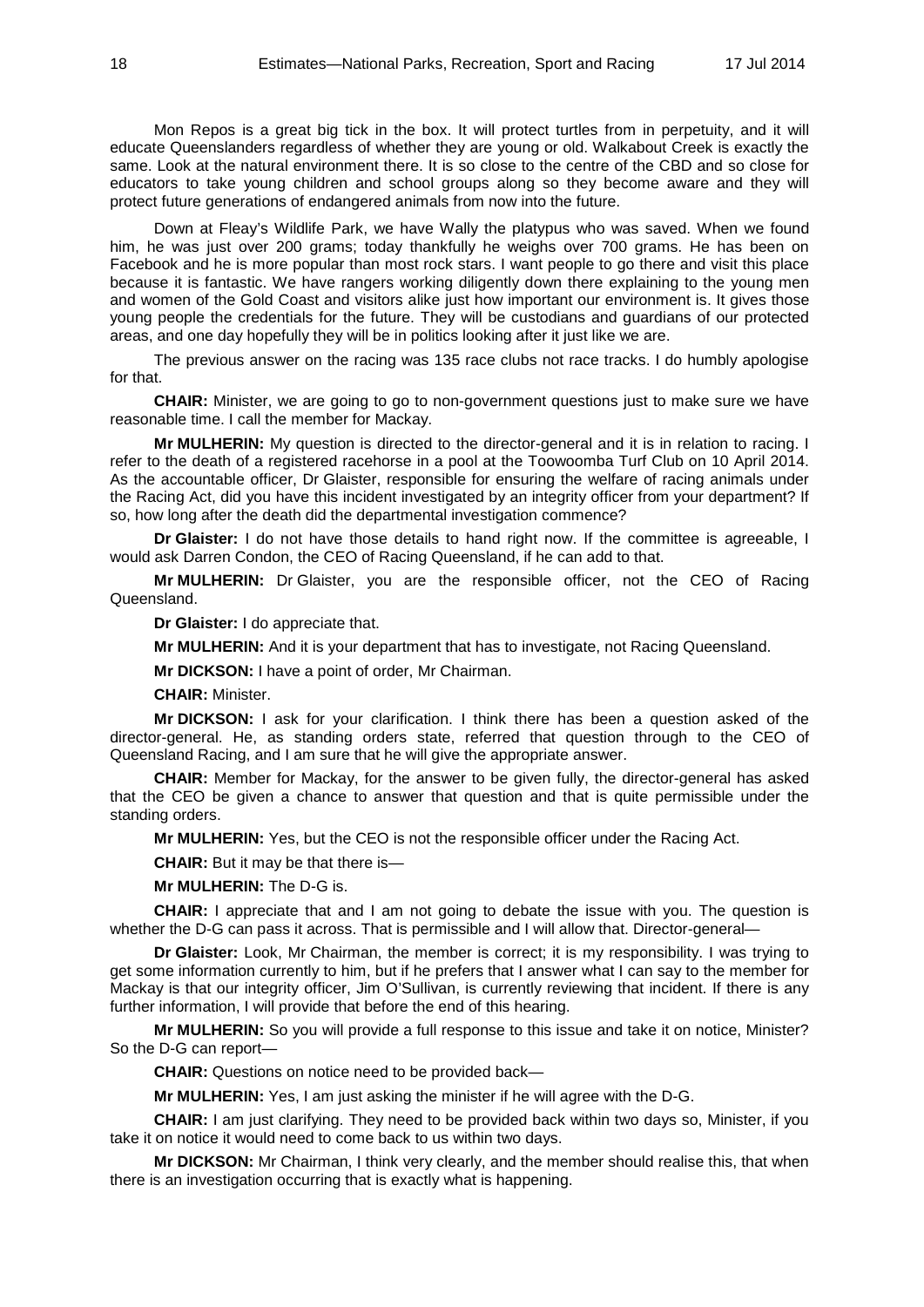Mon Repos is a great big tick in the box. It will protect turtles from in perpetuity, and it will educate Queenslanders regardless of whether they are young or old. Walkabout Creek is exactly the same. Look at the natural environment there. It is so close to the centre of the CBD and so close for educators to take young children and school groups along so they become aware and they will protect future generations of endangered animals from now into the future.

Down at Fleay's Wildlife Park, we have Wally the platypus who was saved. When we found him, he was just over 200 grams; today thankfully he weighs over 700 grams. He has been on Facebook and he is more popular than most rock stars. I want people to go there and visit this place because it is fantastic. We have rangers working diligently down there explaining to the young men and women of the Gold Coast and visitors alike just how important our environment is. It gives those young people the credentials for the future. They will be custodians and guardians of our protected areas, and one day hopefully they will be in politics looking after it just like we are.

The previous answer on the racing was 135 race clubs not race tracks. I do humbly apologise for that.

**CHAIR:** Minister, we are going to go to non-government questions just to make sure we have reasonable time. I call the member for Mackay.

**Mr MULHERIN:** My question is directed to the director-general and it is in relation to racing. I refer to the death of a registered racehorse in a pool at the Toowoomba Turf Club on 10 April 2014. As the accountable officer, Dr Glaister, responsible for ensuring the welfare of racing animals under the Racing Act, did you have this incident investigated by an integrity officer from your department? If so, how long after the death did the departmental investigation commence?

**Dr Glaister:** I do not have those details to hand right now. If the committee is agreeable, I would ask Darren Condon, the CEO of Racing Queensland, if he can add to that.

**Mr MULHERIN:** Dr Glaister, you are the responsible officer, not the CEO of Racing Queensland.

**Dr Glaister:** I do appreciate that.

**Mr MULHERIN:** And it is your department that has to investigate, not Racing Queensland.

**Mr DICKSON:** I have a point of order, Mr Chairman.

**CHAIR:** Minister.

**Mr DICKSON:** I ask for your clarification. I think there has been a question asked of the director-general. He, as standing orders state, referred that question through to the CEO of Queensland Racing, and I am sure that he will give the appropriate answer.

**CHAIR:** Member for Mackay, for the answer to be given fully, the director-general has asked that the CEO be given a chance to answer that question and that is quite permissible under the standing orders.

**Mr MULHERIN:** Yes, but the CEO is not the responsible officer under the Racing Act.

**CHAIR:** But it may be that there is—

**Mr MULHERIN:** The D-G is.

**CHAIR:** I appreciate that and I am not going to debate the issue with you. The question is whether the D-G can pass it across. That is permissible and I will allow that. Director-general—

**Dr Glaister:** Look, Mr Chairman, the member is correct; it is my responsibility. I was trying to get some information currently to him, but if he prefers that I answer what I can say to the member for Mackay is that our integrity officer, Jim O'Sullivan, is currently reviewing that incident. If there is any further information, I will provide that before the end of this hearing.

**Mr MULHERIN:** So you will provide a full response to this issue and take it on notice, Minister? So the D-G can report—

**CHAIR:** Questions on notice need to be provided back—

**Mr MULHERIN:** Yes, I am just asking the minister if he will agree with the D-G.

**CHAIR:** I am just clarifying. They need to be provided back within two days so, Minister, if you take it on notice it would need to come back to us within two days.

**Mr DICKSON:** Mr Chairman, I think very clearly, and the member should realise this, that when there is an investigation occurring that is exactly what is happening.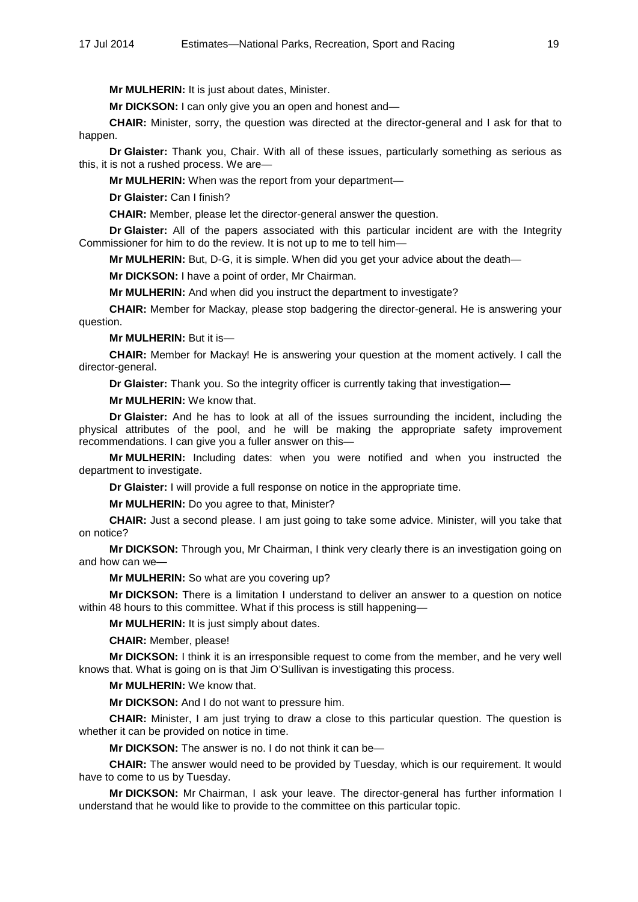**Mr MULHERIN:** It is just about dates, Minister.

**Mr DICKSON:** I can only give you an open and honest and—

**CHAIR:** Minister, sorry, the question was directed at the director-general and I ask for that to happen.

**Dr Glaister:** Thank you, Chair. With all of these issues, particularly something as serious as this, it is not a rushed process. We are—

**Mr MULHERIN:** When was the report from your department—

**Dr Glaister:** Can I finish?

**CHAIR:** Member, please let the director-general answer the question.

**Dr Glaister:** All of the papers associated with this particular incident are with the Integrity Commissioner for him to do the review. It is not up to me to tell him—

**Mr MULHERIN:** But, D-G, it is simple. When did you get your advice about the death—

**Mr DICKSON:** I have a point of order, Mr Chairman.

**Mr MULHERIN:** And when did you instruct the department to investigate?

**CHAIR:** Member for Mackay, please stop badgering the director-general. He is answering your question.

**Mr MULHERIN:** But it is—

**CHAIR:** Member for Mackay! He is answering your question at the moment actively. I call the director-general.

**Dr Glaister:** Thank you. So the integrity officer is currently taking that investigation—

**Mr MULHERIN:** We know that.

**Dr Glaister:** And he has to look at all of the issues surrounding the incident, including the physical attributes of the pool, and he will be making the appropriate safety improvement recommendations. I can give you a fuller answer on this—

**Mr MULHERIN:** Including dates: when you were notified and when you instructed the department to investigate.

**Dr Glaister:** I will provide a full response on notice in the appropriate time.

**Mr MULHERIN:** Do you agree to that, Minister?

**CHAIR:** Just a second please. I am just going to take some advice. Minister, will you take that on notice?

**Mr DICKSON:** Through you, Mr Chairman, I think very clearly there is an investigation going on and how can we—

**Mr MULHERIN:** So what are you covering up?

**Mr DICKSON:** There is a limitation I understand to deliver an answer to a question on notice within 48 hours to this committee. What if this process is still happening—

**Mr MULHERIN:** It is just simply about dates.

**CHAIR:** Member, please!

**Mr DICKSON:** I think it is an irresponsible request to come from the member, and he very well knows that. What is going on is that Jim O'Sullivan is investigating this process.

**Mr MULHERIN:** We know that.

**Mr DICKSON:** And I do not want to pressure him.

**CHAIR:** Minister, I am just trying to draw a close to this particular question. The question is whether it can be provided on notice in time.

**Mr DICKSON:** The answer is no. I do not think it can be—

**CHAIR:** The answer would need to be provided by Tuesday, which is our requirement. It would have to come to us by Tuesday.

**Mr DICKSON:** Mr Chairman, I ask your leave. The director-general has further information I understand that he would like to provide to the committee on this particular topic.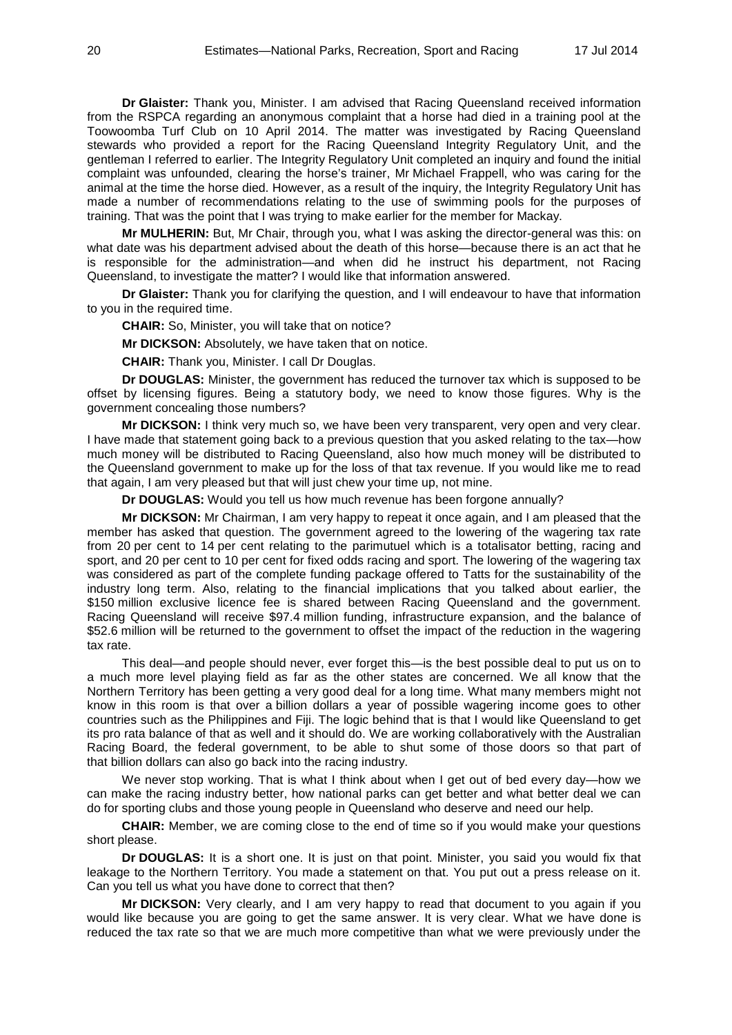**Dr Glaister:** Thank you, Minister. I am advised that Racing Queensland received information from the RSPCA regarding an anonymous complaint that a horse had died in a training pool at the Toowoomba Turf Club on 10 April 2014. The matter was investigated by Racing Queensland stewards who provided a report for the Racing Queensland Integrity Regulatory Unit, and the gentleman I referred to earlier. The Integrity Regulatory Unit completed an inquiry and found the initial complaint was unfounded, clearing the horse's trainer, Mr Michael Frappell, who was caring for the animal at the time the horse died. However, as a result of the inquiry, the Integrity Regulatory Unit has made a number of recommendations relating to the use of swimming pools for the purposes of training. That was the point that I was trying to make earlier for the member for Mackay.

**Mr MULHERIN:** But, Mr Chair, through you, what I was asking the director-general was this: on what date was his department advised about the death of this horse—because there is an act that he is responsible for the administration—and when did he instruct his department, not Racing Queensland, to investigate the matter? I would like that information answered.

**Dr Glaister:** Thank you for clarifying the question, and I will endeavour to have that information to you in the required time.

**CHAIR:** So, Minister, you will take that on notice?

**Mr DICKSON:** Absolutely, we have taken that on notice.

**CHAIR:** Thank you, Minister. I call Dr Douglas.

**Dr DOUGLAS:** Minister, the government has reduced the turnover tax which is supposed to be offset by licensing figures. Being a statutory body, we need to know those figures. Why is the government concealing those numbers?

**Mr DICKSON:** I think very much so, we have been very transparent, very open and very clear. I have made that statement going back to a previous question that you asked relating to the tax—how much money will be distributed to Racing Queensland, also how much money will be distributed to the Queensland government to make up for the loss of that tax revenue. If you would like me to read that again, I am very pleased but that will just chew your time up, not mine.

**Dr DOUGLAS:** Would you tell us how much revenue has been forgone annually?

**Mr DICKSON:** Mr Chairman, I am very happy to repeat it once again, and I am pleased that the member has asked that question. The government agreed to the lowering of the wagering tax rate from 20 per cent to 14 per cent relating to the parimutuel which is a totalisator betting, racing and sport, and 20 per cent to 10 per cent for fixed odds racing and sport. The lowering of the wagering tax was considered as part of the complete funding package offered to Tatts for the sustainability of the industry long term. Also, relating to the financial implications that you talked about earlier, the $150 million exclusive licence fee is shared between Racing Queensland and the government. Racing Queensland will receive $97.4 million funding, infrastructure expansion, and the balance of $52.6 million will be returned to the government to offset the impact of the reduction in the wagering tax rate.

This deal—and people should never, ever forget this—is the best possible deal to put us on to a much more level playing field as far as the other states are concerned. We all know that the Northern Territory has been getting a very good deal for a long time. What many members might not know in this room is that over a billion dollars a year of possible wagering income goes to other countries such as the Philippines and Fiji. The logic behind that is that I would like Queensland to get its pro rata balance of that as well and it should do. We are working collaboratively with the Australian Racing Board, the federal government, to be able to shut some of those doors so that part of that billion dollars can also go back into the racing industry.

We never stop working. That is what I think about when I get out of bed every day—how we can make the racing industry better, how national parks can get better and what better deal we can do for sporting clubs and those young people in Queensland who deserve and need our help.

**CHAIR:** Member, we are coming close to the end of time so if you would make your questions short please.

**Dr DOUGLAS:** It is a short one. It is just on that point. Minister, you said you would fix that leakage to the Northern Territory. You made a statement on that. You put out a press release on it. Can you tell us what you have done to correct that then?

**Mr DICKSON:** Very clearly, and I am very happy to read that document to you again if you would like because you are going to get the same answer. It is very clear. What we have done is reduced the tax rate so that we are much more competitive than what we were previously under the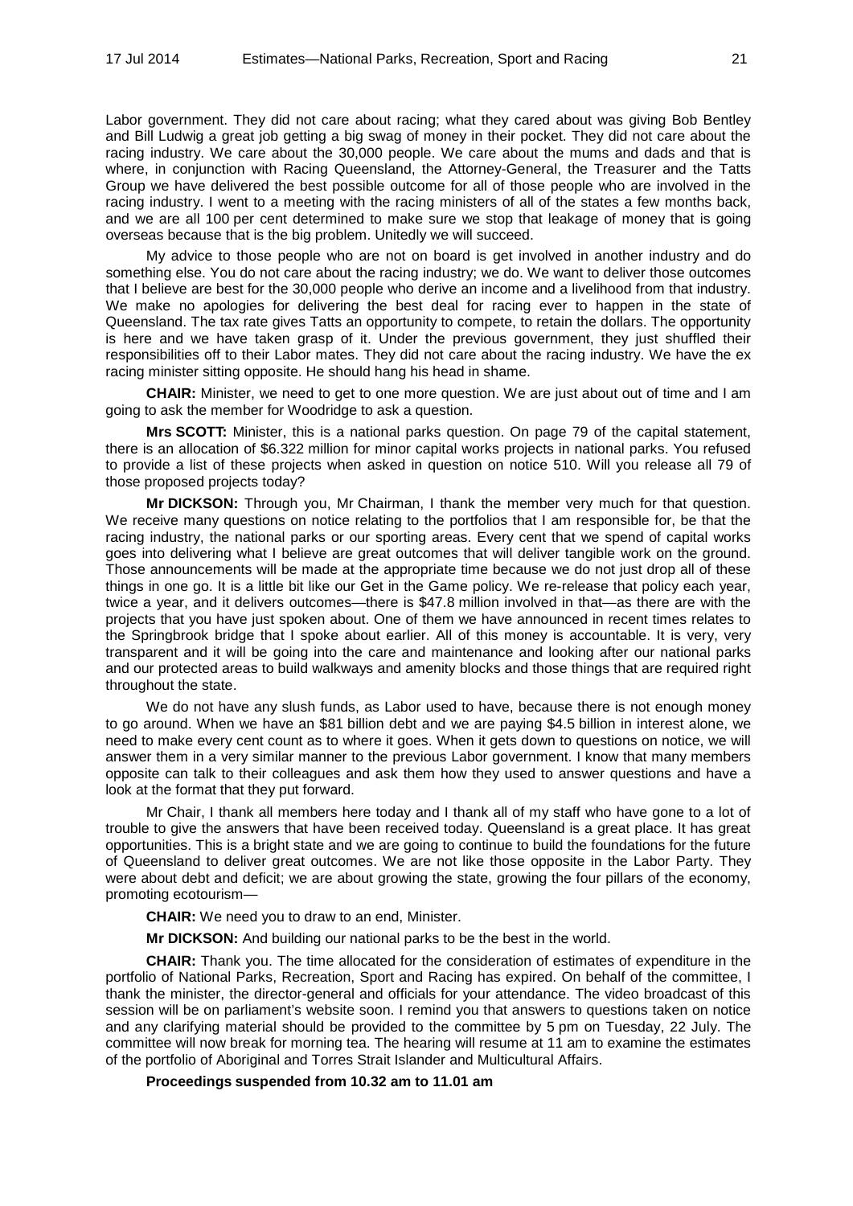Labor government. They did not care about racing; what they cared about was giving Bob Bentley and Bill Ludwig a great job getting a big swag of money in their pocket. They did not care about the racing industry. We care about the 30,000 people. We care about the mums and dads and that is where, in conjunction with Racing Queensland, the Attorney-General, the Treasurer and the Tatts Group we have delivered the best possible outcome for all of those people who are involved in the racing industry. I went to a meeting with the racing ministers of all of the states a few months back, and we are all 100 per cent determined to make sure we stop that leakage of money that is going overseas because that is the big problem. Unitedly we will succeed.

My advice to those people who are not on board is get involved in another industry and do something else. You do not care about the racing industry; we do. We want to deliver those outcomes that I believe are best for the 30,000 people who derive an income and a livelihood from that industry. We make no apologies for delivering the best deal for racing ever to happen in the state of Queensland. The tax rate gives Tatts an opportunity to compete, to retain the dollars. The opportunity is here and we have taken grasp of it. Under the previous government, they just shuffled their responsibilities off to their Labor mates. They did not care about the racing industry. We have the ex racing minister sitting opposite. He should hang his head in shame.

**CHAIR:** Minister, we need to get to one more question. We are just about out of time and I am going to ask the member for Woodridge to ask a question.

**Mrs SCOTT:** Minister, this is a national parks question. On page 79 of the capital statement, there is an allocation of $6.322 million for minor capital works projects in national parks. You refused to provide a list of these projects when asked in question on notice 510. Will you release all 79 of those proposed projects today?

**Mr DICKSON:** Through you, Mr Chairman, I thank the member very much for that question. We receive many questions on notice relating to the portfolios that I am responsible for, be that the racing industry, the national parks or our sporting areas. Every cent that we spend of capital works goes into delivering what I believe are great outcomes that will deliver tangible work on the ground. Those announcements will be made at the appropriate time because we do not just drop all of these things in one go. It is a little bit like our Get in the Game policy. We re-release that policy each year, twice a year, and it delivers outcomes—there is $47.8 million involved in that—as there are with the projects that you have just spoken about. One of them we have announced in recent times relates to the Springbrook bridge that I spoke about earlier. All of this money is accountable. It is very, very transparent and it will be going into the care and maintenance and looking after our national parks and our protected areas to build walkways and amenity blocks and those things that are required right throughout the state.

We do not have any slush funds, as Labor used to have, because there is not enough money to go around. When we have an $81 billion debt and we are paying $4.5 billion in interest alone, we need to make every cent count as to where it goes. When it gets down to questions on notice, we will answer them in a very similar manner to the previous Labor government. I know that many members opposite can talk to their colleagues and ask them how they used to answer questions and have a look at the format that they put forward.

Mr Chair, I thank all members here today and I thank all of my staff who have gone to a lot of trouble to give the answers that have been received today. Queensland is a great place. It has great opportunities. This is a bright state and we are going to continue to build the foundations for the future of Queensland to deliver great outcomes. We are not like those opposite in the Labor Party. They were about debt and deficit; we are about growing the state, growing the four pillars of the economy, promoting ecotourism—

**CHAIR:** We need you to draw to an end, Minister.

**Mr DICKSON:** And building our national parks to be the best in the world.

**CHAIR:** Thank you. The time allocated for the consideration of estimates of expenditure in the portfolio of National Parks, Recreation, Sport and Racing has expired. On behalf of the committee, I thank the minister, the director-general and officials for your attendance. The video broadcast of this session will be on parliament's website soon. I remind you that answers to questions taken on notice and any clarifying material should be provided to the committee by 5 pm on Tuesday, 22 July. The committee will now break for morning tea. The hearing will resume at 11 am to examine the estimates of the portfolio of Aboriginal and Torres Strait Islander and Multicultural Affairs.

**Proceedings suspended from 10.32 am to 11.01 am**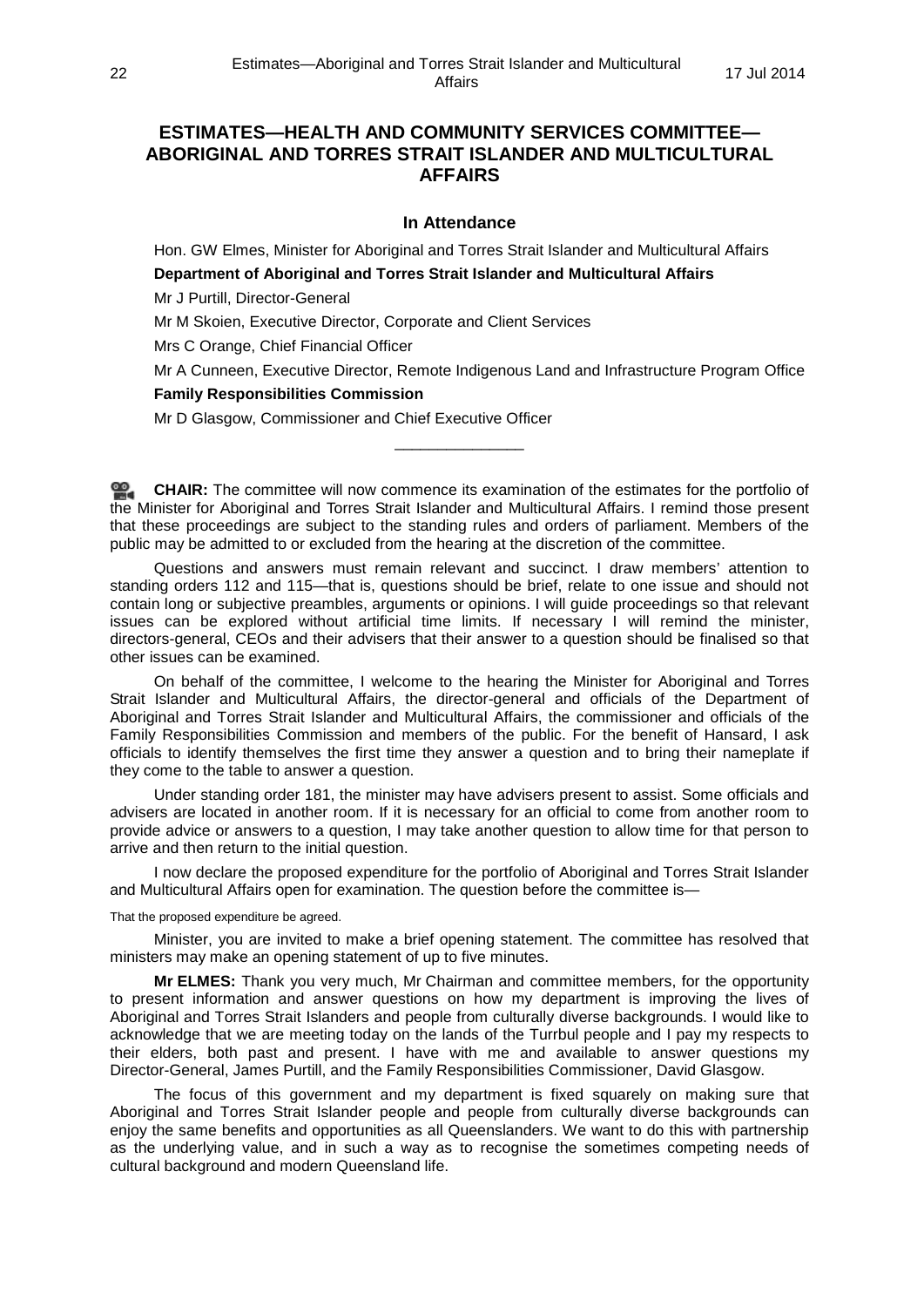## ESTIMATES—HEALTH AND COMMUNITY SERVICES COMMITTEE—ABORIGINAL AND TORRES STRAIT ISLANDER AND MULTICULTURAL AFFAIRS

### In Attendance

Hon. GW Elmes, Minister for Aboriginal and Torres Strait Islander and Multicultural Affairs

**Department of Aboriginal and Torres Strait Islander and Multicultural Affairs**

Mr J Purtill, Director-General

Mr M Skoien, Executive Director, Corporate and Client Services

Mrs C Orange, Chief Financial Officer

Mr A Cunneen, Executive Director, Remote Indigenous Land and Infrastructure Program Office

**Family Responsibilities Commission**

Mr D Glasgow, Commissioner and Chief Executive Officer

---

**CHAIR:** The committee will now commence its examination of the estimates for the portfolio of the Minister for Aboriginal and Torres Strait Islander and Multicultural Affairs. I remind those present that these proceedings are subject to the standing rules and orders of parliament. Members of the public may be admitted to or excluded from the hearing at the discretion of the committee.

Questions and answers must remain relevant and succinct. I draw members' attention to standing orders 112 and 115—that is, questions should be brief, relate to one issue and should not contain long or subjective preambles, arguments or opinions. I will guide proceedings so that relevant issues can be explored without artificial time limits. If necessary I will remind the minister, directors-general, CEOs and their advisers that their answer to a question should be finalised so that other issues can be examined.

On behalf of the committee, I welcome to the hearing the Minister for Aboriginal and Torres Strait Islander and Multicultural Affairs, the director-general and officials of the Department of Aboriginal and Torres Strait Islander and Multicultural Affairs, the commissioner and officials of the Family Responsibilities Commission and members of the public. For the benefit of Hansard, I ask officials to identify themselves the first time they answer a question and to bring their nameplate if they come to the table to answer a question.

Under standing order 181, the minister may have advisers present to assist. Some officials and advisers are located in another room. If it is necessary for an official to come from another room to provide advice or answers to a question, I may take another question to allow time for that person to arrive and then return to the initial question.

I now declare the proposed expenditure for the portfolio of Aboriginal and Torres Strait Islander and Multicultural Affairs open for examination. The question before the committee is—

That the proposed expenditure be agreed.

Minister, you are invited to make a brief opening statement. The committee has resolved that ministers may make an opening statement of up to five minutes.

**Mr ELMES:** Thank you very much, Mr Chairman and committee members, for the opportunity to present information and answer questions on how my department is improving the lives of Aboriginal and Torres Strait Islanders and people from culturally diverse backgrounds. I would like to acknowledge that we are meeting today on the lands of the Turrbul people and I pay my respects to their elders, both past and present. I have with me and available to answer questions my Director-General, James Purtill, and the Family Responsibilities Commissioner, David Glasgow.

The focus of this government and my department is fixed squarely on making sure that Aboriginal and Torres Strait Islander people and people from culturally diverse backgrounds can enjoy the same benefits and opportunities as all Queenslanders. We want to do this with partnership as the underlying value, and in such a way as to recognise the sometimes competing needs of cultural background and modern Queensland life.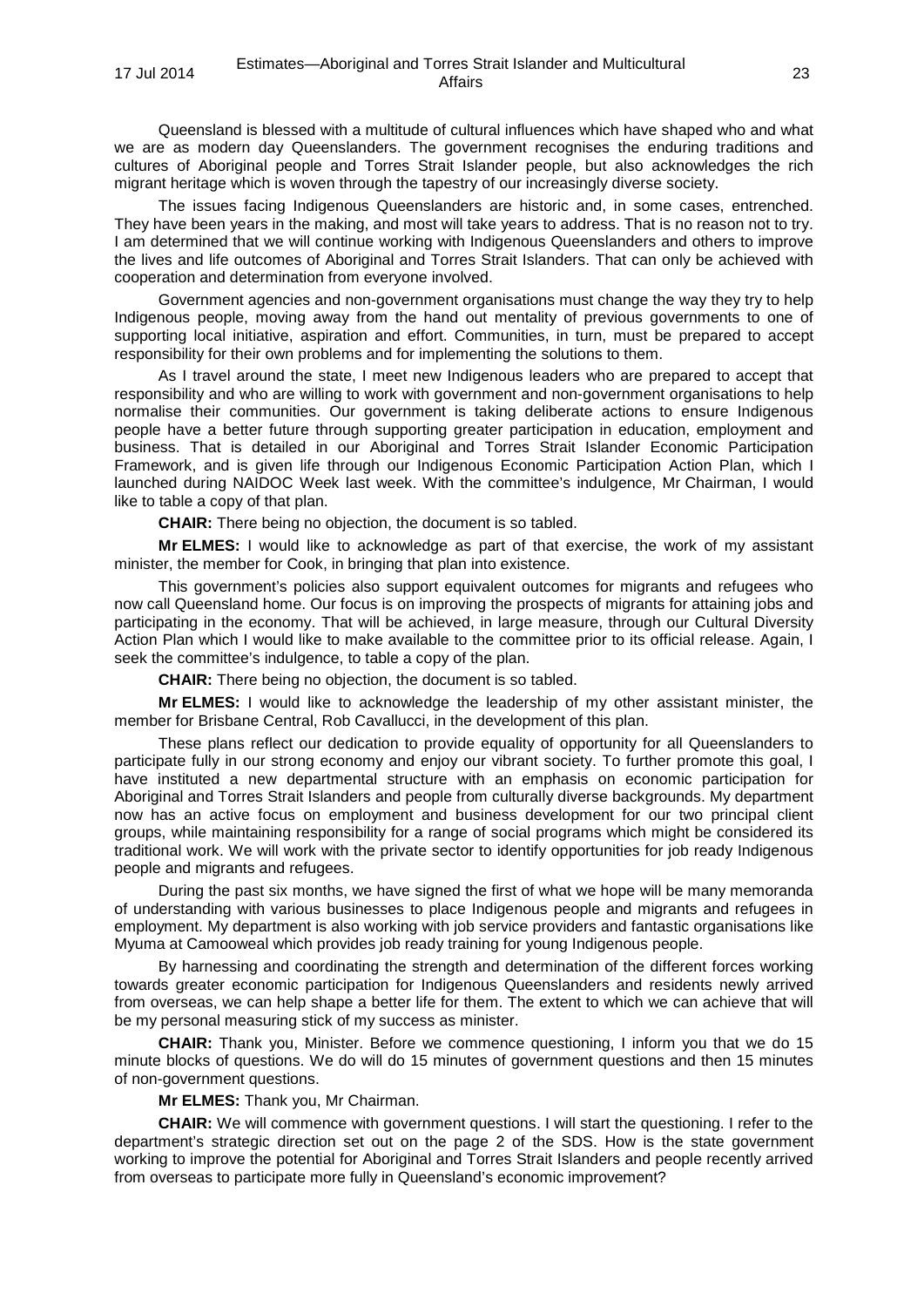Queensland is blessed with a multitude of cultural influences which have shaped who and what we are as modern day Queenslanders. The government recognises the enduring traditions and cultures of Aboriginal people and Torres Strait Islander people, but also acknowledges the rich migrant heritage which is woven through the tapestry of our increasingly diverse society.

The issues facing Indigenous Queenslanders are historic and, in some cases, entrenched. They have been years in the making, and most will take years to address. That is no reason not to try. I am determined that we will continue working with Indigenous Queenslanders and others to improve the lives and life outcomes of Aboriginal and Torres Strait Islanders. That can only be achieved with cooperation and determination from everyone involved.

Government agencies and non-government organisations must change the way they try to help Indigenous people, moving away from the hand out mentality of previous governments to one of supporting local initiative, aspiration and effort. Communities, in turn, must be prepared to accept responsibility for their own problems and for implementing the solutions to them.

As I travel around the state, I meet new Indigenous leaders who are prepared to accept that responsibility and who are willing to work with government and non-government organisations to help normalise their communities. Our government is taking deliberate actions to ensure Indigenous people have a better future through supporting greater participation in education, employment and business. That is detailed in our Aboriginal and Torres Strait Islander Economic Participation Framework, and is given life through our Indigenous Economic Participation Action Plan, which I launched during NAIDOC Week last week. With the committee's indulgence, Mr Chairman, I would like to table a copy of that plan.

**CHAIR:** There being no objection, the document is so tabled.

**Mr ELMES:** I would like to acknowledge as part of that exercise, the work of my assistant minister, the member for Cook, in bringing that plan into existence.

This government's policies also support equivalent outcomes for migrants and refugees who now call Queensland home. Our focus is on improving the prospects of migrants for attaining jobs and participating in the economy. That will be achieved, in large measure, through our Cultural Diversity Action Plan which I would like to make available to the committee prior to its official release. Again, I seek the committee's indulgence, to table a copy of the plan.

**CHAIR:** There being no objection, the document is so tabled.

**Mr ELMES:** I would like to acknowledge the leadership of my other assistant minister, the member for Brisbane Central, Rob Cavallucci, in the development of this plan.

These plans reflect our dedication to provide equality of opportunity for all Queenslanders to participate fully in our strong economy and enjoy our vibrant society. To further promote this goal, I have instituted a new departmental structure with an emphasis on economic participation for Aboriginal and Torres Strait Islanders and people from culturally diverse backgrounds. My department now has an active focus on employment and business development for our two principal client groups, while maintaining responsibility for a range of social programs which might be considered its traditional work. We will work with the private sector to identify opportunities for job ready Indigenous people and migrants and refugees.

During the past six months, we have signed the first of what we hope will be many memoranda of understanding with various businesses to place Indigenous people and migrants and refugees in employment. My department is also working with job service providers and fantastic organisations like Myuma at Camooweal which provides job ready training for young Indigenous people.

By harnessing and coordinating the strength and determination of the different forces working towards greater economic participation for Indigenous Queenslanders and residents newly arrived from overseas, we can help shape a better life for them. The extent to which we can achieve that will be my personal measuring stick of my success as minister.

**CHAIR:** Thank you, Minister. Before we commence questioning, I inform you that we do 15 minute blocks of questions. We do will do 15 minutes of government questions and then 15 minutes of non-government questions.

**Mr ELMES:** Thank you, Mr Chairman.

**CHAIR:** We will commence with government questions. I will start the questioning. I refer to the department's strategic direction set out on the page 2 of the SDS. How is the state government working to improve the potential for Aboriginal and Torres Strait Islanders and people recently arrived from overseas to participate more fully in Queensland's economic improvement?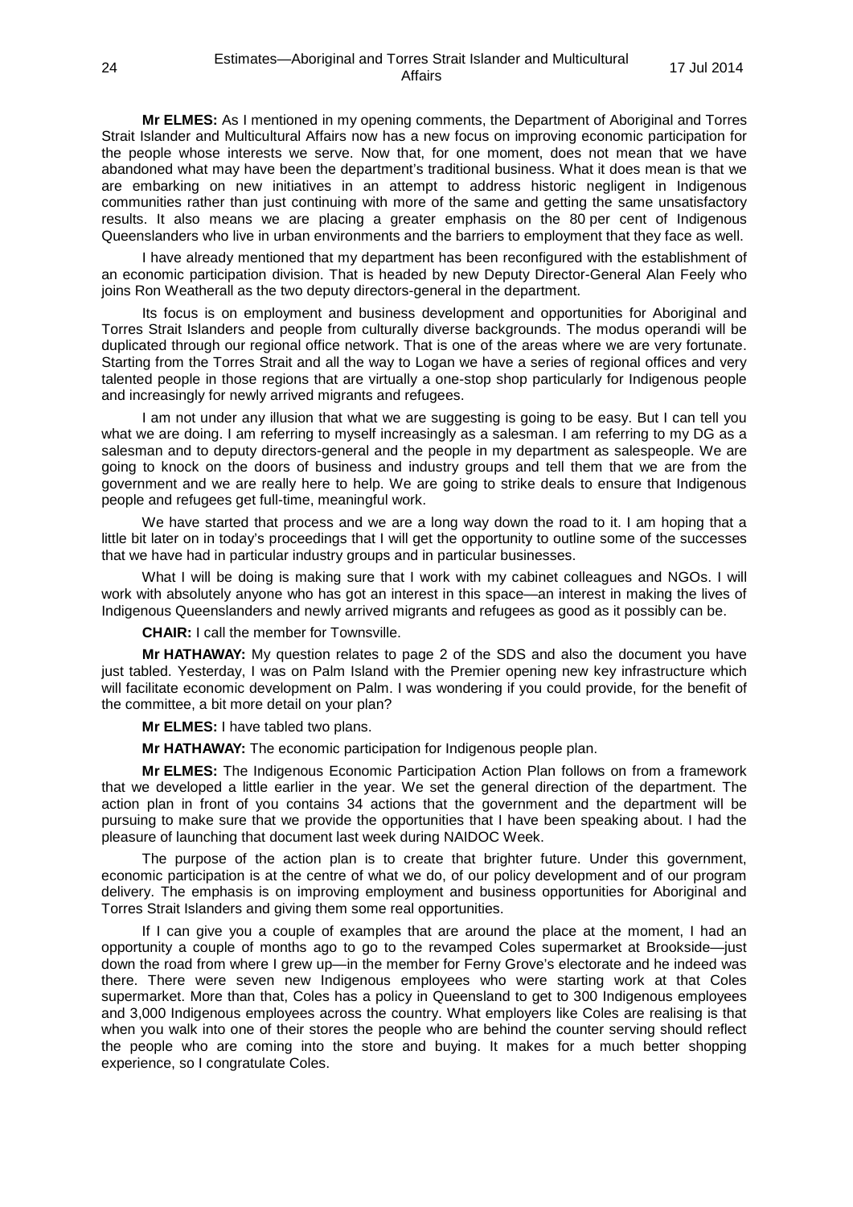**Mr ELMES:** As I mentioned in my opening comments, the Department of Aboriginal and Torres Strait Islander and Multicultural Affairs now has a new focus on improving economic participation for the people whose interests we serve. Now that, for one moment, does not mean that we have abandoned what may have been the department's traditional business. What it does mean is that we are embarking on new initiatives in an attempt to address historic negligent in Indigenous communities rather than just continuing with more of the same and getting the same unsatisfactory results. It also means we are placing a greater emphasis on the 80 per cent of Indigenous Queenslanders who live in urban environments and the barriers to employment that they face as well.

I have already mentioned that my department has been reconfigured with the establishment of an economic participation division. That is headed by new Deputy Director-General Alan Feely who joins Ron Weatherall as the two deputy directors-general in the department.

Its focus is on employment and business development and opportunities for Aboriginal and Torres Strait Islanders and people from culturally diverse backgrounds. The modus operandi will be duplicated through our regional office network. That is one of the areas where we are very fortunate. Starting from the Torres Strait and all the way to Logan we have a series of regional offices and very talented people in those regions that are virtually a one-stop shop particularly for Indigenous people and increasingly for newly arrived migrants and refugees.

I am not under any illusion that what we are suggesting is going to be easy. But I can tell you what we are doing. I am referring to myself increasingly as a salesman. I am referring to my DG as a salesman and to deputy directors-general and the people in my department as salespeople. We are going to knock on the doors of business and industry groups and tell them that we are from the government and we are really here to help. We are going to strike deals to ensure that Indigenous people and refugees get full-time, meaningful work.

We have started that process and we are a long way down the road to it. I am hoping that a little bit later on in today's proceedings that I will get the opportunity to outline some of the successes that we have had in particular industry groups and in particular businesses.

What I will be doing is making sure that I work with my cabinet colleagues and NGOs. I will work with absolutely anyone who has got an interest in this space—an interest in making the lives of Indigenous Queenslanders and newly arrived migrants and refugees as good as it possibly can be.

**CHAIR:** I call the member for Townsville.

**Mr HATHAWAY:** My question relates to page 2 of the SDS and also the document you have just tabled. Yesterday, I was on Palm Island with the Premier opening new key infrastructure which will facilitate economic development on Palm. I was wondering if you could provide, for the benefit of the committee, a bit more detail on your plan?

**Mr ELMES:** I have tabled two plans.

**Mr HATHAWAY:** The economic participation for Indigenous people plan.

**Mr ELMES:** The Indigenous Economic Participation Action Plan follows on from a framework that we developed a little earlier in the year. We set the general direction of the department. The action plan in front of you contains 34 actions that the government and the department will be pursuing to make sure that we provide the opportunities that I have been speaking about. I had the pleasure of launching that document last week during NAIDOC Week.

The purpose of the action plan is to create that brighter future. Under this government, economic participation is at the centre of what we do, of our policy development and of our program delivery. The emphasis is on improving employment and business opportunities for Aboriginal and Torres Strait Islanders and giving them some real opportunities.

If I can give you a couple of examples that are around the place at the moment, I had an opportunity a couple of months ago to go to the revamped Coles supermarket at Brookside—just down the road from where I grew up—in the member for Ferny Grove's electorate and he indeed was there. There were seven new Indigenous employees who were starting work at that Coles supermarket. More than that, Coles has a policy in Queensland to get to 300 Indigenous employees and 3,000 Indigenous employees across the country. What employers like Coles are realising is that when you walk into one of their stores the people who are behind the counter serving should reflect the people who are coming into the store and buying. It makes for a much better shopping experience, so I congratulate Coles.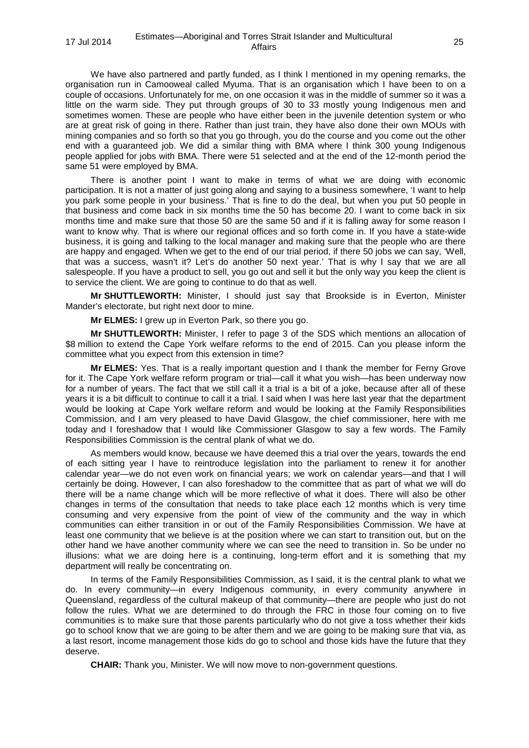We have also partnered and partly funded, as I think I mentioned in my opening remarks, the organisation run in Camooweal called Myuma. That is an organisation which I have been to on a couple of occasions. Unfortunately for me, on one occasion it was in the middle of summer so it was a little on the warm side. They put through groups of 30 to 33 mostly young Indigenous men and sometimes women. These are people who have either been in the juvenile detention system or who are at great risk of going in there. Rather than just train, they have also done their own MOUs with mining companies and so forth so that you go through, you do the course and you come out the other end with a guaranteed job. We did a similar thing with BMA where I think 300 young Indigenous people applied for jobs with BMA. There were 51 selected and at the end of the 12-month period the same 51 were employed by BMA.

There is another point I want to make in terms of what we are doing with economic participation. It is not a matter of just going along and saying to a business somewhere, 'I want to help you park some people in your business.' That is fine to do the deal, but when you put 50 people in that business and come back in six months time the 50 has become 20. I want to come back in six months time and make sure that those 50 are the same 50 and if it is falling away for some reason I want to know why. That is where our regional offices and so forth come in. If you have a state-wide business, it is going and talking to the local manager and making sure that the people who are there are happy and engaged. When we get to the end of our trial period, if there 50 jobs we can say, 'Well, that was a success, wasn't it? Let's do another 50 next year.' That is why I say that we are all salespeople. If you have a product to sell, you go out and sell it but the only way you keep the client is to service the client. We are going to continue to do that as well.

**Mr SHUTTLEWORTH:** Minister, I should just say that Brookside is in Everton, Minister Mander's electorate, but right next door to mine.

**Mr ELMES:** I grew up in Everton Park, so there you go.

**Mr SHUTTLEWORTH:** Minister, I refer to page 3 of the SDS which mentions an allocation of $8 million to extend the Cape York welfare reforms to the end of 2015. Can you please inform the committee what you expect from this extension in time?

**Mr ELMES:** Yes. That is a really important question and I thank the member for Ferny Grove for it. The Cape York welfare reform program or trial—call it what you wish—has been underway now for a number of years. The fact that we still call it a trial is a bit of a joke, because after all of these years it is a bit difficult to continue to call it a trial. I said when I was here last year that the department would be looking at Cape York welfare reform and would be looking at the Family Responsibilities Commission, and I am very pleased to have David Glasgow, the chief commissioner, here with me today and I foreshadow that I would like Commissioner Glasgow to say a few words. The Family Responsibilities Commission is the central plank of what we do.

As members would know, because we have deemed this a trial over the years, towards the end of each sitting year I have to reintroduce legislation into the parliament to renew it for another calendar year—we do not even work on financial years; we work on calendar years—and that I will certainly be doing. However, I can also foreshadow to the committee that as part of what we will do there will be a name change which will be more reflective of what it does. There will also be other changes in terms of the consultation that needs to take place each 12 months which is very time consuming and very expensive from the point of view of the community and the way in which communities can either transition in or out of the Family Responsibilities Commission. We have at least one community that we believe is at the position where we can start to transition out, but on the other hand we have another community where we can see the need to transition in. So be under no illusions: what we are doing here is a continuing, long-term effort and it is something that my department will really be concentrating on.

In terms of the Family Responsibilities Commission, as I said, it is the central plank to what we do. In every community—in every Indigenous community, in every community anywhere in Queensland, regardless of the cultural makeup of that community—there are people who just do not follow the rules. What we are determined to do through the FRC in those four coming on to five communities is to make sure that those parents particularly who do not give a toss whether their kids go to school know that we are going to be after them and we are going to be making sure that via, as a last resort, income management those kids do go to school and those kids have the future that they deserve.

**CHAIR:** Thank you, Minister. We will now move to non-government questions.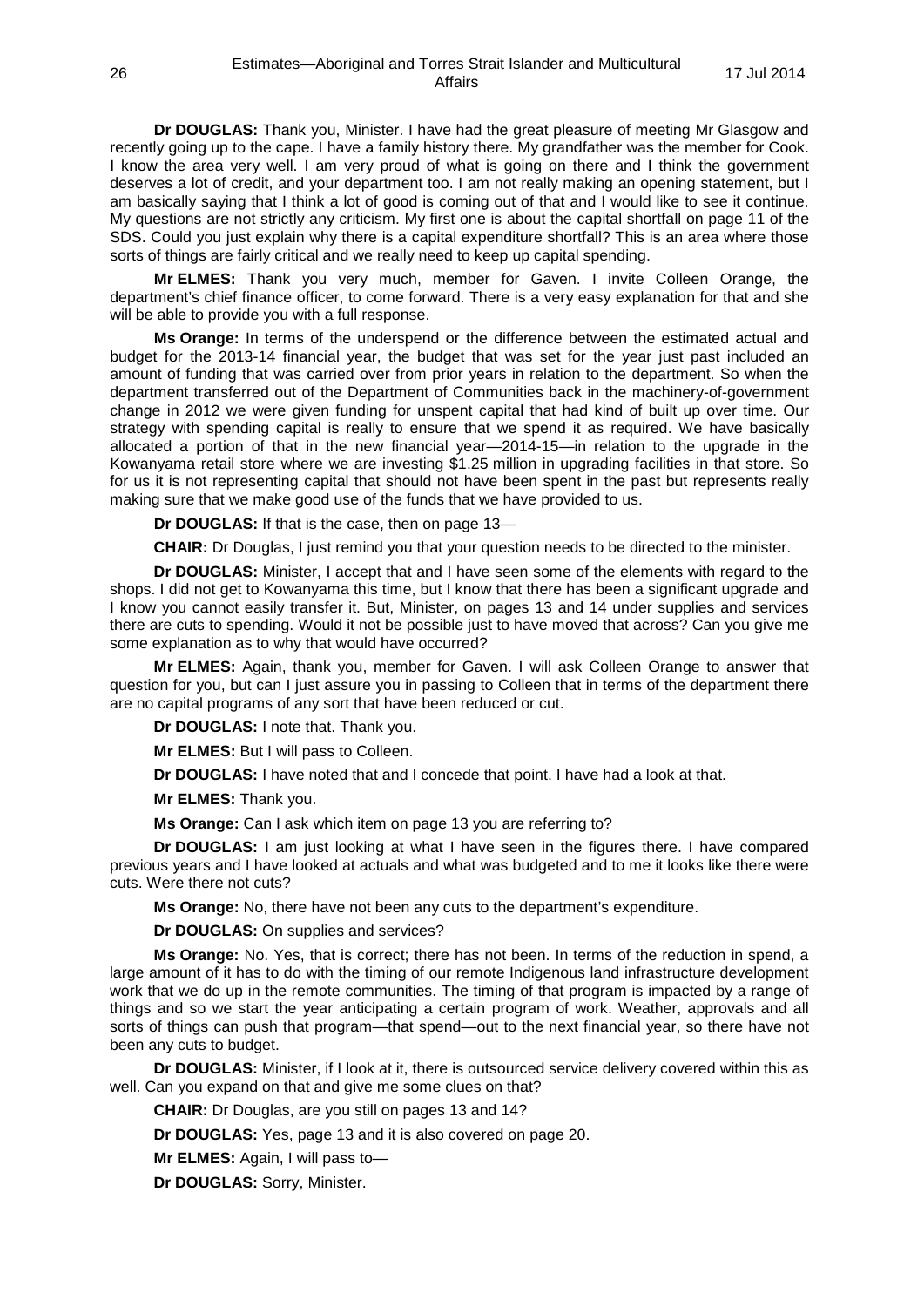**Dr DOUGLAS:** Thank you, Minister. I have had the great pleasure of meeting Mr Glasgow and recently going up to the cape. I have a family history there. My grandfather was the member for Cook. I know the area very well. I am very proud of what is going on there and I think the government deserves a lot of credit, and your department too. I am not really making an opening statement, but I am basically saying that I think a lot of good is coming out of that and I would like to see it continue. My questions are not strictly any criticism. My first one is about the capital shortfall on page 11 of the SDS. Could you just explain why there is a capital expenditure shortfall? This is an area where those sorts of things are fairly critical and we really need to keep up capital spending.

**Mr ELMES:** Thank you very much, member for Gaven. I invite Colleen Orange, the department's chief finance officer, to come forward. There is a very easy explanation for that and she will be able to provide you with a full response.

**Ms Orange:** In terms of the underspend or the difference between the estimated actual and budget for the 2013-14 financial year, the budget that was set for the year just past included an amount of funding that was carried over from prior years in relation to the department. So when the department transferred out of the Department of Communities back in the machinery-of-government change in 2012 we were given funding for unspent capital that had kind of built up over time. Our strategy with spending capital is really to ensure that we spend it as required. We have basically allocated a portion of that in the new financial year—2014-15—in relation to the upgrade in the Kowanyama retail store where we are investing $1.25 million in upgrading facilities in that store. So for us it is not representing capital that should not have been spent in the past but represents really making sure that we make good use of the funds that we have provided to us.

**Dr DOUGLAS:** If that is the case, then on page 13—

**CHAIR:** Dr Douglas, I just remind you that your question needs to be directed to the minister.

**Dr DOUGLAS:** Minister, I accept that and I have seen some of the elements with regard to the shops. I did not get to Kowanyama this time, but I know that there has been a significant upgrade and I know you cannot easily transfer it. But, Minister, on pages 13 and 14 under supplies and services there are cuts to spending. Would it not be possible just to have moved that across? Can you give me some explanation as to why that would have occurred?

**Mr ELMES:** Again, thank you, member for Gaven. I will ask Colleen Orange to answer that question for you, but can I just assure you in passing to Colleen that in terms of the department there are no capital programs of any sort that have been reduced or cut.

**Dr DOUGLAS:** I note that. Thank you.

**Mr ELMES:** But I will pass to Colleen.

**Dr DOUGLAS:** I have noted that and I concede that point. I have had a look at that.

**Mr ELMES:** Thank you.

**Ms Orange:** Can I ask which item on page 13 you are referring to?

**Dr DOUGLAS:** I am just looking at what I have seen in the figures there. I have compared previous years and I have looked at actuals and what was budgeted and to me it looks like there were cuts. Were there not cuts?

**Ms Orange:** No, there have not been any cuts to the department's expenditure.

**Dr DOUGLAS:** On supplies and services?

**Ms Orange:** No. Yes, that is correct; there has not been. In terms of the reduction in spend, a large amount of it has to do with the timing of our remote Indigenous land infrastructure development work that we do up in the remote communities. The timing of that program is impacted by a range of things and so we start the year anticipating a certain program of work. Weather, approvals and all sorts of things can push that program—that spend—out to the next financial year, so there have not been any cuts to budget.

**Dr DOUGLAS:** Minister, if I look at it, there is outsourced service delivery covered within this as well. Can you expand on that and give me some clues on that?

**CHAIR:** Dr Douglas, are you still on pages 13 and 14?

**Dr DOUGLAS:** Yes, page 13 and it is also covered on page 20.

**Mr ELMES:** Again, I will pass to—

**Dr DOUGLAS:** Sorry, Minister.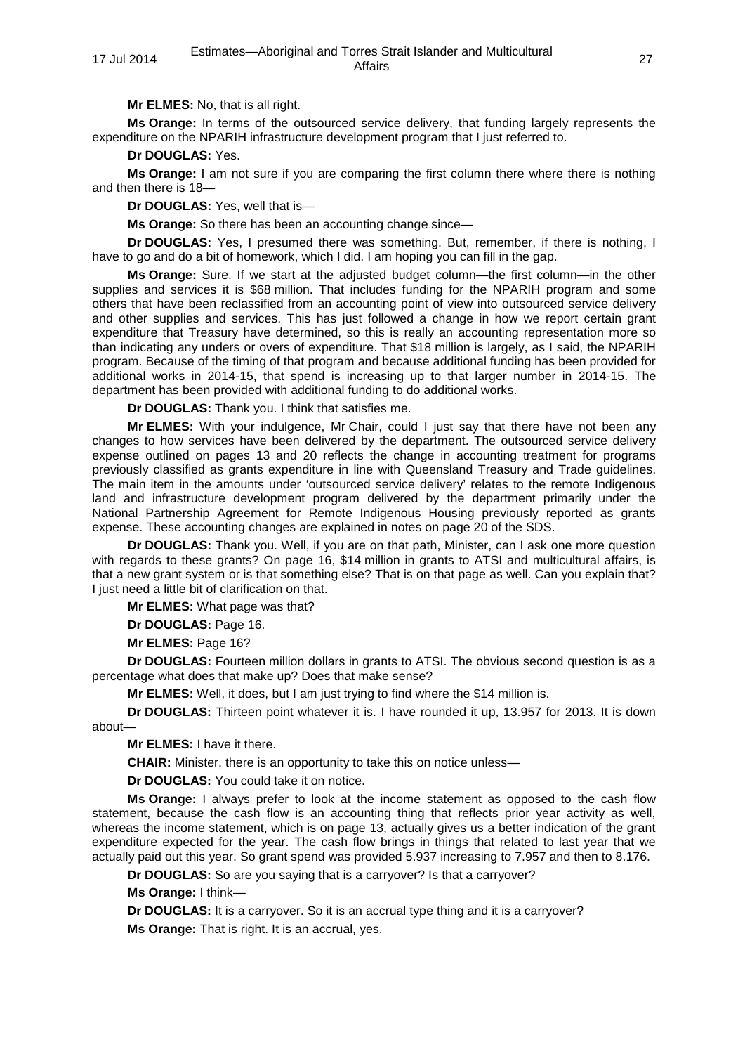**Mr ELMES:** No, that is all right.

**Ms Orange:** In terms of the outsourced service delivery, that funding largely represents the expenditure on the NPARIH infrastructure development program that I just referred to.

**Dr DOUGLAS:** Yes.

**Ms Orange:** I am not sure if you are comparing the first column there where there is nothing and then there is 18—

**Dr DOUGLAS:** Yes, well that is—

**Ms Orange:** So there has been an accounting change since—

**Dr DOUGLAS:** Yes, I presumed there was something. But, remember, if there is nothing, I have to go and do a bit of homework, which I did. I am hoping you can fill in the gap.

**Ms Orange:** Sure. If we start at the adjusted budget column—the first column—in the other supplies and services it is $68 million. That includes funding for the NPARIH program and some others that have been reclassified from an accounting point of view into outsourced service delivery and other supplies and services. This has just followed a change in how we report certain grant expenditure that Treasury have determined, so this is really an accounting representation more so than indicating any unders or overs of expenditure. That $18 million is largely, as I said, the NPARIH program. Because of the timing of that program and because additional funding has been provided for additional works in 2014-15, that spend is increasing up to that larger number in 2014-15. The department has been provided with additional funding to do additional works.

**Dr DOUGLAS:** Thank you. I think that satisfies me.

**Mr ELMES:** With your indulgence, Mr Chair, could I just say that there have not been any changes to how services have been delivered by the department. The outsourced service delivery expense outlined on pages 13 and 20 reflects the change in accounting treatment for programs previously classified as grants expenditure in line with Queensland Treasury and Trade guidelines. The main item in the amounts under 'outsourced service delivery' relates to the remote Indigenous land and infrastructure development program delivered by the department primarily under the National Partnership Agreement for Remote Indigenous Housing previously reported as grants expense. These accounting changes are explained in notes on page 20 of the SDS.

**Dr DOUGLAS:** Thank you. Well, if you are on that path, Minister, can I ask one more question with regards to these grants? On page 16, $14 million in grants to ATSI and multicultural affairs, is that a new grant system or is that something else? That is on that page as well. Can you explain that? I just need a little bit of clarification on that.

**Mr ELMES:** What page was that?

**Dr DOUGLAS:** Page 16.

**Mr ELMES:** Page 16?

**Dr DOUGLAS:** Fourteen million dollars in grants to ATSI. The obvious second question is as a percentage what does that make up? Does that make sense?

**Mr ELMES:** Well, it does, but I am just trying to find where the $14 million is.

**Dr DOUGLAS:** Thirteen point whatever it is. I have rounded it up, 13.957 for 2013. It is down about—

**Mr ELMES:** I have it there.

**CHAIR:** Minister, there is an opportunity to take this on notice unless—

**Dr DOUGLAS:** You could take it on notice.

**Ms Orange:** I always prefer to look at the income statement as opposed to the cash flow statement, because the cash flow is an accounting thing that reflects prior year activity as well, whereas the income statement, which is on page 13, actually gives us a better indication of the grant expenditure expected for the year. The cash flow brings in things that related to last year that we actually paid out this year. So grant spend was provided 5.937 increasing to 7.957 and then to 8.176.

**Dr DOUGLAS:** So are you saying that is a carryover? Is that a carryover?

**Ms Orange:** I think—

**Dr DOUGLAS:** It is a carryover. So it is an accrual type thing and it is a carryover?

**Ms Orange:** That is right. It is an accrual, yes.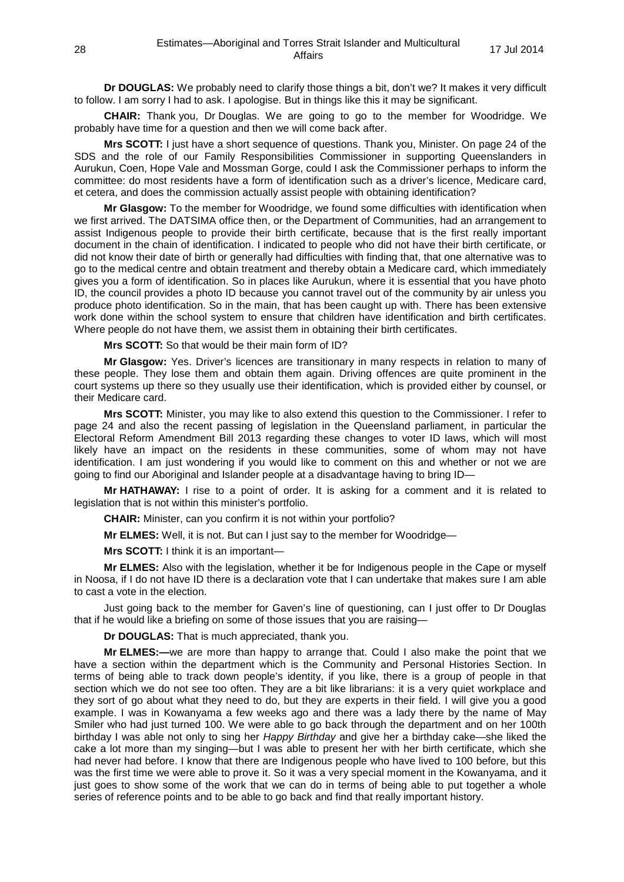**Dr DOUGLAS:** We probably need to clarify those things a bit, don't we? It makes it very difficult to follow. I am sorry I had to ask. I apologise. But in things like this it may be significant.

**CHAIR:** Thank you, Dr Douglas. We are going to go to the member for Woodridge. We probably have time for a question and then we will come back after.

**Mrs SCOTT:** I just have a short sequence of questions. Thank you, Minister. On page 24 of the SDS and the role of our Family Responsibilities Commissioner in supporting Queenslanders in Aurukun, Coen, Hope Vale and Mossman Gorge, could I ask the Commissioner perhaps to inform the committee: do most residents have a form of identification such as a driver's licence, Medicare card, et cetera, and does the commission actually assist people with obtaining identification?

**Mr Glasgow:** To the member for Woodridge, we found some difficulties with identification when we first arrived. The DATSIMA office then, or the Department of Communities, had an arrangement to assist Indigenous people to provide their birth certificate, because that is the first really important document in the chain of identification. I indicated to people who did not have their birth certificate, or did not know their date of birth or generally had difficulties with finding that, that one alternative was to go to the medical centre and obtain treatment and thereby obtain a Medicare card, which immediately gives you a form of identification. So in places like Aurukun, where it is essential that you have photo ID, the council provides a photo ID because you cannot travel out of the community by air unless you produce photo identification. So in the main, that has been caught up with. There has been extensive work done within the school system to ensure that children have identification and birth certificates. Where people do not have them, we assist them in obtaining their birth certificates.

**Mrs SCOTT:** So that would be their main form of ID?

**Mr Glasgow:** Yes. Driver's licences are transitionary in many respects in relation to many of these people. They lose them and obtain them again. Driving offences are quite prominent in the court systems up there so they usually use their identification, which is provided either by counsel, or their Medicare card.

**Mrs SCOTT:** Minister, you may like to also extend this question to the Commissioner. I refer to page 24 and also the recent passing of legislation in the Queensland parliament, in particular the Electoral Reform Amendment Bill 2013 regarding these changes to voter ID laws, which will most likely have an impact on the residents in these communities, some of whom may not have identification. I am just wondering if you would like to comment on this and whether or not we are going to find our Aboriginal and Islander people at a disadvantage having to bring ID—

**Mr HATHAWAY:** I rise to a point of order. It is asking for a comment and it is related to legislation that is not within this minister's portfolio.

**CHAIR:** Minister, can you confirm it is not within your portfolio?

**Mr ELMES:** Well, it is not. But can I just say to the member for Woodridge—

**Mrs SCOTT:** I think it is an important—

**Mr ELMES:** Also with the legislation, whether it be for Indigenous people in the Cape or myself in Noosa, if I do not have ID there is a declaration vote that I can undertake that makes sure I am able to cast a vote in the election.

Just going back to the member for Gaven's line of questioning, can I just offer to Dr Douglas that if he would like a briefing on some of those issues that you are raising—

**Dr DOUGLAS:** That is much appreciated, thank you.

**Mr ELMES:**—we are more than happy to arrange that. Could I also make the point that we have a section within the department which is the Community and Personal Histories Section. In terms of being able to track down people's identity, if you like, there is a group of people in that section which we do not see too often. They are a bit like librarians: it is a very quiet workplace and they sort of go about what they need to do, but they are experts in their field. I will give you a good example. I was in Kowanyama a few weeks ago and there was a lady there by the name of May Smiler who had just turned 100. We were able to go back through the department and on her 100th birthday I was able not only to sing her *Happy Birthday* and give her a birthday cake—she liked the cake a lot more than my singing—but I was able to present her with her birth certificate, which she had never had before. I know that there are Indigenous people who have lived to 100 before, but this was the first time we were able to prove it. So it was a very special moment in the Kowanyama, and it just goes to show some of the work that we can do in terms of being able to put together a whole series of reference points and to be able to go back and find that really important history.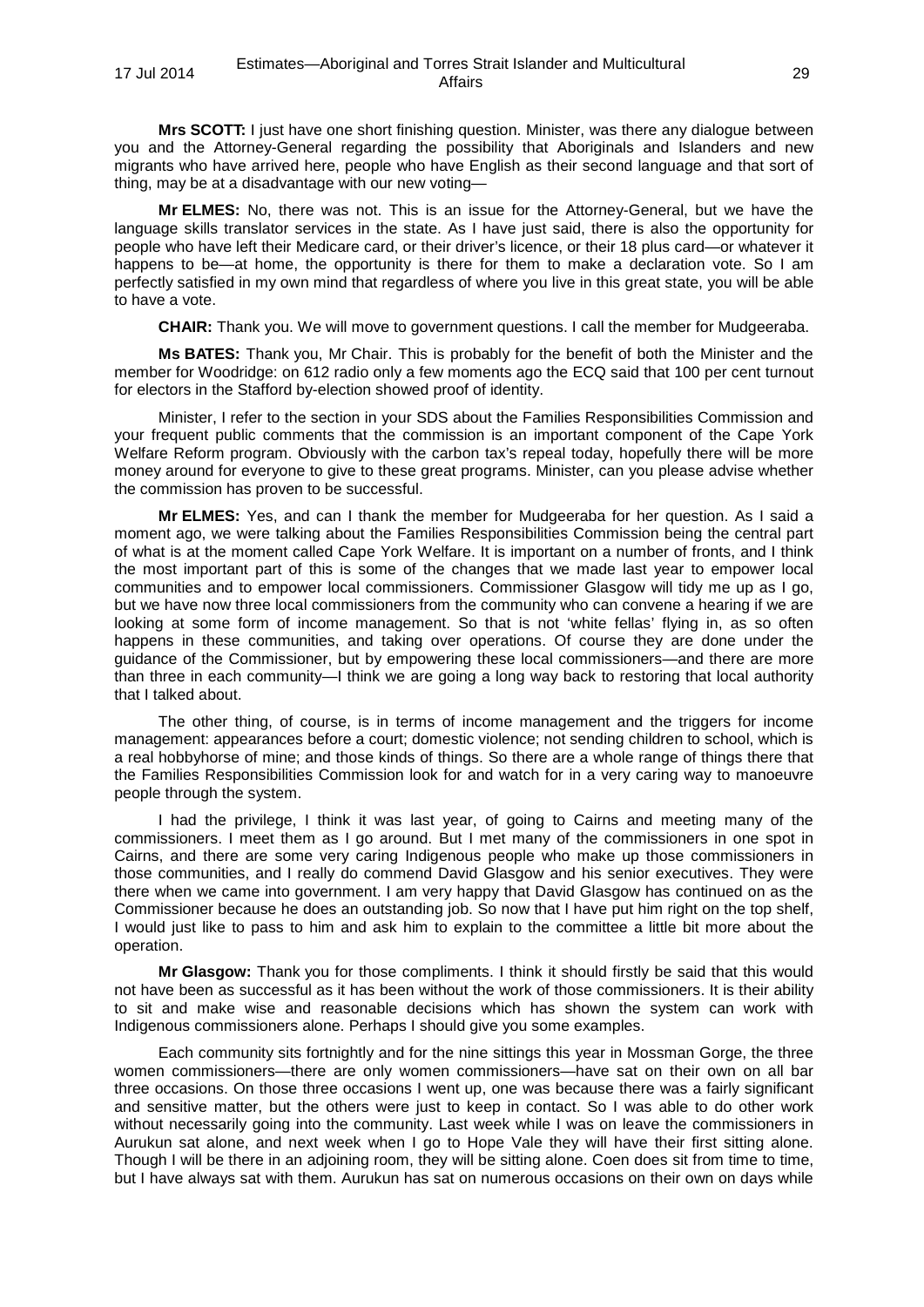**Mrs SCOTT:** I just have one short finishing question. Minister, was there any dialogue between you and the Attorney-General regarding the possibility that Aboriginals and Islanders and new migrants who have arrived here, people who have English as their second language and that sort of thing, may be at a disadvantage with our new voting—

**Mr ELMES:** No, there was not. This is an issue for the Attorney-General, but we have the language skills translator services in the state. As I have just said, there is also the opportunity for people who have left their Medicare card, or their driver's licence, or their 18 plus card—or whatever it happens to be—at home, the opportunity is there for them to make a declaration vote. So I am perfectly satisfied in my own mind that regardless of where you live in this great state, you will be able to have a vote.

**CHAIR:** Thank you. We will move to government questions. I call the member for Mudgeeraba.

**Ms BATES:** Thank you, Mr Chair. This is probably for the benefit of both the Minister and the member for Woodridge: on 612 radio only a few moments ago the ECQ said that 100 per cent turnout for electors in the Stafford by-election showed proof of identity.

Minister, I refer to the section in your SDS about the Families Responsibilities Commission and your frequent public comments that the commission is an important component of the Cape York Welfare Reform program. Obviously with the carbon tax's repeal today, hopefully there will be more money around for everyone to give to these great programs. Minister, can you please advise whether the commission has proven to be successful.

**Mr ELMES:** Yes, and can I thank the member for Mudgeeraba for her question. As I said a moment ago, we were talking about the Families Responsibilities Commission being the central part of what is at the moment called Cape York Welfare. It is important on a number of fronts, and I think the most important part of this is some of the changes that we made last year to empower local communities and to empower local commissioners. Commissioner Glasgow will tidy me up as I go, but we have now three local commissioners from the community who can convene a hearing if we are looking at some form of income management. So that is not 'white fellas' flying in, as so often happens in these communities, and taking over operations. Of course they are done under the guidance of the Commissioner, but by empowering these local commissioners—and there are more than three in each community—I think we are going a long way back to restoring that local authority that I talked about.

The other thing, of course, is in terms of income management and the triggers for income management: appearances before a court; domestic violence; not sending children to school, which is a real hobbyhorse of mine; and those kinds of things. So there are a whole range of things there that the Families Responsibilities Commission look for and watch for in a very caring way to manoeuvre people through the system.

I had the privilege, I think it was last year, of going to Cairns and meeting many of the commissioners. I meet them as I go around. But I met many of the commissioners in one spot in Cairns, and there are some very caring Indigenous people who make up those commissioners in those communities, and I really do commend David Glasgow and his senior executives. They were there when we came into government. I am very happy that David Glasgow has continued on as the Commissioner because he does an outstanding job. So now that I have put him right on the top shelf, I would just like to pass to him and ask him to explain to the committee a little bit more about the operation.

**Mr Glasgow:** Thank you for those compliments. I think it should firstly be said that this would not have been as successful as it has been without the work of those commissioners. It is their ability to sit and make wise and reasonable decisions which has shown the system can work with Indigenous commissioners alone. Perhaps I should give you some examples.

Each community sits fortnightly and for the nine sittings this year in Mossman Gorge, the three women commissioners—there are only women commissioners—have sat on their own on all bar three occasions. On those three occasions I went up, one was because there was a fairly significant and sensitive matter, but the others were just to keep in contact. So I was able to do other work without necessarily going into the community. Last week while I was on leave the commissioners in Aurukun sat alone, and next week when I go to Hope Vale they will have their first sitting alone. Though I will be there in an adjoining room, they will be sitting alone. Coen does sit from time to time, but I have always sat with them. Aurukun has sat on numerous occasions on their own on days while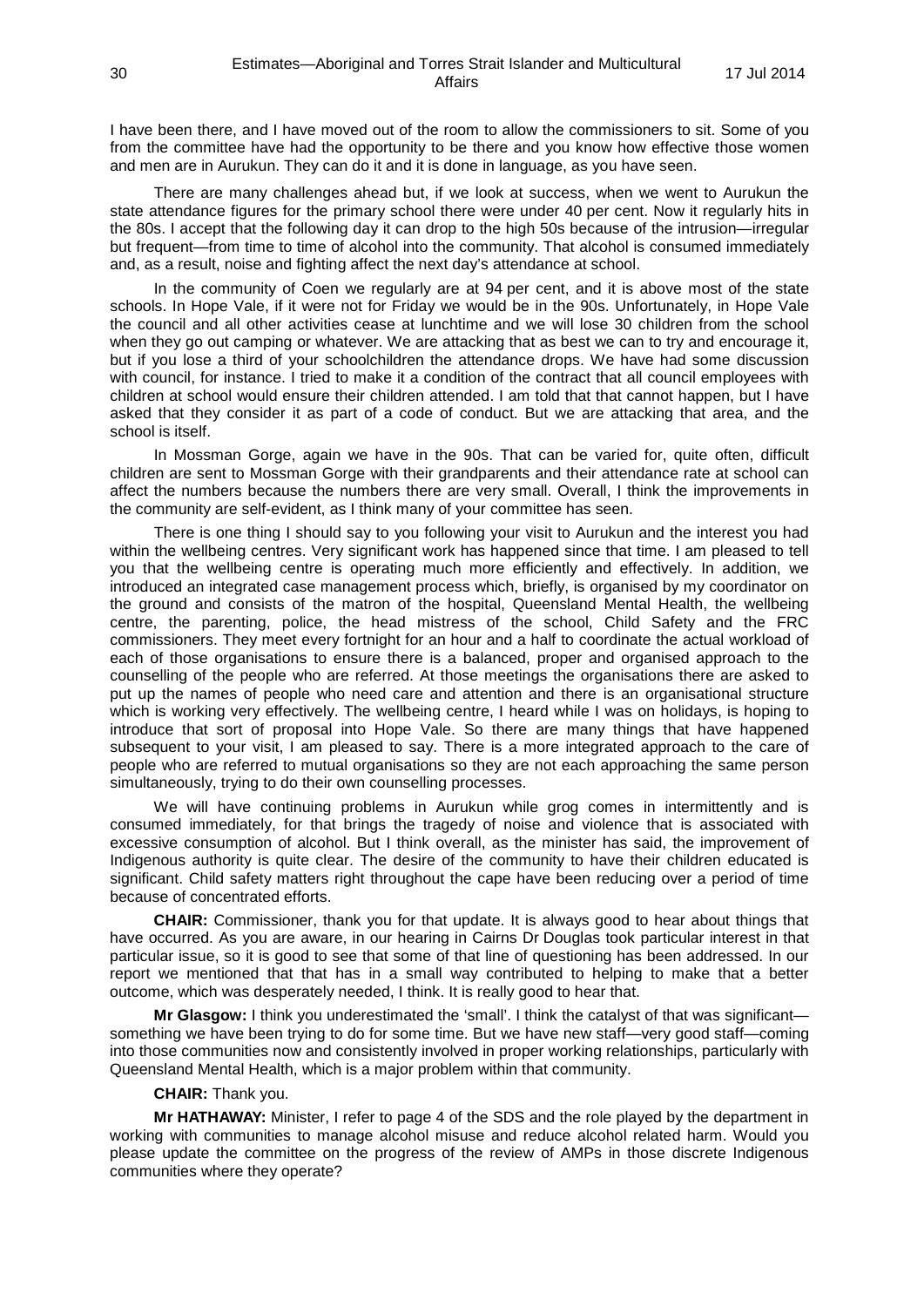I have been there, and I have moved out of the room to allow the commissioners to sit. Some of you from the committee have had the opportunity to be there and you know how effective those women and men are in Aurukun. They can do it and it is done in language, as you have seen.

There are many challenges ahead but, if we look at success, when we went to Aurukun the state attendance figures for the primary school there were under 40 per cent. Now it regularly hits in the 80s. I accept that the following day it can drop to the high 50s because of the intrusion—irregular but frequent—from time to time of alcohol into the community. That alcohol is consumed immediately and, as a result, noise and fighting affect the next day's attendance at school.

In the community of Coen we regularly are at 94 per cent, and it is above most of the state schools. In Hope Vale, if it were not for Friday we would be in the 90s. Unfortunately, in Hope Vale the council and all other activities cease at lunchtime and we will lose 30 children from the school when they go out camping or whatever. We are attacking that as best we can to try and encourage it, but if you lose a third of your schoolchildren the attendance drops. We have had some discussion with council, for instance. I tried to make it a condition of the contract that all council employees with children at school would ensure their children attended. I am told that that cannot happen, but I have asked that they consider it as part of a code of conduct. But we are attacking that area, and the school is itself.

In Mossman Gorge, again we have in the 90s. That can be varied for, quite often, difficult children are sent to Mossman Gorge with their grandparents and their attendance rate at school can affect the numbers because the numbers there are very small. Overall, I think the improvements in the community are self-evident, as I think many of your committee has seen.

There is one thing I should say to you following your visit to Aurukun and the interest you had within the wellbeing centres. Very significant work has happened since that time. I am pleased to tell you that the wellbeing centre is operating much more efficiently and effectively. In addition, we introduced an integrated case management process which, briefly, is organised by my coordinator on the ground and consists of the matron of the hospital, Queensland Mental Health, the wellbeing centre, the parenting, police, the head mistress of the school, Child Safety and the FRC commissioners. They meet every fortnight for an hour and a half to coordinate the actual workload of each of those organisations to ensure there is a balanced, proper and organised approach to the counselling of the people who are referred. At those meetings the organisations there are asked to put up the names of people who need care and attention and there is an organisational structure which is working very effectively. The wellbeing centre, I heard while I was on holidays, is hoping to introduce that sort of proposal into Hope Vale. So there are many things that have happened subsequent to your visit, I am pleased to say. There is a more integrated approach to the care of people who are referred to mutual organisations so they are not each approaching the same person simultaneously, trying to do their own counselling processes.

We will have continuing problems in Aurukun while grog comes in intermittently and is consumed immediately, for that brings the tragedy of noise and violence that is associated with excessive consumption of alcohol. But I think overall, as the minister has said, the improvement of Indigenous authority is quite clear. The desire of the community to have their children educated is significant. Child safety matters right throughout the cape have been reducing over a period of time because of concentrated efforts.

**CHAIR:** Commissioner, thank you for that update. It is always good to hear about things that have occurred. As you are aware, in our hearing in Cairns Dr Douglas took particular interest in that particular issue, so it is good to see that some of that line of questioning has been addressed. In our report we mentioned that that has in a small way contributed to helping to make that a better outcome, which was desperately needed, I think. It is really good to hear that.

**Mr Glasgow:** I think you underestimated the 'small'. I think the catalyst of that was significant—something we have been trying to do for some time. But we have new staff—very good staff—coming into those communities now and consistently involved in proper working relationships, particularly with Queensland Mental Health, which is a major problem within that community.

**CHAIR:** Thank you.

**Mr HATHAWAY:** Minister, I refer to page 4 of the SDS and the role played by the department in working with communities to manage alcohol misuse and reduce alcohol related harm. Would you please update the committee on the progress of the review of AMPs in those discrete Indigenous communities where they operate?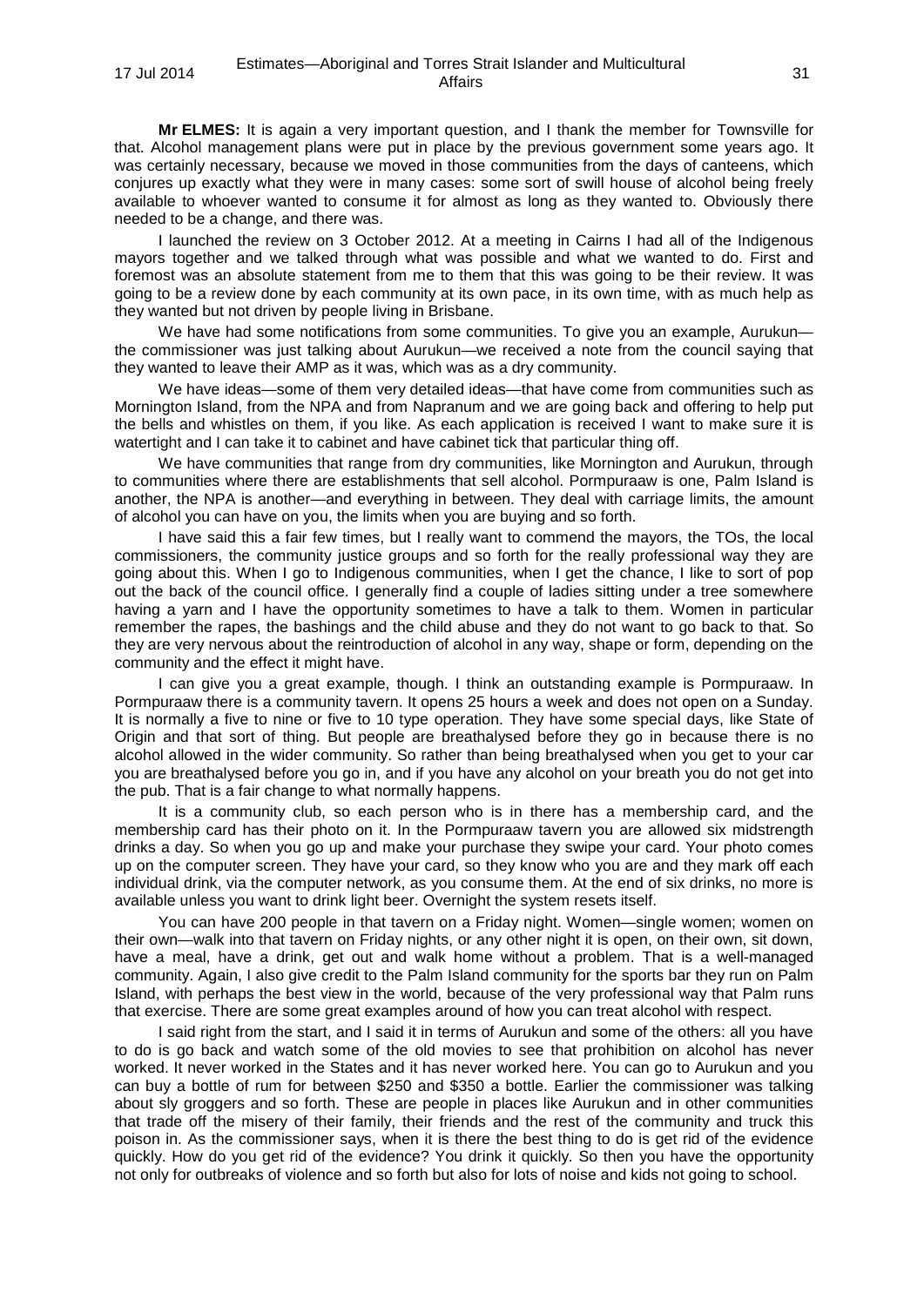**Mr ELMES:** It is again a very important question, and I thank the member for Townsville for that. Alcohol management plans were put in place by the previous government some years ago. It was certainly necessary, because we moved in those communities from the days of canteens, which conjures up exactly what they were in many cases: some sort of swill house of alcohol being freely available to whoever wanted to consume it for almost as long as they wanted to. Obviously there needed to be a change, and there was.

I launched the review on 3 October 2012. At a meeting in Cairns I had all of the Indigenous mayors together and we talked through what was possible and what we wanted to do. First and foremost was an absolute statement from me to them that this was going to be their review. It was going to be a review done by each community at its own pace, in its own time, with as much help as they wanted but not driven by people living in Brisbane.

We have had some notifications from some communities. To give you an example, Aurukun—the commissioner was just talking about Aurukun—we received a note from the council saying that they wanted to leave their AMP as it was, which was as a dry community.

We have ideas—some of them very detailed ideas—that have come from communities such as Mornington Island, from the NPA and from Napranum and we are going back and offering to help put the bells and whistles on them, if you like. As each application is received I want to make sure it is watertight and I can take it to cabinet and have cabinet tick that particular thing off.

We have communities that range from dry communities, like Mornington and Aurukun, through to communities where there are establishments that sell alcohol. Pormpuraaw is one, Palm Island is another, the NPA is another—and everything in between. They deal with carriage limits, the amount of alcohol you can have on you, the limits when you are buying and so forth.

I have said this a fair few times, but I really want to commend the mayors, the TOs, the local commissioners, the community justice groups and so forth for the really professional way they are going about this. When I go to Indigenous communities, when I get the chance, I like to sort of pop out the back of the council office. I generally find a couple of ladies sitting under a tree somewhere having a yarn and I have the opportunity sometimes to have a talk to them. Women in particular remember the rapes, the bashings and the child abuse and they do not want to go back to that. So they are very nervous about the reintroduction of alcohol in any way, shape or form, depending on the community and the effect it might have.

I can give you a great example, though. I think an outstanding example is Pormpuraaw. In Pormpuraaw there is a community tavern. It opens 25 hours a week and does not open on a Sunday. It is normally a five to nine or five to 10 type operation. They have some special days, like State of Origin and that sort of thing. But people are breathalysed before they go in because there is no alcohol allowed in the wider community. So rather than being breathalysed when you get to your car you are breathalysed before you go in, and if you have any alcohol on your breath you do not get into the pub. That is a fair change to what normally happens.

It is a community club, so each person who is in there has a membership card, and the membership card has their photo on it. In the Pormpuraaw tavern you are allowed six midstrength drinks a day. So when you go up and make your purchase they swipe your card. Your photo comes up on the computer screen. They have your card, so they know who you are and they mark off each individual drink, via the computer network, as you consume them. At the end of six drinks, no more is available unless you want to drink light beer. Overnight the system resets itself.

You can have 200 people in that tavern on a Friday night. Women—single women; women on their own—walk into that tavern on Friday nights, or any other night it is open, on their own, sit down, have a meal, have a drink, get out and walk home without a problem. That is a well-managed community. Again, I also give credit to the Palm Island community for the sports bar they run on Palm Island, with perhaps the best view in the world, because of the very professional way that Palm runs that exercise. There are some great examples around of how you can treat alcohol with respect.

I said right from the start, and I said it in terms of Aurukun and some of the others: all you have to do is go back and watch some of the old movies to see that prohibition on alcohol has never worked. It never worked in the States and it has never worked here. You can go to Aurukun and you can buy a bottle of rum for between $250 and $350 a bottle. Earlier the commissioner was talking about sly groggers and so forth. These are people in places like Aurukun and in other communities that trade off the misery of their family, their friends and the rest of the community and truck this poison in. As the commissioner says, when it is there the best thing to do is get rid of the evidence quickly. How do you get rid of the evidence? You drink it quickly. So then you have the opportunity not only for outbreaks of violence and so forth but also for lots of noise and kids not going to school.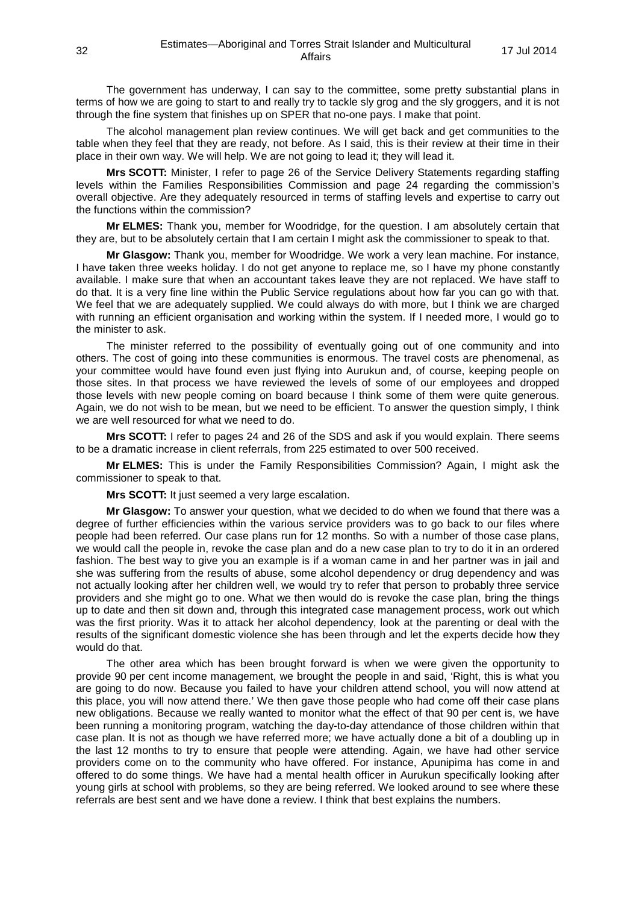The government has underway, I can say to the committee, some pretty substantial plans in terms of how we are going to start to and really try to tackle sly grog and the sly groggers, and it is not through the fine system that finishes up on SPER that no-one pays. I make that point.

The alcohol management plan review continues. We will get back and get communities to the table when they feel that they are ready, not before. As I said, this is their review at their time in their place in their own way. We will help. We are not going to lead it; they will lead it.

**Mrs SCOTT:** Minister, I refer to page 26 of the Service Delivery Statements regarding staffing levels within the Families Responsibilities Commission and page 24 regarding the commission's overall objective. Are they adequately resourced in terms of staffing levels and expertise to carry out the functions within the commission?

**Mr ELMES:** Thank you, member for Woodridge, for the question. I am absolutely certain that they are, but to be absolutely certain that I am certain I might ask the commissioner to speak to that.

**Mr Glasgow:** Thank you, member for Woodridge. We work a very lean machine. For instance, I have taken three weeks holiday. I do not get anyone to replace me, so I have my phone constantly available. I make sure that when an accountant takes leave they are not replaced. We have staff to do that. It is a very fine line within the Public Service regulations about how far you can go with that. We feel that we are adequately supplied. We could always do with more, but I think we are charged with running an efficient organisation and working within the system. If I needed more, I would go to the minister to ask.

The minister referred to the possibility of eventually going out of one community and into others. The cost of going into these communities is enormous. The travel costs are phenomenal, as your committee would have found even just flying into Aurukun and, of course, keeping people on those sites. In that process we have reviewed the levels of some of our employees and dropped those levels with new people coming on board because I think some of them were quite generous. Again, we do not wish to be mean, but we need to be efficient. To answer the question simply, I think we are well resourced for what we need to do.

**Mrs SCOTT:** I refer to pages 24 and 26 of the SDS and ask if you would explain. There seems to be a dramatic increase in client referrals, from 225 estimated to over 500 received.

**Mr ELMES:** This is under the Family Responsibilities Commission? Again, I might ask the commissioner to speak to that.

**Mrs SCOTT:** It just seemed a very large escalation.

**Mr Glasgow:** To answer your question, what we decided to do when we found that there was a degree of further efficiencies within the various service providers was to go back to our files where people had been referred. Our case plans run for 12 months. So with a number of those case plans, we would call the people in, revoke the case plan and do a new case plan to try to do it in an ordered fashion. The best way to give you an example is if a woman came in and her partner was in jail and she was suffering from the results of abuse, some alcohol dependency or drug dependency and was not actually looking after her children well, we would try to refer that person to probably three service providers and she might go to one. What we then would do is revoke the case plan, bring the things up to date and then sit down and, through this integrated case management process, work out which was the first priority. Was it to attack her alcohol dependency, look at the parenting or deal with the results of the significant domestic violence she has been through and let the experts decide how they would do that.

The other area which has been brought forward is when we were given the opportunity to provide 90 per cent income management, we brought the people in and said, 'Right, this is what you are going to do now. Because you failed to have your children attend school, you will now attend at this place, you will now attend there.' We then gave those people who had come off their case plans new obligations. Because we really wanted to monitor what the effect of that 90 per cent is, we have been running a monitoring program, watching the day-to-day attendance of those children within that case plan. It is not as though we have referred more; we have actually done a bit of a doubling up in the last 12 months to try to ensure that people were attending. Again, we have had other service providers come on to the community who have offered. For instance, Apunipima has come in and offered to do some things. We have had a mental health officer in Aurukun specifically looking after young girls at school with problems, so they are being referred. We looked around to see where these referrals are best sent and we have done a review. I think that best explains the numbers.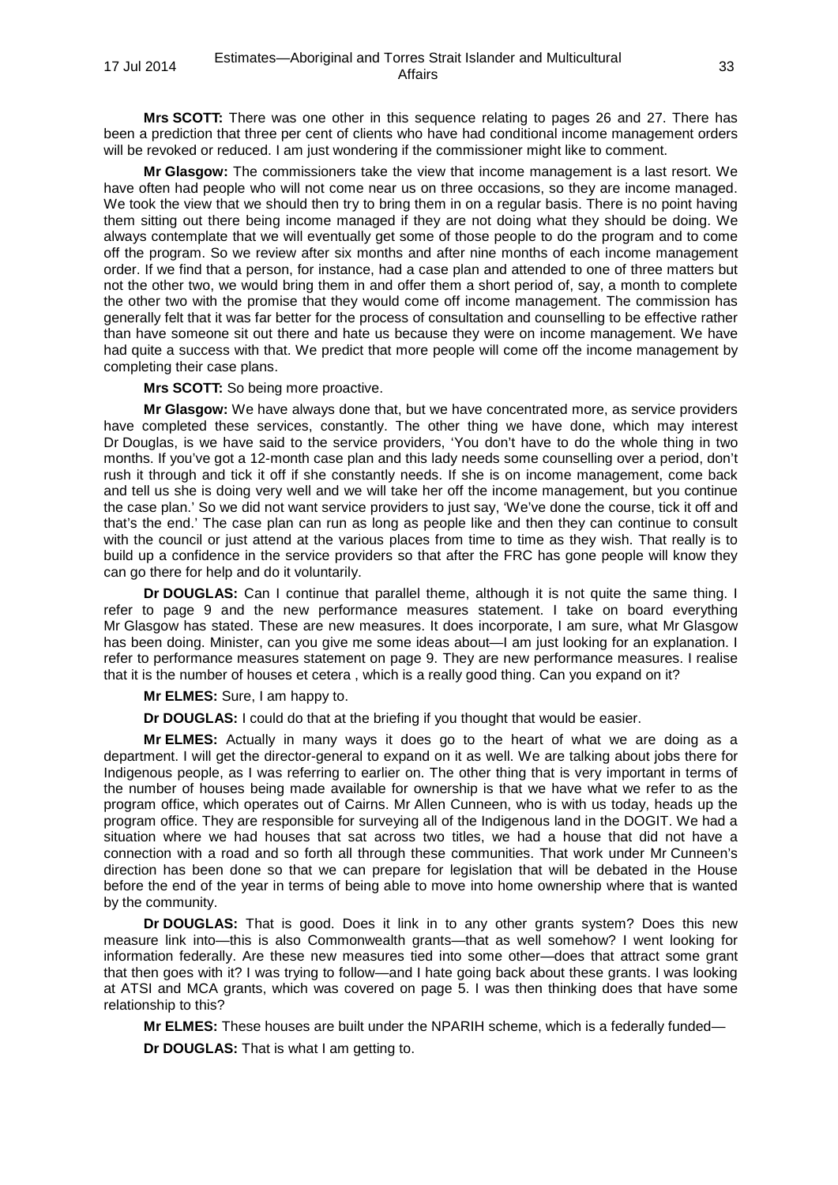**Mrs SCOTT:** There was one other in this sequence relating to pages 26 and 27. There has been a prediction that three per cent of clients who have had conditional income management orders will be revoked or reduced. I am just wondering if the commissioner might like to comment.

**Mr Glasgow:** The commissioners take the view that income management is a last resort. We have often had people who will not come near us on three occasions, so they are income managed. We took the view that we should then try to bring them in on a regular basis. There is no point having them sitting out there being income managed if they are not doing what they should be doing. We always contemplate that we will eventually get some of those people to do the program and to come off the program. So we review after six months and after nine months of each income management order. If we find that a person, for instance, had a case plan and attended to one of three matters but not the other two, we would bring them in and offer them a short period of, say, a month to complete the other two with the promise that they would come off income management. The commission has generally felt that it was far better for the process of consultation and counselling to be effective rather than have someone sit out there and hate us because they were on income management. We have had quite a success with that. We predict that more people will come off the income management by completing their case plans.

**Mrs SCOTT:** So being more proactive.

**Mr Glasgow:** We have always done that, but we have concentrated more, as service providers have completed these services, constantly. The other thing we have done, which may interest Dr Douglas, is we have said to the service providers, 'You don't have to do the whole thing in two months. If you've got a 12-month case plan and this lady needs some counselling over a period, don't rush it through and tick it off if she constantly needs. If she is on income management, come back and tell us she is doing very well and we will take her off the income management, but you continue the case plan.' So we did not want service providers to just say, 'We've done the course, tick it off and that's the end.' The case plan can run as long as people like and then they can continue to consult with the council or just attend at the various places from time to time as they wish. That really is to build up a confidence in the service providers so that after the FRC has gone people will know they can go there for help and do it voluntarily.

**Dr DOUGLAS:** Can I continue that parallel theme, although it is not quite the same thing. I refer to page 9 and the new performance measures statement. I take on board everything Mr Glasgow has stated. These are new measures. It does incorporate, I am sure, what Mr Glasgow has been doing. Minister, can you give me some ideas about—I am just looking for an explanation. I refer to performance measures statement on page 9. They are new performance measures. I realise that it is the number of houses et cetera , which is a really good thing. Can you expand on it?

**Mr ELMES:** Sure, I am happy to.

**Dr DOUGLAS:** I could do that at the briefing if you thought that would be easier.

**Mr ELMES:** Actually in many ways it does go to the heart of what we are doing as a department. I will get the director-general to expand on it as well. We are talking about jobs there for Indigenous people, as I was referring to earlier on. The other thing that is very important in terms of the number of houses being made available for ownership is that we have what we refer to as the program office, which operates out of Cairns. Mr Allen Cunneen, who is with us today, heads up the program office. They are responsible for surveying all of the Indigenous land in the DOGIT. We had a situation where we had houses that sat across two titles, we had a house that did not have a connection with a road and so forth all through these communities. That work under Mr Cunneen's direction has been done so that we can prepare for legislation that will be debated in the House before the end of the year in terms of being able to move into home ownership where that is wanted by the community.

**Dr DOUGLAS:** That is good. Does it link in to any other grants system? Does this new measure link into—this is also Commonwealth grants—that as well somehow? I went looking for information federally. Are these new measures tied into some other—does that attract some grant that then goes with it? I was trying to follow—and I hate going back about these grants. I was looking at ATSI and MCA grants, which was covered on page 5. I was then thinking does that have some relationship to this?

**Mr ELMES:** These houses are built under the NPARIH scheme, which is a federally funded—

**Dr DOUGLAS:** That is what I am getting to.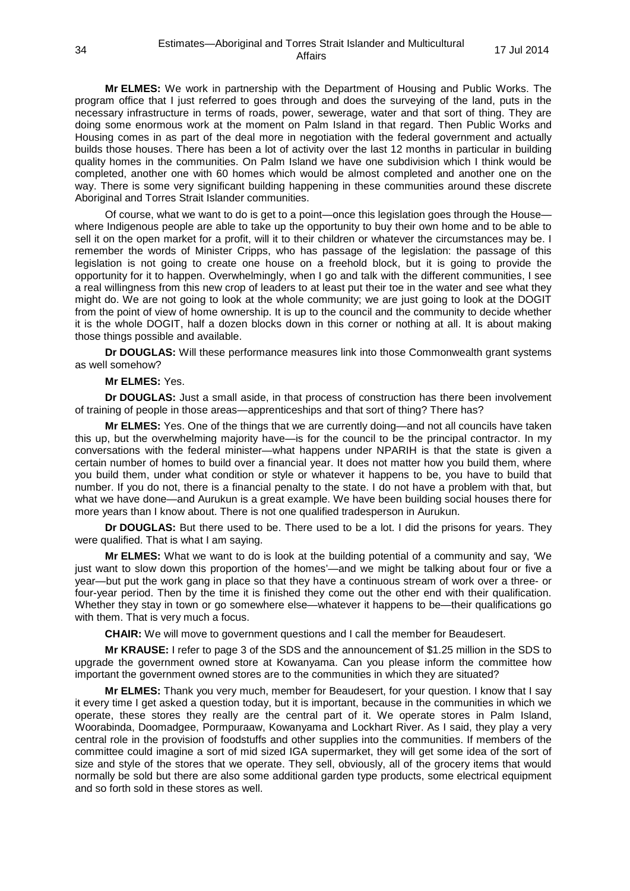**Mr ELMES:** We work in partnership with the Department of Housing and Public Works. The program office that I just referred to goes through and does the surveying of the land, puts in the necessary infrastructure in terms of roads, power, sewerage, water and that sort of thing. They are doing some enormous work at the moment on Palm Island in that regard. Then Public Works and Housing comes in as part of the deal more in negotiation with the federal government and actually builds those houses. There has been a lot of activity over the last 12 months in particular in building quality homes in the communities. On Palm Island we have one subdivision which I think would be completed, another one with 60 homes which would be almost completed and another one on the way. There is some very significant building happening in these communities around these discrete Aboriginal and Torres Strait Islander communities.

Of course, what we want to do is get to a point—once this legislation goes through the House—where Indigenous people are able to take up the opportunity to buy their own home and to be able to sell it on the open market for a profit, will it to their children or whatever the circumstances may be. I remember the words of Minister Cripps, who has passage of the legislation: the passage of this legislation is not going to create one house on a freehold block, but it is going to provide the opportunity for it to happen. Overwhelmingly, when I go and talk with the different communities, I see a real willingness from this new crop of leaders to at least put their toe in the water and see what they might do. We are not going to look at the whole community; we are just going to look at the DOGIT from the point of view of home ownership. It is up to the council and the community to decide whether it is the whole DOGIT, half a dozen blocks down in this corner or nothing at all. It is about making those things possible and available.

**Dr DOUGLAS:** Will these performance measures link into those Commonwealth grant systems as well somehow?

**Mr ELMES:** Yes.

**Dr DOUGLAS:** Just a small aside, in that process of construction has there been involvement of training of people in those areas—apprenticeships and that sort of thing? There has?

**Mr ELMES:** Yes. One of the things that we are currently doing—and not all councils have taken this up, but the overwhelming majority have—is for the council to be the principal contractor. In my conversations with the federal minister—what happens under NPARIH is that the state is given a certain number of homes to build over a financial year. It does not matter how you build them, where you build them, under what condition or style or whatever it happens to be, you have to build that number. If you do not, there is a financial penalty to the state. I do not have a problem with that, but what we have done—and Aurukun is a great example. We have been building social houses there for more years than I know about. There is not one qualified tradesperson in Aurukun.

**Dr DOUGLAS:** But there used to be. There used to be a lot. I did the prisons for years. They were qualified. That is what I am saying.

**Mr ELMES:** What we want to do is look at the building potential of a community and say, 'We just want to slow down this proportion of the homes'—and we might be talking about four or five a year—but put the work gang in place so that they have a continuous stream of work over a three- or four-year period. Then by the time it is finished they come out the other end with their qualification. Whether they stay in town or go somewhere else—whatever it happens to be—their qualifications go with them. That is very much a focus.

**CHAIR:** We will move to government questions and I call the member for Beaudesert.

**Mr KRAUSE:** I refer to page 3 of the SDS and the announcement of $1.25 million in the SDS to upgrade the government owned store at Kowanyama. Can you please inform the committee how important the government owned stores are to the communities in which they are situated?

**Mr ELMES:** Thank you very much, member for Beaudesert, for your question. I know that I say it every time I get asked a question today, but it is important, because in the communities in which we operate, these stores they really are the central part of it. We operate stores in Palm Island, Woorabinda, Doomadgee, Pormpuraaw, Kowanyama and Lockhart River. As I said, they play a very central role in the provision of foodstuffs and other supplies into the communities. If members of the committee could imagine a sort of mid sized IGA supermarket, they will get some idea of the sort of size and style of the stores that we operate. They sell, obviously, all of the grocery items that would normally be sold but there are also some additional garden type products, some electrical equipment and so forth sold in these stores as well.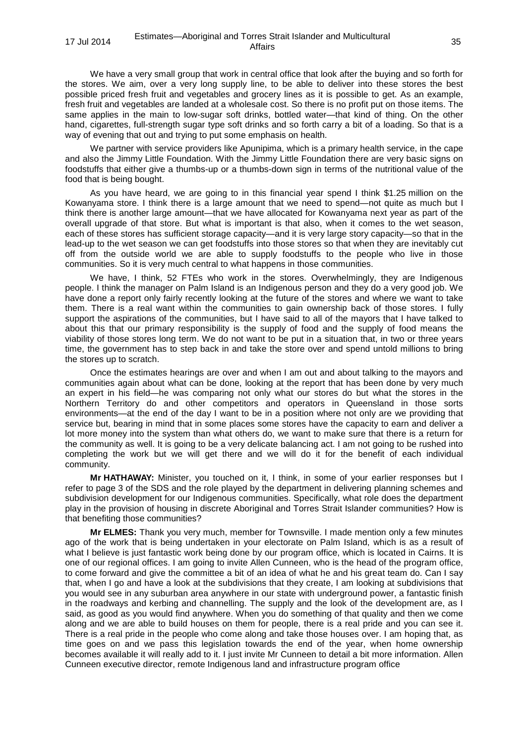We have a very small group that work in central office that look after the buying and so forth for the stores. We aim, over a very long supply line, to be able to deliver into these stores the best possible priced fresh fruit and vegetables and grocery lines as it is possible to get. As an example, fresh fruit and vegetables are landed at a wholesale cost. So there is no profit put on those items. The same applies in the main to low-sugar soft drinks, bottled water—that kind of thing. On the other hand, cigarettes, full-strength sugar type soft drinks and so forth carry a bit of a loading. So that is a way of evening that out and trying to put some emphasis on health.

We partner with service providers like Apunipima, which is a primary health service, in the cape and also the Jimmy Little Foundation. With the Jimmy Little Foundation there are very basic signs on foodstuffs that either give a thumbs-up or a thumbs-down sign in terms of the nutritional value of the food that is being bought.

As you have heard, we are going to in this financial year spend I think $1.25 million on the Kowanyama store. I think there is a large amount that we need to spend—not quite as much but I think there is another large amount—that we have allocated for Kowanyama next year as part of the overall upgrade of that store. But what is important is that also, when it comes to the wet season, each of these stores has sufficient storage capacity—and it is very large story capacity—so that in the lead-up to the wet season we can get foodstuffs into those stores so that when they are inevitably cut off from the outside world we are able to supply foodstuffs to the people who live in those communities. So it is very much central to what happens in those communities.

We have, I think, 52 FTEs who work in the stores. Overwhelmingly, they are Indigenous people. I think the manager on Palm Island is an Indigenous person and they do a very good job. We have done a report only fairly recently looking at the future of the stores and where we want to take them. There is a real want within the communities to gain ownership back of those stores. I fully support the aspirations of the communities, but I have said to all of the mayors that I have talked to about this that our primary responsibility is the supply of food and the supply of food means the viability of those stores long term. We do not want to be put in a situation that, in two or three years time, the government has to step back in and take the store over and spend untold millions to bring the stores up to scratch.

Once the estimates hearings are over and when I am out and about talking to the mayors and communities again about what can be done, looking at the report that has been done by very much an expert in his field—he was comparing not only what our stores do but what the stores in the Northern Territory do and other competitors and operators in Queensland in those sorts environments—at the end of the day I want to be in a position where not only are we providing that service but, bearing in mind that in some places some stores have the capacity to earn and deliver a lot more money into the system than what others do, we want to make sure that there is a return for the community as well. It is going to be a very delicate balancing act. I am not going to be rushed into completing the work but we will get there and we will do it for the benefit of each individual community.

**Mr HATHAWAY:** Minister, you touched on it, I think, in some of your earlier responses but I refer to page 3 of the SDS and the role played by the department in delivering planning schemes and subdivision development for our Indigenous communities. Specifically, what role does the department play in the provision of housing in discrete Aboriginal and Torres Strait Islander communities? How is that benefiting those communities?

**Mr ELMES:** Thank you very much, member for Townsville. I made mention only a few minutes ago of the work that is being undertaken in your electorate on Palm Island, which is as a result of what I believe is just fantastic work being done by our program office, which is located in Cairns. It is one of our regional offices. I am going to invite Allen Cunneen, who is the head of the program office, to come forward and give the committee a bit of an idea of what he and his great team do. Can I say that, when I go and have a look at the subdivisions that they create, I am looking at subdivisions that you would see in any suburban area anywhere in our state with underground power, a fantastic finish in the roadways and kerbing and channelling. The supply and the look of the development are, as I said, as good as you would find anywhere. When you do something of that quality and then we come along and we are able to build houses on them for people, there is a real pride and you can see it. There is a real pride in the people who come along and take those houses over. I am hoping that, as time goes on and we pass this legislation towards the end of the year, when home ownership becomes available it will really add to it. I just invite Mr Cunneen to detail a bit more information. Allen Cunneen executive director, remote Indigenous land and infrastructure program office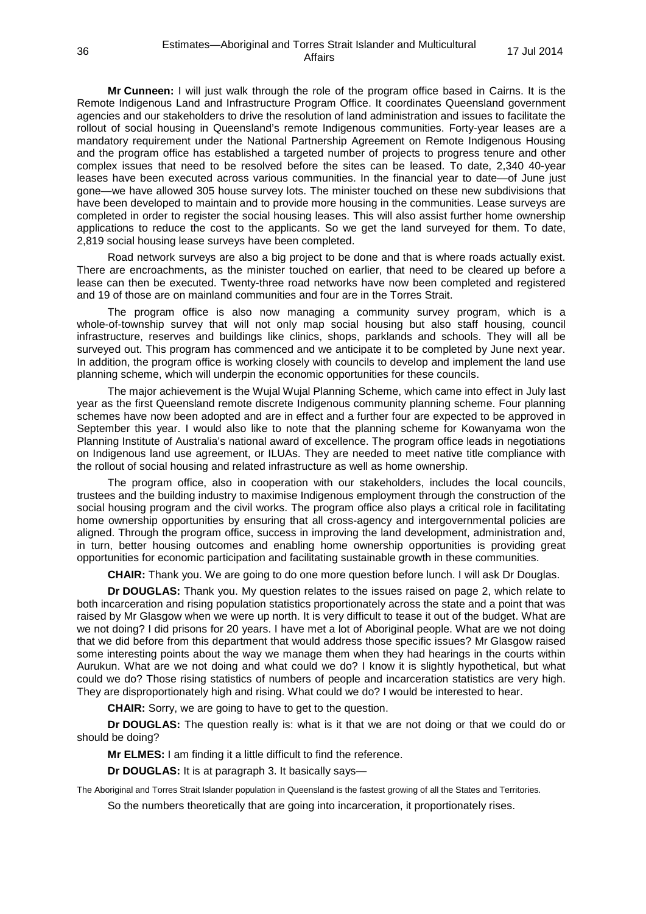**Mr Cunneen:** I will just walk through the role of the program office based in Cairns. It is the Remote Indigenous Land and Infrastructure Program Office. It coordinates Queensland government agencies and our stakeholders to drive the resolution of land administration and issues to facilitate the rollout of social housing in Queensland's remote Indigenous communities. Forty-year leases are a mandatory requirement under the National Partnership Agreement on Remote Indigenous Housing and the program office has established a targeted number of projects to progress tenure and other complex issues that need to be resolved before the sites can be leased. To date, 2,340 40-year leases have been executed across various communities. In the financial year to date—of June just gone—we have allowed 305 house survey lots. The minister touched on these new subdivisions that have been developed to maintain and to provide more housing in the communities. Lease surveys are completed in order to register the social housing leases. This will also assist further home ownership applications to reduce the cost to the applicants. So we get the land surveyed for them. To date, 2,819 social housing lease surveys have been completed.

Road network surveys are also a big project to be done and that is where roads actually exist. There are encroachments, as the minister touched on earlier, that need to be cleared up before a lease can then be executed. Twenty-three road networks have now been completed and registered and 19 of those are on mainland communities and four are in the Torres Strait.

The program office is also now managing a community survey program, which is a whole-of-township survey that will not only map social housing but also staff housing, council infrastructure, reserves and buildings like clinics, shops, parklands and schools. They will all be surveyed out. This program has commenced and we anticipate it to be completed by June next year. In addition, the program office is working closely with councils to develop and implement the land use planning scheme, which will underpin the economic opportunities for these councils.

The major achievement is the Wujal Wujal Planning Scheme, which came into effect in July last year as the first Queensland remote discrete Indigenous community planning scheme. Four planning schemes have now been adopted and are in effect and a further four are expected to be approved in September this year. I would also like to note that the planning scheme for Kowanyama won the Planning Institute of Australia's national award of excellence. The program office leads in negotiations on Indigenous land use agreement, or ILUAs. They are needed to meet native title compliance with the rollout of social housing and related infrastructure as well as home ownership.

The program office, also in cooperation with our stakeholders, includes the local councils, trustees and the building industry to maximise Indigenous employment through the construction of the social housing program and the civil works. The program office also plays a critical role in facilitating home ownership opportunities by ensuring that all cross-agency and intergovernmental policies are aligned. Through the program office, success in improving the land development, administration and, in turn, better housing outcomes and enabling home ownership opportunities is providing great opportunities for economic participation and facilitating sustainable growth in these communities.

**CHAIR:** Thank you. We are going to do one more question before lunch. I will ask Dr Douglas.

**Dr DOUGLAS:** Thank you. My question relates to the issues raised on page 2, which relate to both incarceration and rising population statistics proportionately across the state and a point that was raised by Mr Glasgow when we were up north. It is very difficult to tease it out of the budget. What are we not doing? I did prisons for 20 years. I have met a lot of Aboriginal people. What are we not doing that we did before from this department that would address those specific issues? Mr Glasgow raised some interesting points about the way we manage them when they had hearings in the courts within Aurukun. What are we not doing and what could we do? I know it is slightly hypothetical, but what could we do? Those rising statistics of numbers of people and incarceration statistics are very high. They are disproportionately high and rising. What could we do? I would be interested to hear.

**CHAIR:** Sorry, we are going to have to get to the question.

**Dr DOUGLAS:** The question really is: what is it that we are not doing or that we could do or should be doing?

**Mr ELMES:** I am finding it a little difficult to find the reference.

**Dr DOUGLAS:** It is at paragraph 3. It basically says—

The Aboriginal and Torres Strait Islander population in Queensland is the fastest growing of all the States and Territories.

So the numbers theoretically that are going into incarceration, it proportionately rises.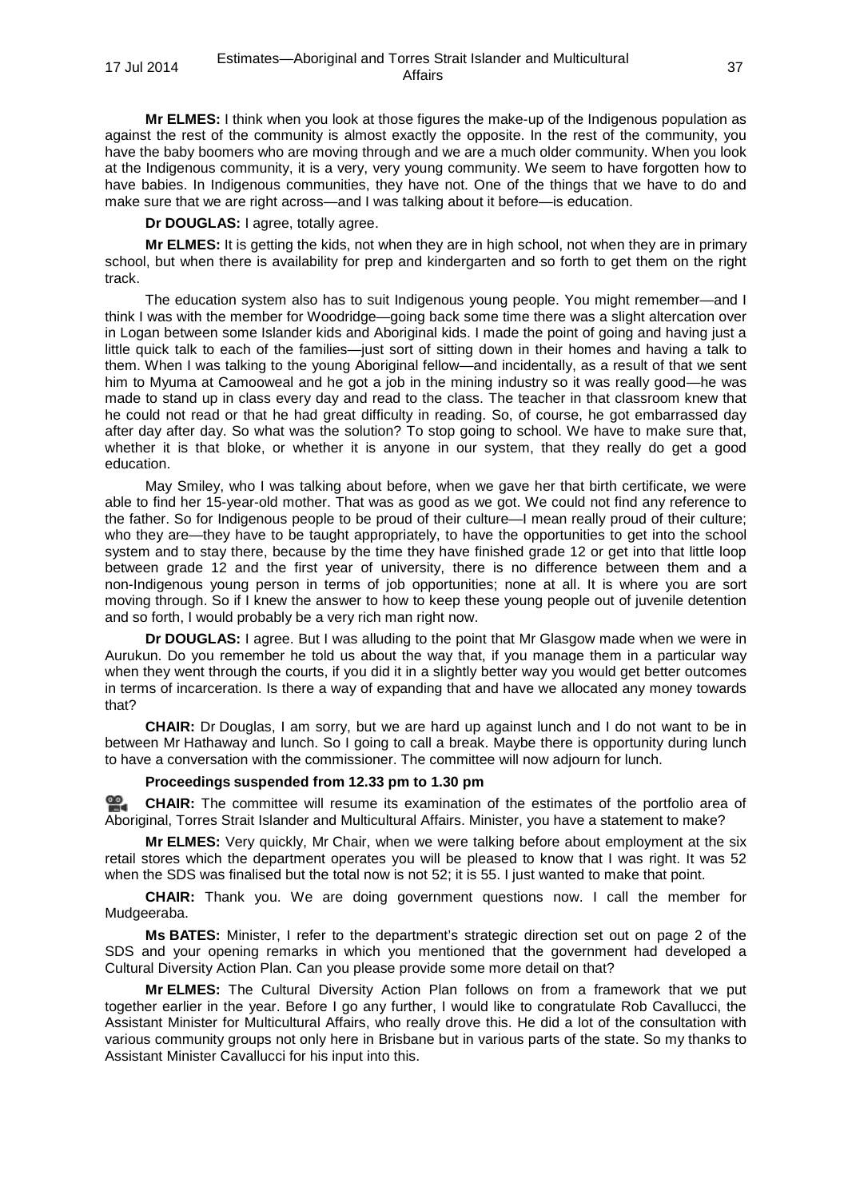**Mr ELMES:** I think when you look at those figures the make-up of the Indigenous population as against the rest of the community is almost exactly the opposite. In the rest of the community, you have the baby boomers who are moving through and we are a much older community. When you look at the Indigenous community, it is a very, very young community. We seem to have forgotten how to have babies. In Indigenous communities, they have not. One of the things that we have to do and make sure that we are right across—and I was talking about it before—is education.

**Dr DOUGLAS:** I agree, totally agree.

**Mr ELMES:** It is getting the kids, not when they are in high school, not when they are in primary school, but when there is availability for prep and kindergarten and so forth to get them on the right track.

The education system also has to suit Indigenous young people. You might remember—and I think I was with the member for Woodridge—going back some time there was a slight altercation over in Logan between some Islander kids and Aboriginal kids. I made the point of going and having just a little quick talk to each of the families—just sort of sitting down in their homes and having a talk to them. When I was talking to the young Aboriginal fellow—and incidentally, as a result of that we sent him to Myuma at Camooweal and he got a job in the mining industry so it was really good—he was made to stand up in class every day and read to the class. The teacher in that classroom knew that he could not read or that he had great difficulty in reading. So, of course, he got embarrassed day after day after day. So what was the solution? To stop going to school. We have to make sure that, whether it is that bloke, or whether it is anyone in our system, that they really do get a good education.

May Smiley, who I was talking about before, when we gave her that birth certificate, we were able to find her 15-year-old mother. That was as good as we got. We could not find any reference to the father. So for Indigenous people to be proud of their culture—I mean really proud of their culture; who they are—they have to be taught appropriately, to have the opportunities to get into the school system and to stay there, because by the time they have finished grade 12 or get into that little loop between grade 12 and the first year of university, there is no difference between them and a non-Indigenous young person in terms of job opportunities; none at all. It is where you are sort moving through. So if I knew the answer to how to keep these young people out of juvenile detention and so forth, I would probably be a very rich man right now.

**Dr DOUGLAS:** I agree. But I was alluding to the point that Mr Glasgow made when we were in Aurukun. Do you remember he told us about the way that, if you manage them in a particular way when they went through the courts, if you did it in a slightly better way you would get better outcomes in terms of incarceration. Is there a way of expanding that and have we allocated any money towards that?

**CHAIR:** Dr Douglas, I am sorry, but we are hard up against lunch and I do not want to be in between Mr Hathaway and lunch. So I going to call a break. Maybe there is opportunity during lunch to have a conversation with the commissioner. The committee will now adjourn for lunch.

**Proceedings suspended from 12.33 pm to 1.30 pm**

**CHAIR:** The committee will resume its examination of the estimates of the portfolio area of Aboriginal, Torres Strait Islander and Multicultural Affairs. Minister, you have a statement to make?

**Mr ELMES:** Very quickly, Mr Chair, when we were talking before about employment at the six retail stores which the department operates you will be pleased to know that I was right. It was 52 when the SDS was finalised but the total now is not 52; it is 55. I just wanted to make that point.

**CHAIR:** Thank you. We are doing government questions now. I call the member for Mudgeeraba.

**Ms BATES:** Minister, I refer to the department's strategic direction set out on page 2 of the SDS and your opening remarks in which you mentioned that the government had developed a Cultural Diversity Action Plan. Can you please provide some more detail on that?

**Mr ELMES:** The Cultural Diversity Action Plan follows on from a framework that we put together earlier in the year. Before I go any further, I would like to congratulate Rob Cavallucci, the Assistant Minister for Multicultural Affairs, who really drove this. He did a lot of the consultation with various community groups not only here in Brisbane but in various parts of the state. So my thanks to Assistant Minister Cavallucci for his input into this.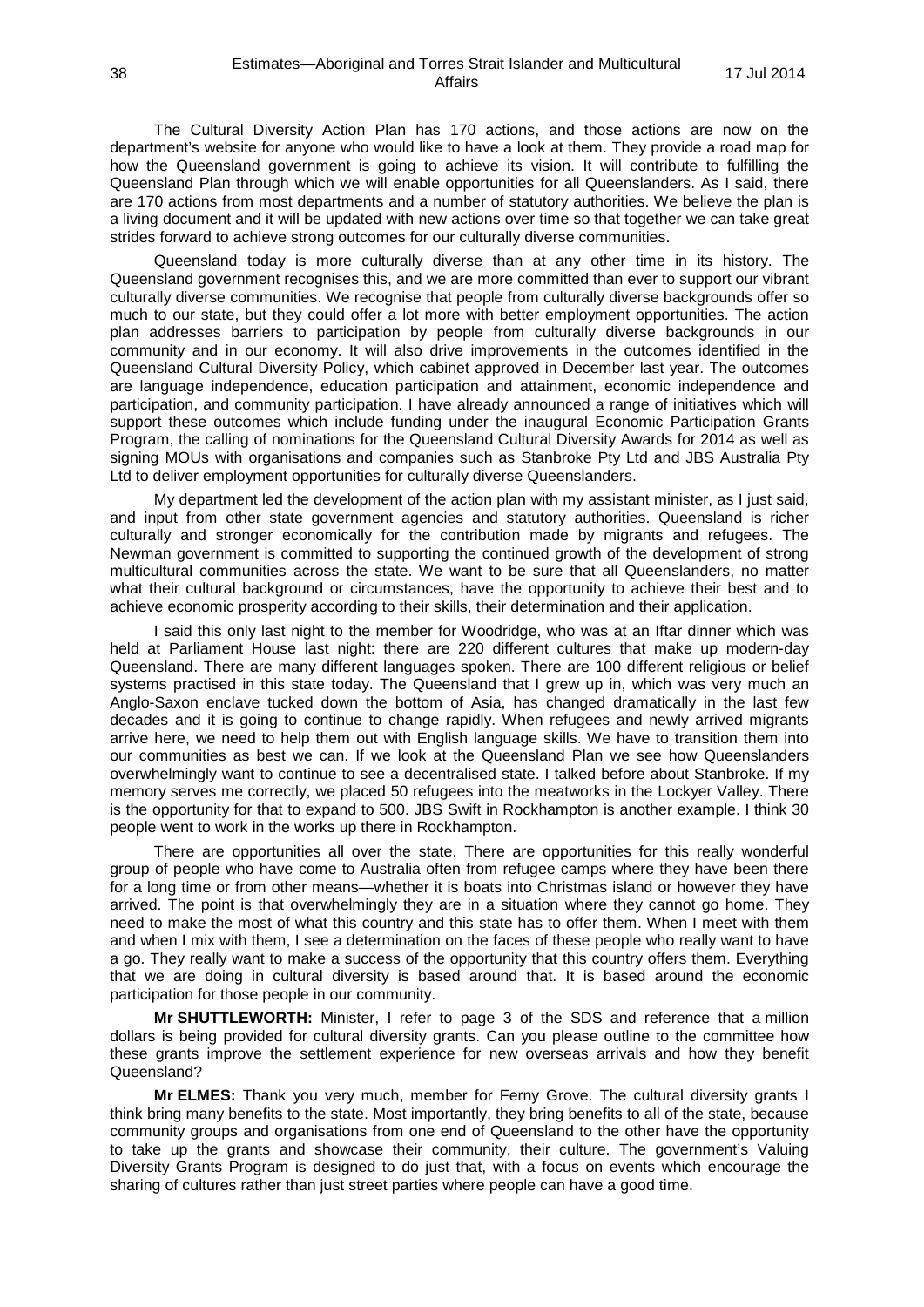The Cultural Diversity Action Plan has 170 actions, and those actions are now on the department's website for anyone who would like to have a look at them. They provide a road map for how the Queensland government is going to achieve its vision. It will contribute to fulfilling the Queensland Plan through which we will enable opportunities for all Queenslanders. As I said, there are 170 actions from most departments and a number of statutory authorities. We believe the plan is a living document and it will be updated with new actions over time so that together we can take great strides forward to achieve strong outcomes for our culturally diverse communities.

Queensland today is more culturally diverse than at any other time in its history. The Queensland government recognises this, and we are more committed than ever to support our vibrant culturally diverse communities. We recognise that people from culturally diverse backgrounds offer so much to our state, but they could offer a lot more with better employment opportunities. The action plan addresses barriers to participation by people from culturally diverse backgrounds in our community and in our economy. It will also drive improvements in the outcomes identified in the Queensland Cultural Diversity Policy, which cabinet approved in December last year. The outcomes are language independence, education participation and attainment, economic independence and participation, and community participation. I have already announced a range of initiatives which will support these outcomes which include funding under the inaugural Economic Participation Grants Program, the calling of nominations for the Queensland Cultural Diversity Awards for 2014 as well as signing MOUs with organisations and companies such as Stanbroke Pty Ltd and JBS Australia Pty Ltd to deliver employment opportunities for culturally diverse Queenslanders.

My department led the development of the action plan with my assistant minister, as I just said, and input from other state government agencies and statutory authorities. Queensland is richer culturally and stronger economically for the contribution made by migrants and refugees. The Newman government is committed to supporting the continued growth of the development of strong multicultural communities across the state. We want to be sure that all Queenslanders, no matter what their cultural background or circumstances, have the opportunity to achieve their best and to achieve economic prosperity according to their skills, their determination and their application.

I said this only last night to the member for Woodridge, who was at an Iftar dinner which was held at Parliament House last night: there are 220 different cultures that make up modern-day Queensland. There are many different languages spoken. There are 100 different religious or belief systems practised in this state today. The Queensland that I grew up in, which was very much an Anglo-Saxon enclave tucked down the bottom of Asia, has changed dramatically in the last few decades and it is going to continue to change rapidly. When refugees and newly arrived migrants arrive here, we need to help them out with English language skills. We have to transition them into our communities as best we can. If we look at the Queensland Plan we see how Queenslanders overwhelmingly want to continue to see a decentralised state. I talked before about Stanbroke. If my memory serves me correctly, we placed 50 refugees into the meatworks in the Lockyer Valley. There is the opportunity for that to expand to 500. JBS Swift in Rockhampton is another example. I think 30 people went to work in the works up there in Rockhampton.

There are opportunities all over the state. There are opportunities for this really wonderful group of people who have come to Australia often from refugee camps where they have been there for a long time or from other means—whether it is boats into Christmas island or however they have arrived. The point is that overwhelmingly they are in a situation where they cannot go home. They need to make the most of what this country and this state has to offer them. When I meet with them and when I mix with them, I see a determination on the faces of these people who really want to have a go. They really want to make a success of the opportunity that this country offers them. Everything that we are doing in cultural diversity is based around that. It is based around the economic participation for those people in our community.

**Mr SHUTTLEWORTH:** Minister, I refer to page 3 of the SDS and reference that a million dollars is being provided for cultural diversity grants. Can you please outline to the committee how these grants improve the settlement experience for new overseas arrivals and how they benefit Queensland?

**Mr ELMES:** Thank you very much, member for Ferny Grove. The cultural diversity grants I think bring many benefits to the state. Most importantly, they bring benefits to all of the state, because community groups and organisations from one end of Queensland to the other have the opportunity to take up the grants and showcase their community, their culture. The government's Valuing Diversity Grants Program is designed to do just that, with a focus on events which encourage the sharing of cultures rather than just street parties where people can have a good time.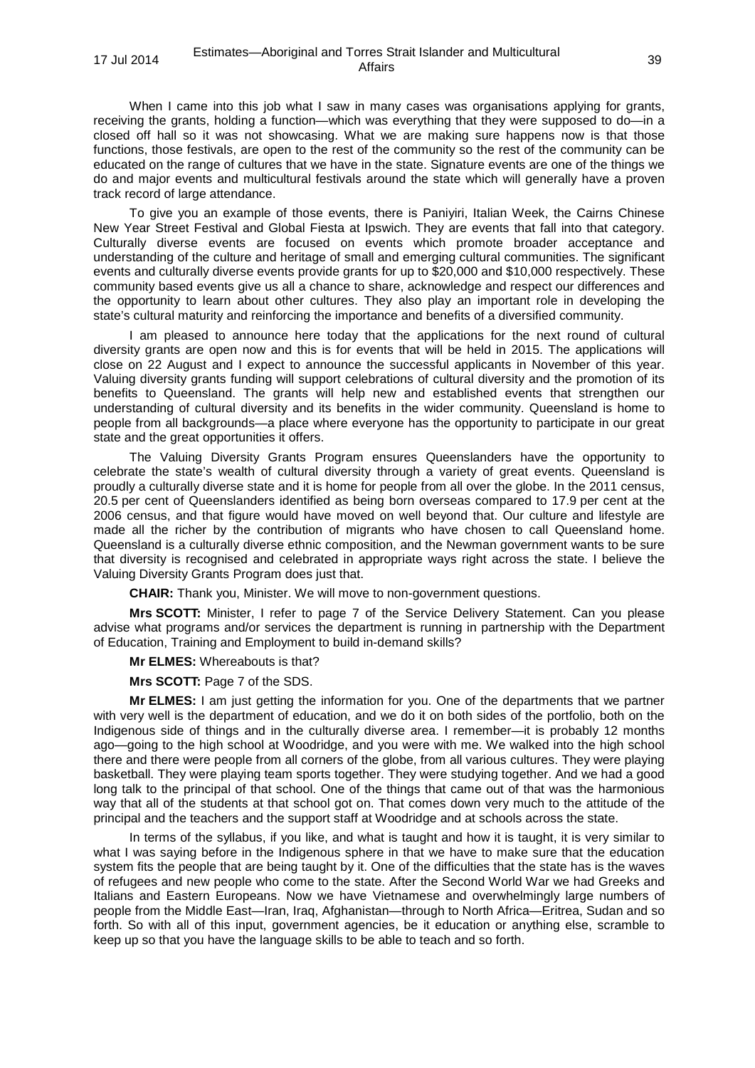When I came into this job what I saw in many cases was organisations applying for grants, receiving the grants, holding a function—which was everything that they were supposed to do—in a closed off hall so it was not showcasing. What we are making sure happens now is that those functions, those festivals, are open to the rest of the community so the rest of the community can be educated on the range of cultures that we have in the state. Signature events are one of the things we do and major events and multicultural festivals around the state which will generally have a proven track record of large attendance.

To give you an example of those events, there is Paniyiri, Italian Week, the Cairns Chinese New Year Street Festival and Global Fiesta at Ipswich. They are events that fall into that category. Culturally diverse events are focused on events which promote broader acceptance and understanding of the culture and heritage of small and emerging cultural communities. The significant events and culturally diverse events provide grants for up to $20,000 and $10,000 respectively. These community based events give us all a chance to share, acknowledge and respect our differences and the opportunity to learn about other cultures. They also play an important role in developing the state's cultural maturity and reinforcing the importance and benefits of a diversified community.

I am pleased to announce here today that the applications for the next round of cultural diversity grants are open now and this is for events that will be held in 2015. The applications will close on 22 August and I expect to announce the successful applicants in November of this year. Valuing diversity grants funding will support celebrations of cultural diversity and the promotion of its benefits to Queensland. The grants will help new and established events that strengthen our understanding of cultural diversity and its benefits in the wider community. Queensland is home to people from all backgrounds—a place where everyone has the opportunity to participate in our great state and the great opportunities it offers.

The Valuing Diversity Grants Program ensures Queenslanders have the opportunity to celebrate the state's wealth of cultural diversity through a variety of great events. Queensland is proudly a culturally diverse state and it is home for people from all over the globe. In the 2011 census, 20.5 per cent of Queenslanders identified as being born overseas compared to 17.9 per cent at the 2006 census, and that figure would have moved on well beyond that. Our culture and lifestyle are made all the richer by the contribution of migrants who have chosen to call Queensland home. Queensland is a culturally diverse ethnic composition, and the Newman government wants to be sure that diversity is recognised and celebrated in appropriate ways right across the state. I believe the Valuing Diversity Grants Program does just that.

**CHAIR:** Thank you, Minister. We will move to non-government questions.

**Mrs SCOTT:** Minister, I refer to page 7 of the Service Delivery Statement. Can you please advise what programs and/or services the department is running in partnership with the Department of Education, Training and Employment to build in-demand skills?

**Mr ELMES:** Whereabouts is that?

**Mrs SCOTT:** Page 7 of the SDS.

**Mr ELMES:** I am just getting the information for you. One of the departments that we partner with very well is the department of education, and we do it on both sides of the portfolio, both on the Indigenous side of things and in the culturally diverse area. I remember—it is probably 12 months ago—going to the high school at Woodridge, and you were with me. We walked into the high school there and there were people from all corners of the globe, from all various cultures. They were playing basketball. They were playing team sports together. They were studying together. And we had a good long talk to the principal of that school. One of the things that came out of that was the harmonious way that all of the students at that school got on. That comes down very much to the attitude of the principal and the teachers and the support staff at Woodridge and at schools across the state.

In terms of the syllabus, if you like, and what is taught and how it is taught, it is very similar to what I was saying before in the Indigenous sphere in that we have to make sure that the education system fits the people that are being taught by it. One of the difficulties that the state has is the waves of refugees and new people who come to the state. After the Second World War we had Greeks and Italians and Eastern Europeans. Now we have Vietnamese and overwhelmingly large numbers of people from the Middle East—Iran, Iraq, Afghanistan—through to North Africa—Eritrea, Sudan and so forth. So with all of this input, government agencies, be it education or anything else, scramble to keep up so that you have the language skills to be able to teach and so forth.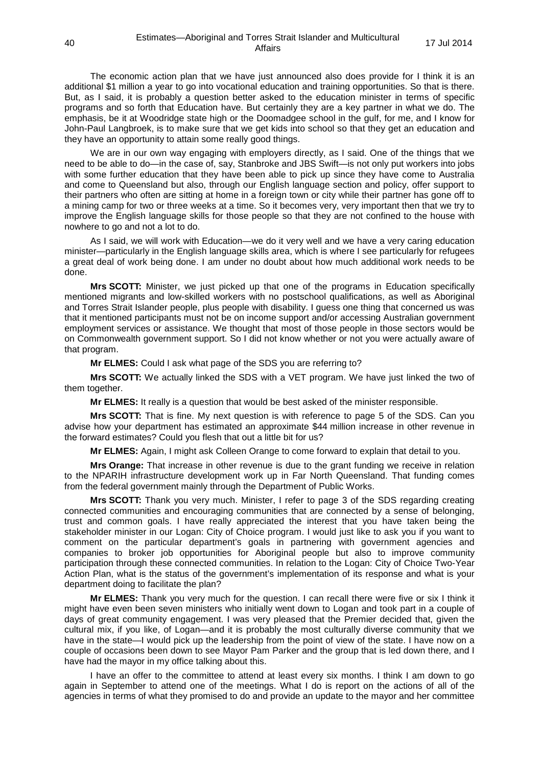The economic action plan that we have just announced also does provide for I think it is an additional $1 million a year to go into vocational education and training opportunities. So that is there. But, as I said, it is probably a question better asked to the education minister in terms of specific programs and so forth that Education have. But certainly they are a key partner in what we do. The emphasis, be it at Woodridge state high or the Doomadgee school in the gulf, for me, and I know for John-Paul Langbroek, is to make sure that we get kids into school so that they get an education and they have an opportunity to attain some really good things.

We are in our own way engaging with employers directly, as I said. One of the things that we need to be able to do—in the case of, say, Stanbroke and JBS Swift—is not only put workers into jobs with some further education that they have been able to pick up since they have come to Australia and come to Queensland but also, through our English language section and policy, offer support to their partners who often are sitting at home in a foreign town or city while their partner has gone off to a mining camp for two or three weeks at a time. So it becomes very, very important then that we try to improve the English language skills for those people so that they are not confined to the house with nowhere to go and not a lot to do.

As I said, we will work with Education—we do it very well and we have a very caring education minister—particularly in the English language skills area, which is where I see particularly for refugees a great deal of work being done. I am under no doubt about how much additional work needs to be done.

**Mrs SCOTT:** Minister, we just picked up that one of the programs in Education specifically mentioned migrants and low-skilled workers with no postschool qualifications, as well as Aboriginal and Torres Strait Islander people, plus people with disability. I guess one thing that concerned us was that it mentioned participants must not be on income support and/or accessing Australian government employment services or assistance. We thought that most of those people in those sectors would be on Commonwealth government support. So I did not know whether or not you were actually aware of that program.

**Mr ELMES:** Could I ask what page of the SDS you are referring to?

**Mrs SCOTT:** We actually linked the SDS with a VET program. We have just linked the two of them together.

**Mr ELMES:** It really is a question that would be best asked of the minister responsible.

**Mrs SCOTT:** That is fine. My next question is with reference to page 5 of the SDS. Can you advise how your department has estimated an approximate $44 million increase in other revenue in the forward estimates? Could you flesh that out a little bit for us?

**Mr ELMES:** Again, I might ask Colleen Orange to come forward to explain that detail to you.

**Mrs Orange:** That increase in other revenue is due to the grant funding we receive in relation to the NPARIH infrastructure development work up in Far North Queensland. That funding comes from the federal government mainly through the Department of Public Works.

**Mrs SCOTT:** Thank you very much. Minister, I refer to page 3 of the SDS regarding creating connected communities and encouraging communities that are connected by a sense of belonging, trust and common goals. I have really appreciated the interest that you have taken being the stakeholder minister in our Logan: City of Choice program. I would just like to ask you if you want to comment on the particular department's goals in partnering with government agencies and companies to broker job opportunities for Aboriginal people but also to improve community participation through these connected communities. In relation to the Logan: City of Choice Two-Year Action Plan, what is the status of the government's implementation of its response and what is your department doing to facilitate the plan?

**Mr ELMES:** Thank you very much for the question. I can recall there were five or six I think it might have even been seven ministers who initially went down to Logan and took part in a couple of days of great community engagement. I was very pleased that the Premier decided that, given the cultural mix, if you like, of Logan—and it is probably the most culturally diverse community that we have in the state—I would pick up the leadership from the point of view of the state. I have now on a couple of occasions been down to see Mayor Pam Parker and the group that is led down there, and I have had the mayor in my office talking about this.

I have an offer to the committee to attend at least every six months. I think I am down to go again in September to attend one of the meetings. What I do is report on the actions of all of the agencies in terms of what they promised to do and provide an update to the mayor and her committee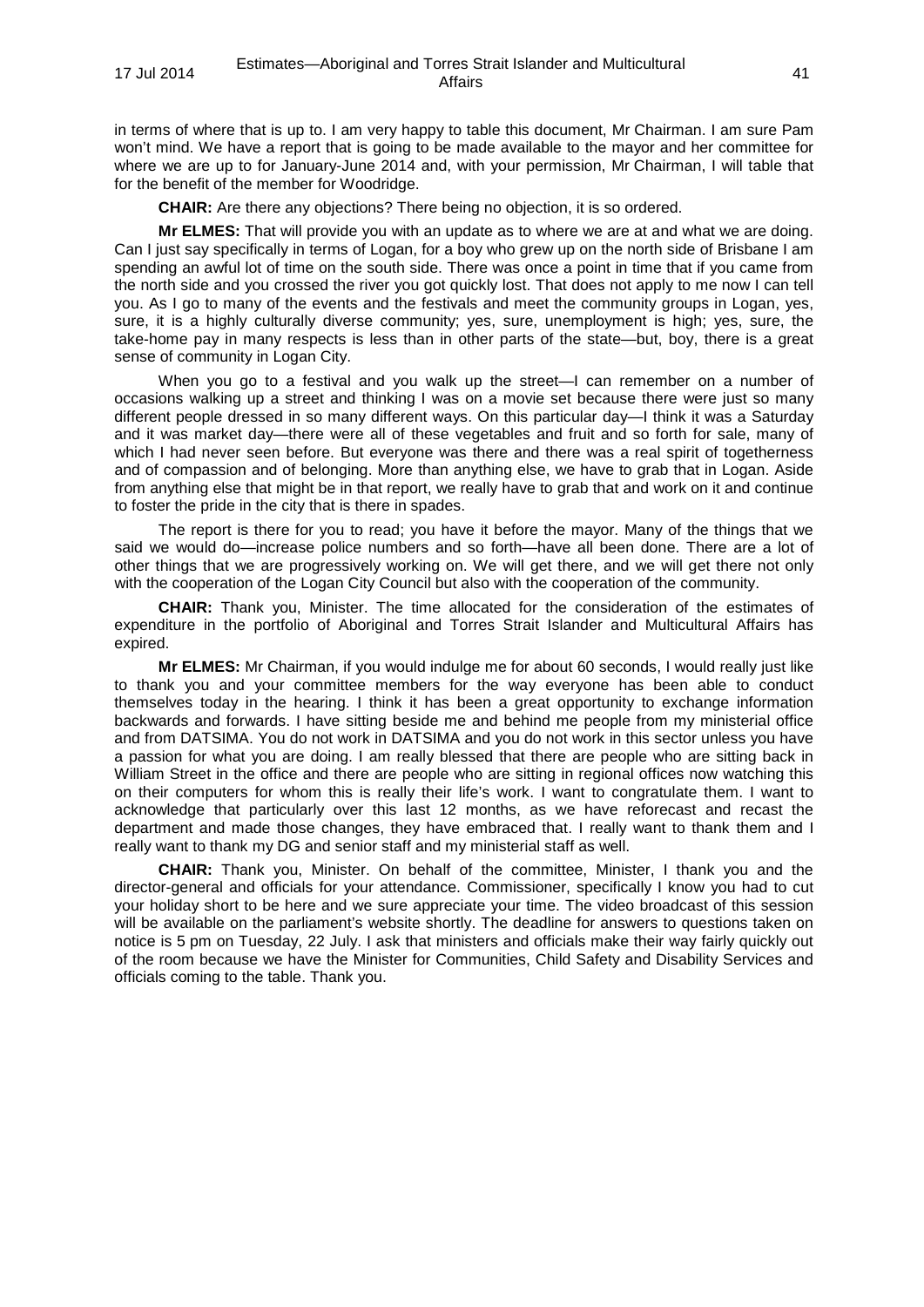in terms of where that is up to. I am very happy to table this document, Mr Chairman. I am sure Pam won't mind. We have a report that is going to be made available to the mayor and her committee for where we are up to for January-June 2014 and, with your permission, Mr Chairman, I will table that for the benefit of the member for Woodridge.

**CHAIR:** Are there any objections? There being no objection, it is so ordered.

**Mr ELMES:** That will provide you with an update as to where we are at and what we are doing. Can I just say specifically in terms of Logan, for a boy who grew up on the north side of Brisbane I am spending an awful lot of time on the south side. There was once a point in time that if you came from the north side and you crossed the river you got quickly lost. That does not apply to me now I can tell you. As I go to many of the events and the festivals and meet the community groups in Logan, yes, sure, it is a highly culturally diverse community; yes, sure, unemployment is high; yes, sure, the take-home pay in many respects is less than in other parts of the state—but, boy, there is a great sense of community in Logan City.

When you go to a festival and you walk up the street—I can remember on a number of occasions walking up a street and thinking I was on a movie set because there were just so many different people dressed in so many different ways. On this particular day—I think it was a Saturday and it was market day—there were all of these vegetables and fruit and so forth for sale, many of which I had never seen before. But everyone was there and there was a real spirit of togetherness and of compassion and of belonging. More than anything else, we have to grab that in Logan. Aside from anything else that might be in that report, we really have to grab that and work on it and continue to foster the pride in the city that is there in spades.

The report is there for you to read; you have it before the mayor. Many of the things that we said we would do—increase police numbers and so forth—have all been done. There are a lot of other things that we are progressively working on. We will get there, and we will get there not only with the cooperation of the Logan City Council but also with the cooperation of the community.

**CHAIR:** Thank you, Minister. The time allocated for the consideration of the estimates of expenditure in the portfolio of Aboriginal and Torres Strait Islander and Multicultural Affairs has expired.

**Mr ELMES:** Mr Chairman, if you would indulge me for about 60 seconds, I would really just like to thank you and your committee members for the way everyone has been able to conduct themselves today in the hearing. I think it has been a great opportunity to exchange information backwards and forwards. I have sitting beside me and behind me people from my ministerial office and from DATSIMA. You do not work in DATSIMA and you do not work in this sector unless you have a passion for what you are doing. I am really blessed that there are people who are sitting back in William Street in the office and there are people who are sitting in regional offices now watching this on their computers for whom this is really their life's work. I want to congratulate them. I want to acknowledge that particularly over this last 12 months, as we have reforecast and recast the department and made those changes, they have embraced that. I really want to thank them and I really want to thank my DG and senior staff and my ministerial staff as well.

**CHAIR:** Thank you, Minister. On behalf of the committee, Minister, I thank you and the director-general and officials for your attendance. Commissioner, specifically I know you had to cut your holiday short to be here and we sure appreciate your time. The video broadcast of this session will be available on the parliament's website shortly. The deadline for answers to questions taken on notice is 5 pm on Tuesday, 22 July. I ask that ministers and officials make their way fairly quickly out of the room because we have the Minister for Communities, Child Safety and Disability Services and officials coming to the table. Thank you.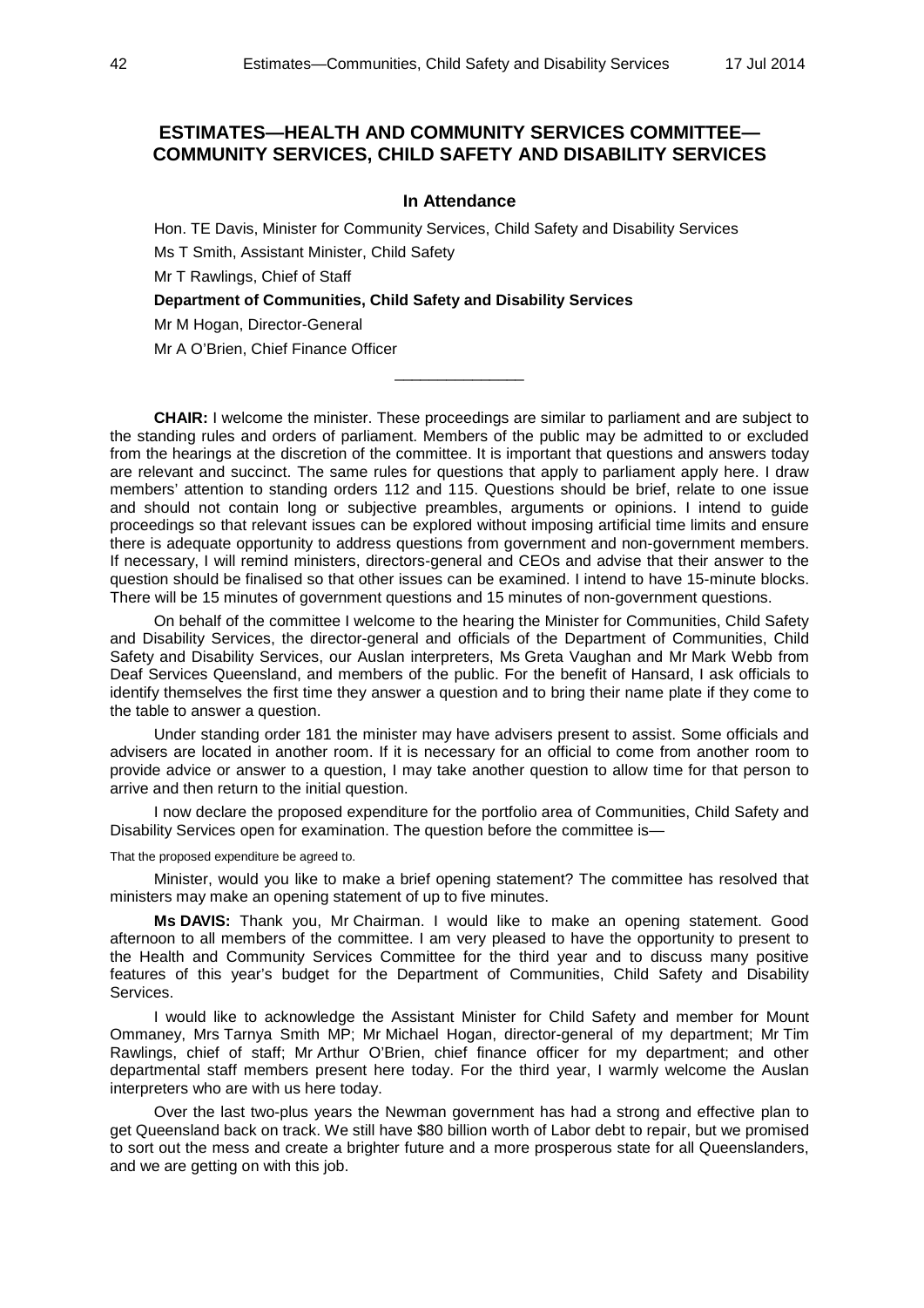## ESTIMATES—HEALTH AND COMMUNITY SERVICES COMMITTEE—COMMUNITY SERVICES, CHILD SAFETY AND DISABILITY SERVICES

### In Attendance

Hon. TE Davis, Minister for Community Services, Child Safety and Disability Services

Ms T Smith, Assistant Minister, Child Safety

Mr T Rawlings, Chief of Staff

**Department of Communities, Child Safety and Disability Services**

Mr M Hogan, Director-General

Mr A O'Brien, Chief Finance Officer

---

**CHAIR:** I welcome the minister. These proceedings are similar to parliament and are subject to the standing rules and orders of parliament. Members of the public may be admitted to or excluded from the hearings at the discretion of the committee. It is important that questions and answers today are relevant and succinct. The same rules for questions that apply to parliament apply here. I draw members' attention to standing orders 112 and 115. Questions should be brief, relate to one issue and should not contain long or subjective preambles, arguments or opinions. I intend to guide proceedings so that relevant issues can be explored without imposing artificial time limits and ensure there is adequate opportunity to address questions from government and non-government members. If necessary, I will remind ministers, directors-general and CEOs and advise that their answer to the question should be finalised so that other issues can be examined. I intend to have 15-minute blocks. There will be 15 minutes of government questions and 15 minutes of non-government questions.

On behalf of the committee I welcome to the hearing the Minister for Communities, Child Safety and Disability Services, the director-general and officials of the Department of Communities, Child Safety and Disability Services, our Auslan interpreters, Ms Greta Vaughan and Mr Mark Webb from Deaf Services Queensland, and members of the public. For the benefit of Hansard, I ask officials to identify themselves the first time they answer a question and to bring their name plate if they come to the table to answer a question.

Under standing order 181 the minister may have advisers present to assist. Some officials and advisers are located in another room. If it is necessary for an official to come from another room to provide advice or answer to a question, I may take another question to allow time for that person to arrive and then return to the initial question.

I now declare the proposed expenditure for the portfolio area of Communities, Child Safety and Disability Services open for examination. The question before the committee is—

That the proposed expenditure be agreed to.

Minister, would you like to make a brief opening statement? The committee has resolved that ministers may make an opening statement of up to five minutes.

**Ms DAVIS:** Thank you, Mr Chairman. I would like to make an opening statement. Good afternoon to all members of the committee. I am very pleased to have the opportunity to present to the Health and Community Services Committee for the third year and to discuss many positive features of this year's budget for the Department of Communities, Child Safety and Disability Services.

I would like to acknowledge the Assistant Minister for Child Safety and member for Mount Ommaney, Mrs Tarnya Smith MP; Mr Michael Hogan, director-general of my department; Mr Tim Rawlings, chief of staff; Mr Arthur O'Brien, chief finance officer for my department; and other departmental staff members present here today. For the third year, I warmly welcome the Auslan interpreters who are with us here today.

Over the last two-plus years the Newman government has had a strong and effective plan to get Queensland back on track. We still have $80 billion worth of Labor debt to repair, but we promised to sort out the mess and create a brighter future and a more prosperous state for all Queenslanders, and we are getting on with this job.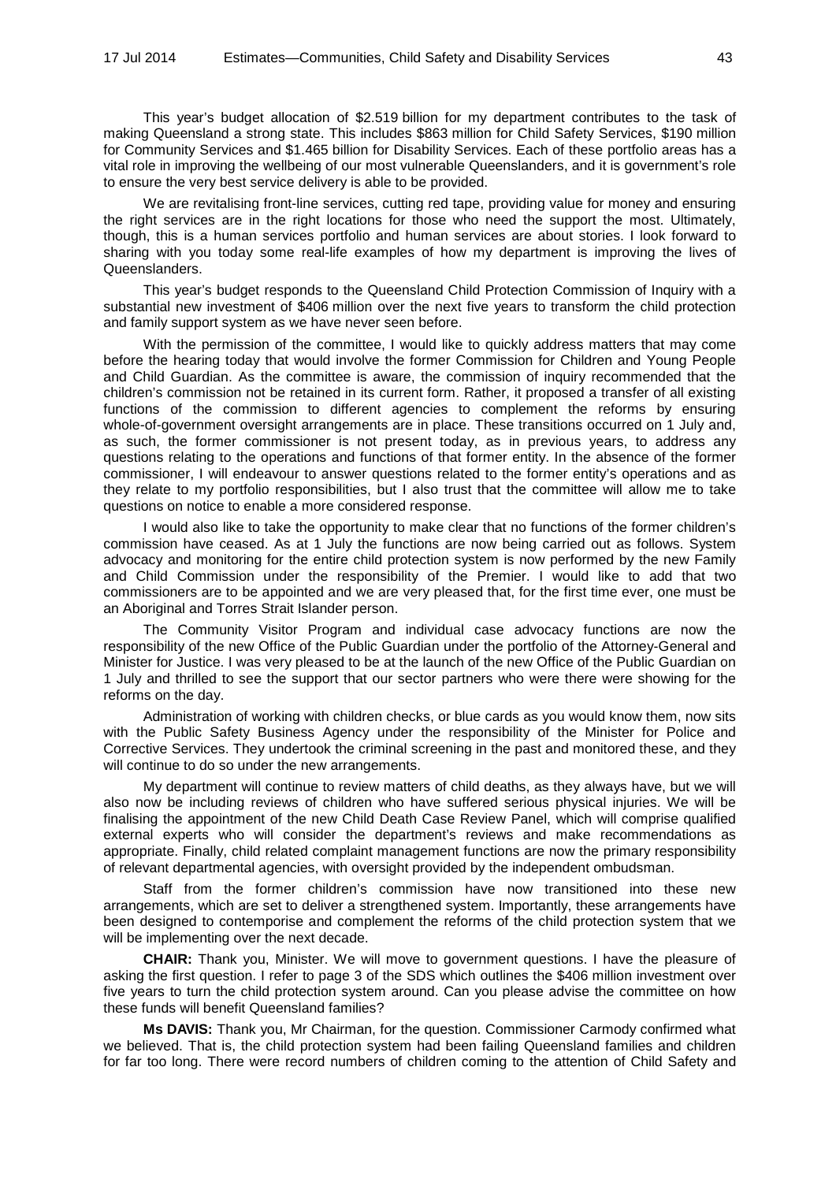This year's budget allocation of $2.519 billion for my department contributes to the task of making Queensland a strong state. This includes $863 million for Child Safety Services, $190 million for Community Services and $1.465 billion for Disability Services. Each of these portfolio areas has a vital role in improving the wellbeing of our most vulnerable Queenslanders, and it is government's role to ensure the very best service delivery is able to be provided.

We are revitalising front-line services, cutting red tape, providing value for money and ensuring the right services are in the right locations for those who need the support the most. Ultimately, though, this is a human services portfolio and human services are about stories. I look forward to sharing with you today some real-life examples of how my department is improving the lives of Queenslanders.

This year's budget responds to the Queensland Child Protection Commission of Inquiry with a substantial new investment of $406 million over the next five years to transform the child protection and family support system as we have never seen before.

With the permission of the committee, I would like to quickly address matters that may come before the hearing today that would involve the former Commission for Children and Young People and Child Guardian. As the committee is aware, the commission of inquiry recommended that the children's commission not be retained in its current form. Rather, it proposed a transfer of all existing functions of the commission to different agencies to complement the reforms by ensuring whole-of-government oversight arrangements are in place. These transitions occurred on 1 July and, as such, the former commissioner is not present today, as in previous years, to address any questions relating to the operations and functions of that former entity. In the absence of the former commissioner, I will endeavour to answer questions related to the former entity's operations and as they relate to my portfolio responsibilities, but I also trust that the committee will allow me to take questions on notice to enable a more considered response.

I would also like to take the opportunity to make clear that no functions of the former children's commission have ceased. As at 1 July the functions are now being carried out as follows. System advocacy and monitoring for the entire child protection system is now performed by the new Family and Child Commission under the responsibility of the Premier. I would like to add that two commissioners are to be appointed and we are very pleased that, for the first time ever, one must be an Aboriginal and Torres Strait Islander person.

The Community Visitor Program and individual case advocacy functions are now the responsibility of the new Office of the Public Guardian under the portfolio of the Attorney-General and Minister for Justice. I was very pleased to be at the launch of the new Office of the Public Guardian on 1 July and thrilled to see the support that our sector partners who were there were showing for the reforms on the day.

Administration of working with children checks, or blue cards as you would know them, now sits with the Public Safety Business Agency under the responsibility of the Minister for Police and Corrective Services. They undertook the criminal screening in the past and monitored these, and they will continue to do so under the new arrangements.

My department will continue to review matters of child deaths, as they always have, but we will also now be including reviews of children who have suffered serious physical injuries. We will be finalising the appointment of the new Child Death Case Review Panel, which will comprise qualified external experts who will consider the department's reviews and make recommendations as appropriate. Finally, child related complaint management functions are now the primary responsibility of relevant departmental agencies, with oversight provided by the independent ombudsman.

Staff from the former children's commission have now transitioned into these new arrangements, which are set to deliver a strengthened system. Importantly, these arrangements have been designed to contemporise and complement the reforms of the child protection system that we will be implementing over the next decade.

**CHAIR:** Thank you, Minister. We will move to government questions. I have the pleasure of asking the first question. I refer to page 3 of the SDS which outlines the $406 million investment over five years to turn the child protection system around. Can you please advise the committee on how these funds will benefit Queensland families?

**Ms DAVIS:** Thank you, Mr Chairman, for the question. Commissioner Carmody confirmed what we believed. That is, the child protection system had been failing Queensland families and children for far too long. There were record numbers of children coming to the attention of Child Safety and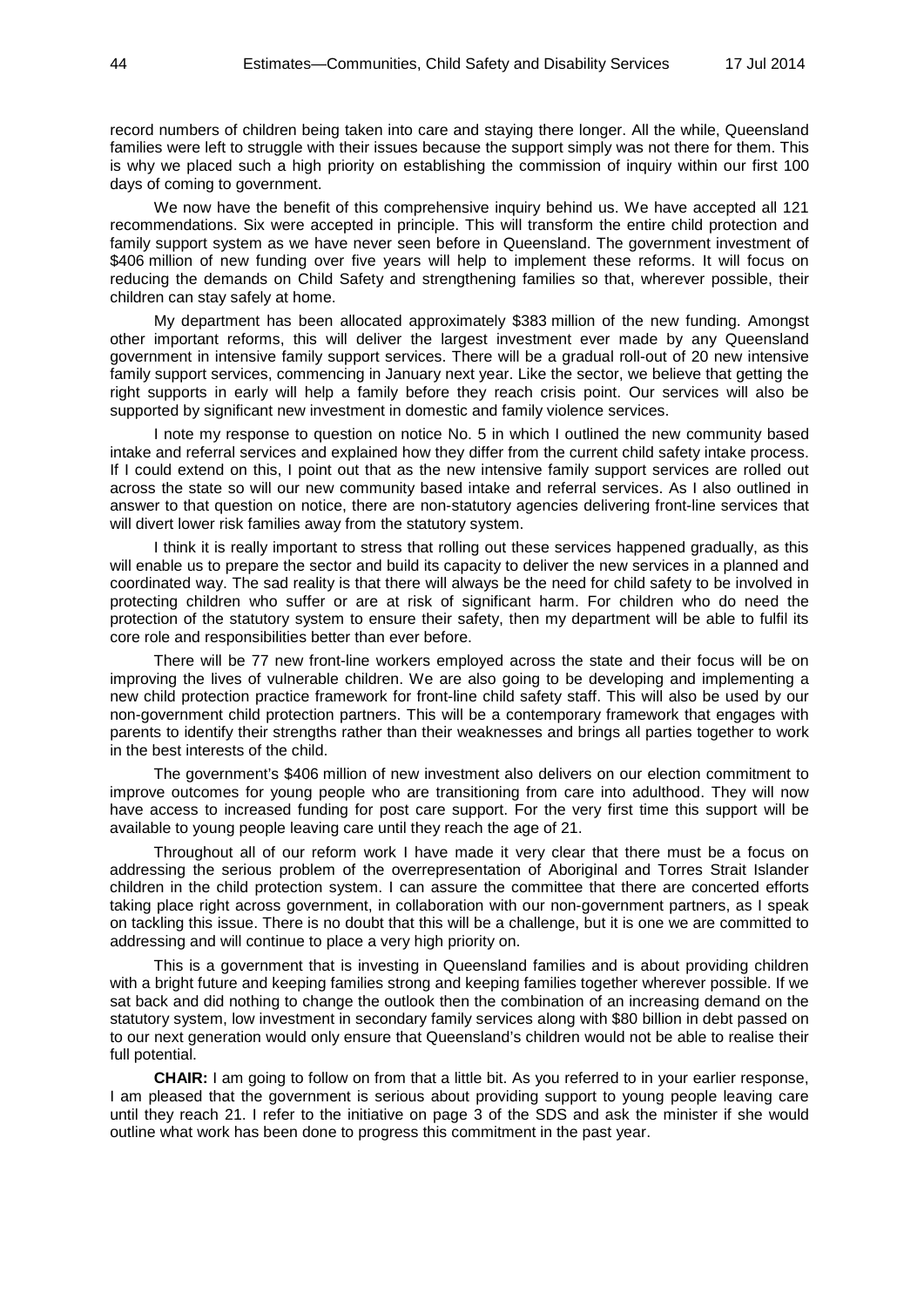record numbers of children being taken into care and staying there longer. All the while, Queensland families were left to struggle with their issues because the support simply was not there for them. This is why we placed such a high priority on establishing the commission of inquiry within our first 100 days of coming to government.

We now have the benefit of this comprehensive inquiry behind us. We have accepted all 121 recommendations. Six were accepted in principle. This will transform the entire child protection and family support system as we have never seen before in Queensland. The government investment of $406 million of new funding over five years will help to implement these reforms. It will focus on reducing the demands on Child Safety and strengthening families so that, wherever possible, their children can stay safely at home.

My department has been allocated approximately $383 million of the new funding. Amongst other important reforms, this will deliver the largest investment ever made by any Queensland government in intensive family support services. There will be a gradual roll-out of 20 new intensive family support services, commencing in January next year. Like the sector, we believe that getting the right supports in early will help a family before they reach crisis point. Our services will also be supported by significant new investment in domestic and family violence services.

I note my response to question on notice No. 5 in which I outlined the new community based intake and referral services and explained how they differ from the current child safety intake process. If I could extend on this, I point out that as the new intensive family support services are rolled out across the state so will our new community based intake and referral services. As I also outlined in answer to that question on notice, there are non-statutory agencies delivering front-line services that will divert lower risk families away from the statutory system.

I think it is really important to stress that rolling out these services happened gradually, as this will enable us to prepare the sector and build its capacity to deliver the new services in a planned and coordinated way. The sad reality is that there will always be the need for child safety to be involved in protecting children who suffer or are at risk of significant harm. For children who do need the protection of the statutory system to ensure their safety, then my department will be able to fulfil its core role and responsibilities better than ever before.

There will be 77 new front-line workers employed across the state and their focus will be on improving the lives of vulnerable children. We are also going to be developing and implementing a new child protection practice framework for front-line child safety staff. This will also be used by our non-government child protection partners. This will be a contemporary framework that engages with parents to identify their strengths rather than their weaknesses and brings all parties together to work in the best interests of the child.

The government's $406 million of new investment also delivers on our election commitment to improve outcomes for young people who are transitioning from care into adulthood. They will now have access to increased funding for post care support. For the very first time this support will be available to young people leaving care until they reach the age of 21.

Throughout all of our reform work I have made it very clear that there must be a focus on addressing the serious problem of the overrepresentation of Aboriginal and Torres Strait Islander children in the child protection system. I can assure the committee that there are concerted efforts taking place right across government, in collaboration with our non-government partners, as I speak on tackling this issue. There is no doubt that this will be a challenge, but it is one we are committed to addressing and will continue to place a very high priority on.

This is a government that is investing in Queensland families and is about providing children with a bright future and keeping families strong and keeping families together wherever possible. If we sat back and did nothing to change the outlook then the combination of an increasing demand on the statutory system, low investment in secondary family services along with $80 billion in debt passed on to our next generation would only ensure that Queensland's children would not be able to realise their full potential.

**CHAIR:** I am going to follow on from that a little bit. As you referred to in your earlier response, I am pleased that the government is serious about providing support to young people leaving care until they reach 21. I refer to the initiative on page 3 of the SDS and ask the minister if she would outline what work has been done to progress this commitment in the past year.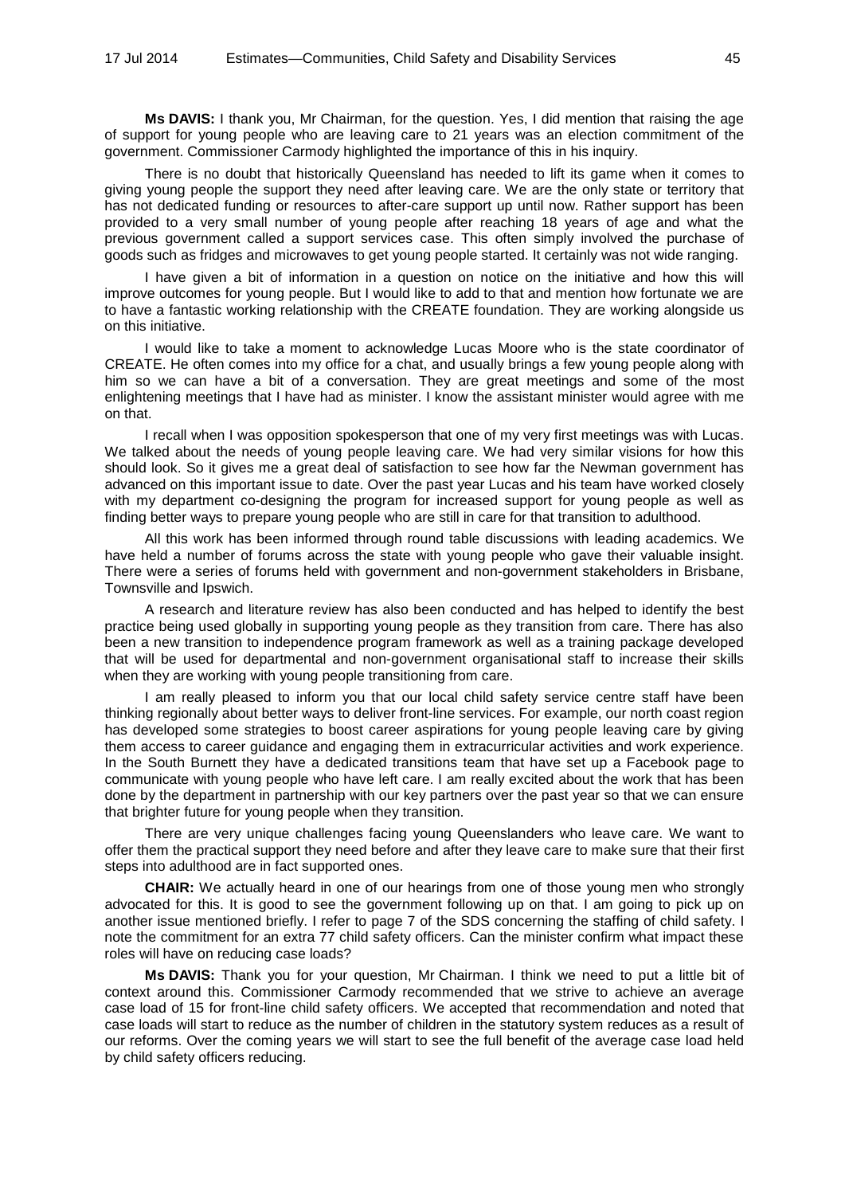**Ms DAVIS:** I thank you, Mr Chairman, for the question. Yes, I did mention that raising the age of support for young people who are leaving care to 21 years was an election commitment of the government. Commissioner Carmody highlighted the importance of this in his inquiry.

There is no doubt that historically Queensland has needed to lift its game when it comes to giving young people the support they need after leaving care. We are the only state or territory that has not dedicated funding or resources to after-care support up until now. Rather support has been provided to a very small number of young people after reaching 18 years of age and what the previous government called a support services case. This often simply involved the purchase of goods such as fridges and microwaves to get young people started. It certainly was not wide ranging.

I have given a bit of information in a question on notice on the initiative and how this will improve outcomes for young people. But I would like to add to that and mention how fortunate we are to have a fantastic working relationship with the CREATE foundation. They are working alongside us on this initiative.

I would like to take a moment to acknowledge Lucas Moore who is the state coordinator of CREATE. He often comes into my office for a chat, and usually brings a few young people along with him so we can have a bit of a conversation. They are great meetings and some of the most enlightening meetings that I have had as minister. I know the assistant minister would agree with me on that.

I recall when I was opposition spokesperson that one of my very first meetings was with Lucas. We talked about the needs of young people leaving care. We had very similar visions for how this should look. So it gives me a great deal of satisfaction to see how far the Newman government has advanced on this important issue to date. Over the past year Lucas and his team have worked closely with my department co-designing the program for increased support for young people as well as finding better ways to prepare young people who are still in care for that transition to adulthood.

All this work has been informed through round table discussions with leading academics. We have held a number of forums across the state with young people who gave their valuable insight. There were a series of forums held with government and non-government stakeholders in Brisbane, Townsville and Ipswich.

A research and literature review has also been conducted and has helped to identify the best practice being used globally in supporting young people as they transition from care. There has also been a new transition to independence program framework as well as a training package developed that will be used for departmental and non-government organisational staff to increase their skills when they are working with young people transitioning from care.

I am really pleased to inform you that our local child safety service centre staff have been thinking regionally about better ways to deliver front-line services. For example, our north coast region has developed some strategies to boost career aspirations for young people leaving care by giving them access to career guidance and engaging them in extracurricular activities and work experience. In the South Burnett they have a dedicated transitions team that have set up a Facebook page to communicate with young people who have left care. I am really excited about the work that has been done by the department in partnership with our key partners over the past year so that we can ensure that brighter future for young people when they transition.

There are very unique challenges facing young Queenslanders who leave care. We want to offer them the practical support they need before and after they leave care to make sure that their first steps into adulthood are in fact supported ones.

**CHAIR:** We actually heard in one of our hearings from one of those young men who strongly advocated for this. It is good to see the government following up on that. I am going to pick up on another issue mentioned briefly. I refer to page 7 of the SDS concerning the staffing of child safety. I note the commitment for an extra 77 child safety officers. Can the minister confirm what impact these roles will have on reducing case loads?

**Ms DAVIS:** Thank you for your question, Mr Chairman. I think we need to put a little bit of context around this. Commissioner Carmody recommended that we strive to achieve an average case load of 15 for front-line child safety officers. We accepted that recommendation and noted that case loads will start to reduce as the number of children in the statutory system reduces as a result of our reforms. Over the coming years we will start to see the full benefit of the average case load held by child safety officers reducing.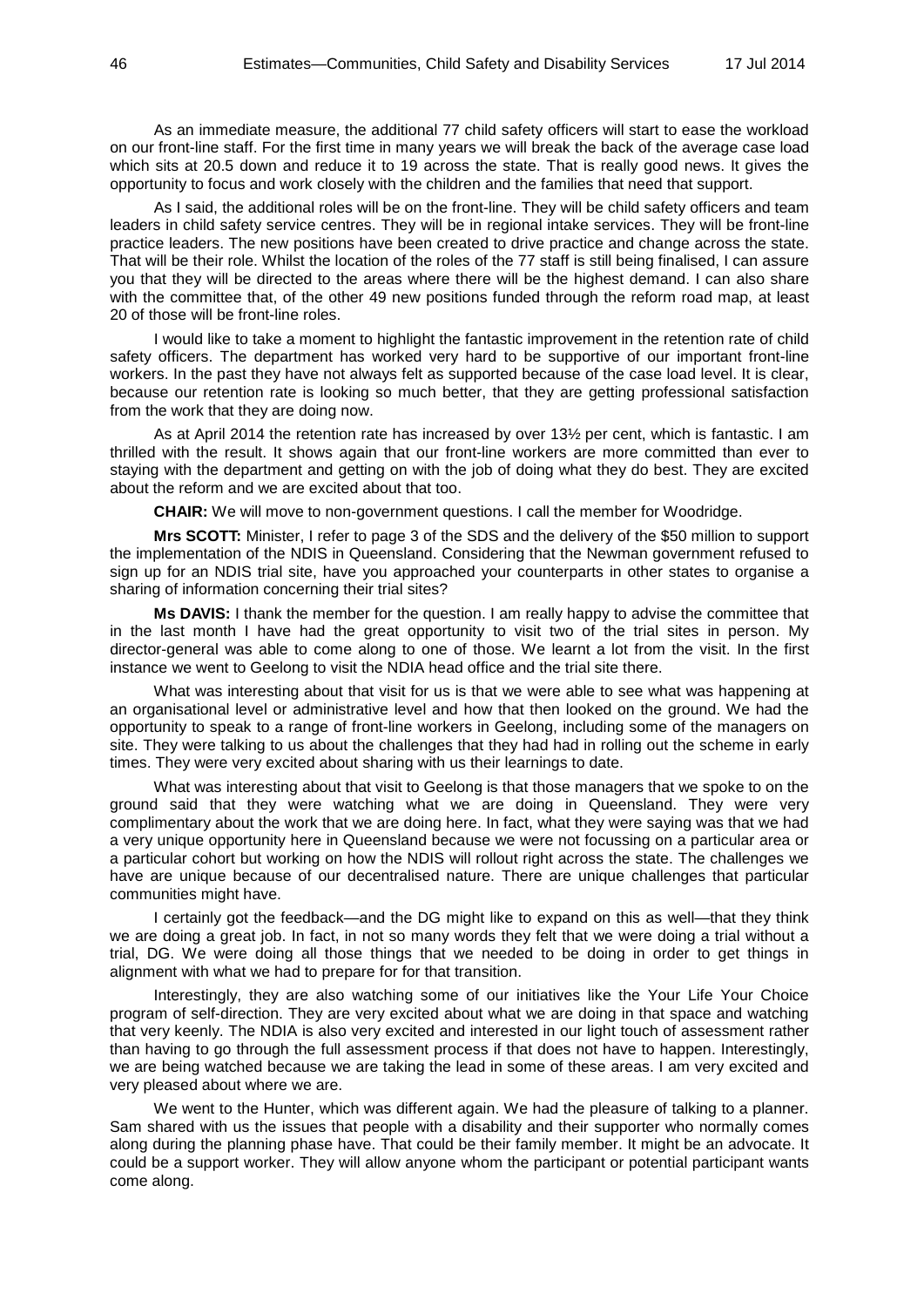As an immediate measure, the additional 77 child safety officers will start to ease the workload on our front-line staff. For the first time in many years we will break the back of the average case load which sits at 20.5 down and reduce it to 19 across the state. That is really good news. It gives the opportunity to focus and work closely with the children and the families that need that support.

As I said, the additional roles will be on the front-line. They will be child safety officers and team leaders in child safety service centres. They will be in regional intake services. They will be front-line practice leaders. The new positions have been created to drive practice and change across the state. That will be their role. Whilst the location of the roles of the 77 staff is still being finalised, I can assure you that they will be directed to the areas where there will be the highest demand. I can also share with the committee that, of the other 49 new positions funded through the reform road map, at least 20 of those will be front-line roles.

I would like to take a moment to highlight the fantastic improvement in the retention rate of child safety officers. The department has worked very hard to be supportive of our important front-line workers. In the past they have not always felt as supported because of the case load level. It is clear, because our retention rate is looking so much better, that they are getting professional satisfaction from the work that they are doing now.

As at April 2014 the retention rate has increased by over 13½ per cent, which is fantastic. I am thrilled with the result. It shows again that our front-line workers are more committed than ever to staying with the department and getting on with the job of doing what they do best. They are excited about the reform and we are excited about that too.

**CHAIR:** We will move to non-government questions. I call the member for Woodridge.

**Mrs SCOTT:** Minister, I refer to page 3 of the SDS and the delivery of the $50 million to support the implementation of the NDIS in Queensland. Considering that the Newman government refused to sign up for an NDIS trial site, have you approached your counterparts in other states to organise a sharing of information concerning their trial sites?

**Ms DAVIS:** I thank the member for the question. I am really happy to advise the committee that in the last month I have had the great opportunity to visit two of the trial sites in person. My director-general was able to come along to one of those. We learnt a lot from the visit. In the first instance we went to Geelong to visit the NDIA head office and the trial site there.

What was interesting about that visit for us is that we were able to see what was happening at an organisational level or administrative level and how that then looked on the ground. We had the opportunity to speak to a range of front-line workers in Geelong, including some of the managers on site. They were talking to us about the challenges that they had had in rolling out the scheme in early times. They were very excited about sharing with us their learnings to date.

What was interesting about that visit to Geelong is that those managers that we spoke to on the ground said that they were watching what we are doing in Queensland. They were very complimentary about the work that we are doing here. In fact, what they were saying was that we had a very unique opportunity here in Queensland because we were not focussing on a particular area or a particular cohort but working on how the NDIS will rollout right across the state. The challenges we have are unique because of our decentralised nature. There are unique challenges that particular communities might have.

I certainly got the feedback—and the DG might like to expand on this as well—that they think we are doing a great job. In fact, in not so many words they felt that we were doing a trial without a trial, DG. We were doing all those things that we needed to be doing in order to get things in alignment with what we had to prepare for for that transition.

Interestingly, they are also watching some of our initiatives like the Your Life Your Choice program of self-direction. They are very excited about what we are doing in that space and watching that very keenly. The NDIA is also very excited and interested in our light touch of assessment rather than having to go through the full assessment process if that does not have to happen. Interestingly, we are being watched because we are taking the lead in some of these areas. I am very excited and very pleased about where we are.

We went to the Hunter, which was different again. We had the pleasure of talking to a planner. Sam shared with us the issues that people with a disability and their supporter who normally comes along during the planning phase have. That could be their family member. It might be an advocate. It could be a support worker. They will allow anyone whom the participant or potential participant wants come along.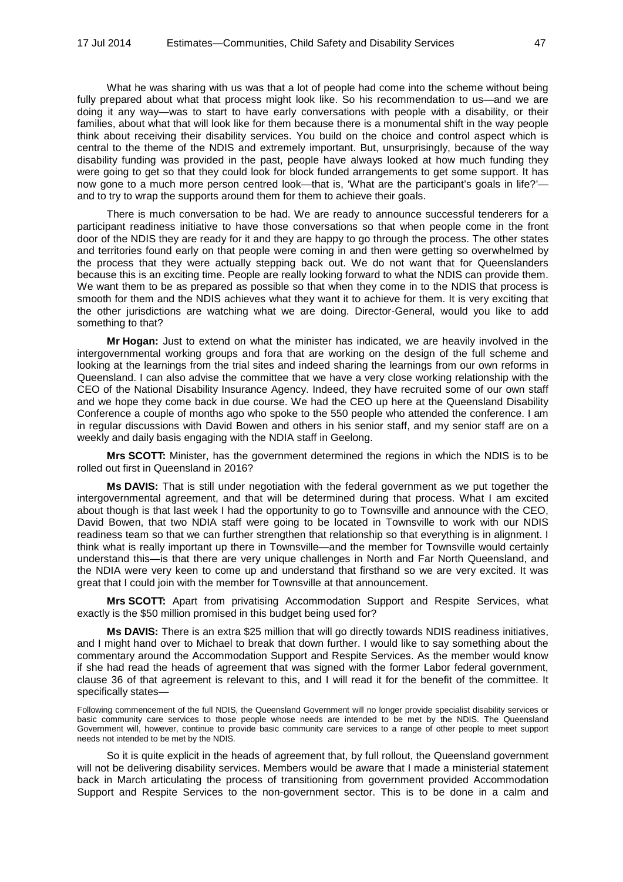What he was sharing with us was that a lot of people had come into the scheme without being fully prepared about what that process might look like. So his recommendation to us—and we are doing it any way—was to start to have early conversations with people with a disability, or their families, about what that will look like for them because there is a monumental shift in the way people think about receiving their disability services. You build on the choice and control aspect which is central to the theme of the NDIS and extremely important. But, unsurprisingly, because of the way disability funding was provided in the past, people have always looked at how much funding they were going to get so that they could look for block funded arrangements to get some support. It has now gone to a much more person centred look—that is, 'What are the participant's goals in life?'—and to try to wrap the supports around them for them to achieve their goals.

There is much conversation to be had. We are ready to announce successful tenderers for a participant readiness initiative to have those conversations so that when people come in the front door of the NDIS they are ready for it and they are happy to go through the process. The other states and territories found early on that people were coming in and then were getting so overwhelmed by the process that they were actually stepping back out. We do not want that for Queenslanders because this is an exciting time. People are really looking forward to what the NDIS can provide them. We want them to be as prepared as possible so that when they come in to the NDIS that process is smooth for them and the NDIS achieves what they want it to achieve for them. It is very exciting that the other jurisdictions are watching what we are doing. Director-General, would you like to add something to that?

**Mr Hogan:** Just to extend on what the minister has indicated, we are heavily involved in the intergovernmental working groups and fora that are working on the design of the full scheme and looking at the learnings from the trial sites and indeed sharing the learnings from our own reforms in Queensland. I can also advise the committee that we have a very close working relationship with the CEO of the National Disability Insurance Agency. Indeed, they have recruited some of our own staff and we hope they come back in due course. We had the CEO up here at the Queensland Disability Conference a couple of months ago who spoke to the 550 people who attended the conference. I am in regular discussions with David Bowen and others in his senior staff, and my senior staff are on a weekly and daily basis engaging with the NDIA staff in Geelong.

**Mrs SCOTT:** Minister, has the government determined the regions in which the NDIS is to be rolled out first in Queensland in 2016?

**Ms DAVIS:** That is still under negotiation with the federal government as we put together the intergovernmental agreement, and that will be determined during that process. What I am excited about though is that last week I had the opportunity to go to Townsville and announce with the CEO, David Bowen, that two NDIA staff were going to be located in Townsville to work with our NDIS readiness team so that we can further strengthen that relationship so that everything is in alignment. I think what is really important up there in Townsville—and the member for Townsville would certainly understand this—is that there are very unique challenges in North and Far North Queensland, and the NDIA were very keen to come up and understand that firsthand so we are very excited. It was great that I could join with the member for Townsville at that announcement.

**Mrs SCOTT:** Apart from privatising Accommodation Support and Respite Services, what exactly is the $50 million promised in this budget being used for?

**Ms DAVIS:** There is an extra $25 million that will go directly towards NDIS readiness initiatives, and I might hand over to Michael to break that down further. I would like to say something about the commentary around the Accommodation Support and Respite Services. As the member would know if she had read the heads of agreement that was signed with the former Labor federal government, clause 36 of that agreement is relevant to this, and I will read it for the benefit of the committee. It specifically states—

> Following commencement of the full NDIS, the Queensland Government will no longer provide specialist disability services or basic community care services to those people whose needs are intended to be met by the NDIS. The Queensland Government will, however, continue to provide basic community care services to a range of other people to meet support needs not intended to be met by the NDIS.

So it is quite explicit in the heads of agreement that, by full rollout, the Queensland government will not be delivering disability services. Members would be aware that I made a ministerial statement back in March articulating the process of transitioning from government provided Accommodation Support and Respite Services to the non-government sector. This is to be done in a calm and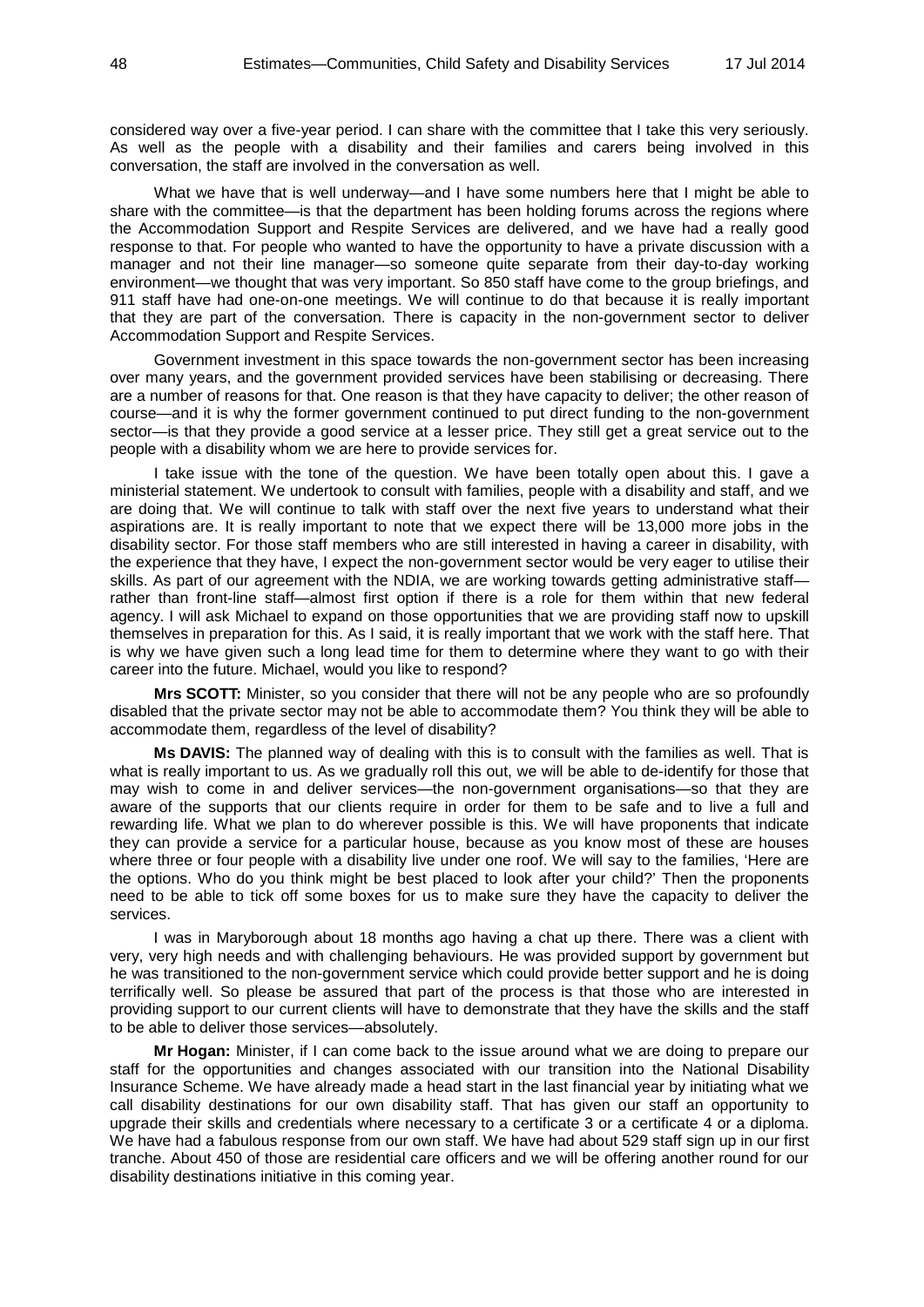considered way over a five-year period. I can share with the committee that I take this very seriously. As well as the people with a disability and their families and carers being involved in this conversation, the staff are involved in the conversation as well.

What we have that is well underway—and I have some numbers here that I might be able to share with the committee—is that the department has been holding forums across the regions where the Accommodation Support and Respite Services are delivered, and we have had a really good response to that. For people who wanted to have the opportunity to have a private discussion with a manager and not their line manager—so someone quite separate from their day-to-day working environment—we thought that was very important. So 850 staff have come to the group briefings, and 911 staff have had one-on-one meetings. We will continue to do that because it is really important that they are part of the conversation. There is capacity in the non-government sector to deliver Accommodation Support and Respite Services.

Government investment in this space towards the non-government sector has been increasing over many years, and the government provided services have been stabilising or decreasing. There are a number of reasons for that. One reason is that they have capacity to deliver; the other reason of course—and it is why the former government continued to put direct funding to the non-government sector—is that they provide a good service at a lesser price. They still get a great service out to the people with a disability whom we are here to provide services for.

I take issue with the tone of the question. We have been totally open about this. I gave a ministerial statement. We undertook to consult with families, people with a disability and staff, and we are doing that. We will continue to talk with staff over the next five years to understand what their aspirations are. It is really important to note that we expect there will be 13,000 more jobs in the disability sector. For those staff members who are still interested in having a career in disability, with the experience that they have, I expect the non-government sector would be very eager to utilise their skills. As part of our agreement with the NDIA, we are working towards getting administrative staff—rather than front-line staff—almost first option if there is a role for them within that new federal agency. I will ask Michael to expand on those opportunities that we are providing staff now to upskill themselves in preparation for this. As I said, it is really important that we work with the staff here. That is why we have given such a long lead time for them to determine where they want to go with their career into the future. Michael, would you like to respond?

**Mrs SCOTT:** Minister, so you consider that there will not be any people who are so profoundly disabled that the private sector may not be able to accommodate them? You think they will be able to accommodate them, regardless of the level of disability?

**Ms DAVIS:** The planned way of dealing with this is to consult with the families as well. That is what is really important to us. As we gradually roll this out, we will be able to de-identify for those that may wish to come in and deliver services—the non-government organisations—so that they are aware of the supports that our clients require in order for them to be safe and to live a full and rewarding life. What we plan to do wherever possible is this. We will have proponents that indicate they can provide a service for a particular house, because as you know most of these are houses where three or four people with a disability live under one roof. We will say to the families, 'Here are the options. Who do you think might be best placed to look after your child?' Then the proponents need to be able to tick off some boxes for us to make sure they have the capacity to deliver the services.

I was in Maryborough about 18 months ago having a chat up there. There was a client with very, very high needs and with challenging behaviours. He was provided support by government but he was transitioned to the non-government service which could provide better support and he is doing terrifically well. So please be assured that part of the process is that those who are interested in providing support to our current clients will have to demonstrate that they have the skills and the staff to be able to deliver those services—absolutely.

**Mr Hogan:** Minister, if I can come back to the issue around what we are doing to prepare our staff for the opportunities and changes associated with our transition into the National Disability Insurance Scheme. We have already made a head start in the last financial year by initiating what we call disability destinations for our own disability staff. That has given our staff an opportunity to upgrade their skills and credentials where necessary to a certificate 3 or a certificate 4 or a diploma. We have had a fabulous response from our own staff. We have had about 529 staff sign up in our first tranche. About 450 of those are residential care officers and we will be offering another round for our disability destinations initiative in this coming year.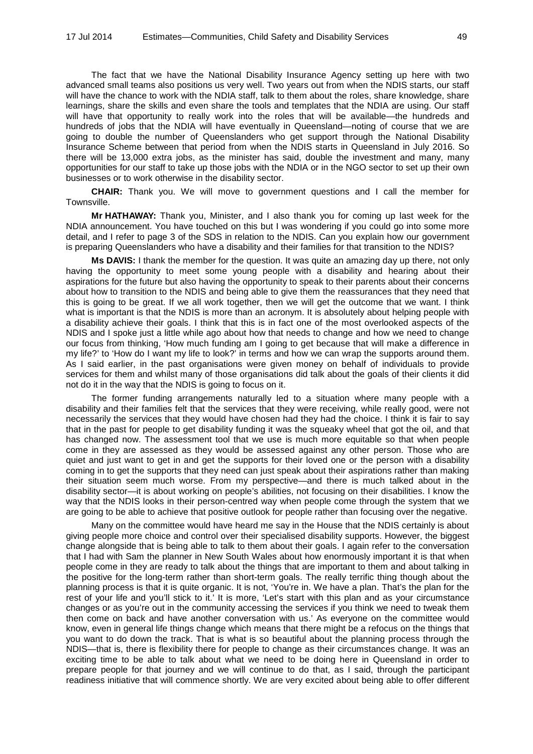The fact that we have the National Disability Insurance Agency setting up here with two advanced small teams also positions us very well. Two years out from when the NDIS starts, our staff will have the chance to work with the NDIA staff, talk to them about the roles, share knowledge, share learnings, share the skills and even share the tools and templates that the NDIA are using. Our staff will have that opportunity to really work into the roles that will be available—the hundreds and hundreds of jobs that the NDIA will have eventually in Queensland—noting of course that we are going to double the number of Queenslanders who get support through the National Disability Insurance Scheme between that period from when the NDIS starts in Queensland in July 2016. So there will be 13,000 extra jobs, as the minister has said, double the investment and many, many opportunities for our staff to take up those jobs with the NDIA or in the NGO sector to set up their own businesses or to work otherwise in the disability sector.

**CHAIR:** Thank you. We will move to government questions and I call the member for Townsville.

**Mr HATHAWAY:** Thank you, Minister, and I also thank you for coming up last week for the NDIA announcement. You have touched on this but I was wondering if you could go into some more detail, and I refer to page 3 of the SDS in relation to the NDIS. Can you explain how our government is preparing Queenslanders who have a disability and their families for that transition to the NDIS?

**Ms DAVIS:** I thank the member for the question. It was quite an amazing day up there, not only having the opportunity to meet some young people with a disability and hearing about their aspirations for the future but also having the opportunity to speak to their parents about their concerns about how to transition to the NDIS and being able to give them the reassurances that they need that this is going to be great. If we all work together, then we will get the outcome that we want. I think what is important is that the NDIS is more than an acronym. It is absolutely about helping people with a disability achieve their goals. I think that this is in fact one of the most overlooked aspects of the NDIS and I spoke just a little while ago about how that needs to change and how we need to change our focus from thinking, 'How much funding am I going to get because that will make a difference in my life?' to 'How do I want my life to look?' in terms and how we can wrap the supports around them. As I said earlier, in the past organisations were given money on behalf of individuals to provide services for them and whilst many of those organisations did talk about the goals of their clients it did not do it in the way that the NDIS is going to focus on it.

The former funding arrangements naturally led to a situation where many people with a disability and their families felt that the services that they were receiving, while really good, were not necessarily the services that they would have chosen had they had the choice. I think it is fair to say that in the past for people to get disability funding it was the squeaky wheel that got the oil, and that has changed now. The assessment tool that we use is much more equitable so that when people come in they are assessed as they would be assessed against any other person. Those who are quiet and just want to get in and get the supports for their loved one or the person with a disability coming in to get the supports that they need can just speak about their aspirations rather than making their situation seem much worse. From my perspective—and there is much talked about in the disability sector—it is about working on people's abilities, not focusing on their disabilities. I know the way that the NDIS looks in their person-centred way when people come through the system that we are going to be able to achieve that positive outlook for people rather than focusing over the negative.

Many on the committee would have heard me say in the House that the NDIS certainly is about giving people more choice and control over their specialised disability supports. However, the biggest change alongside that is being able to talk to them about their goals. I again refer to the conversation that I had with Sam the planner in New South Wales about how enormously important it is that when people come in they are ready to talk about the things that are important to them and about talking in the positive for the long-term rather than short-term goals. The really terrific thing though about the planning process is that it is quite organic. It is not, 'You're in. We have a plan. That's the plan for the rest of your life and you'll stick to it.' It is more, 'Let's start with this plan and as your circumstance changes or as you're out in the community accessing the services if you think we need to tweak them then come on back and have another conversation with us.' As everyone on the committee would know, even in general life things change which means that there might be a refocus on the things that you want to do down the track. That is what is so beautiful about the planning process through the NDIS—that is, there is flexibility there for people to change as their circumstances change. It was an exciting time to be able to talk about what we need to be doing here in Queensland in order to prepare people for that journey and we will continue to do that, as I said, through the participant readiness initiative that will commence shortly. We are very excited about being able to offer different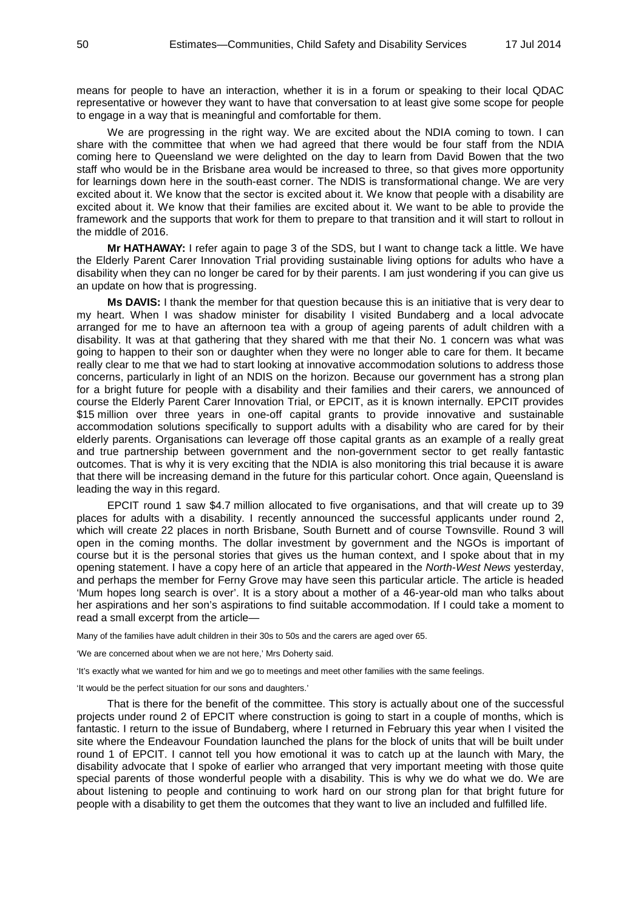means for people to have an interaction, whether it is in a forum or speaking to their local QDAC representative or however they want to have that conversation to at least give some scope for people to engage in a way that is meaningful and comfortable for them.

We are progressing in the right way. We are excited about the NDIA coming to town. I can share with the committee that when we had agreed that there would be four staff from the NDIA coming here to Queensland we were delighted on the day to learn from David Bowen that the two staff who would be in the Brisbane area would be increased to three, so that gives more opportunity for learnings down here in the south-east corner. The NDIS is transformational change. We are very excited about it. We know that the sector is excited about it. We know that people with a disability are excited about it. We know that their families are excited about it. We want to be able to provide the framework and the supports that work for them to prepare to that transition and it will start to rollout in the middle of 2016.

**Mr HATHAWAY:** I refer again to page 3 of the SDS, but I want to change tack a little. We have the Elderly Parent Carer Innovation Trial providing sustainable living options for adults who have a disability when they can no longer be cared for by their parents. I am just wondering if you can give us an update on how that is progressing.

**Ms DAVIS:** I thank the member for that question because this is an initiative that is very dear to my heart. When I was shadow minister for disability I visited Bundaberg and a local advocate arranged for me to have an afternoon tea with a group of ageing parents of adult children with a disability. It was at that gathering that they shared with me that their No. 1 concern was what was going to happen to their son or daughter when they were no longer able to care for them. It became really clear to me that we had to start looking at innovative accommodation solutions to address those concerns, particularly in light of an NDIS on the horizon. Because our government has a strong plan for a bright future for people with a disability and their families and their carers, we announced of course the Elderly Parent Carer Innovation Trial, or EPCIT, as it is known internally. EPCIT provides $15 million over three years in one-off capital grants to provide innovative and sustainable accommodation solutions specifically to support adults with a disability who are cared for by their elderly parents. Organisations can leverage off those capital grants as an example of a really great and true partnership between government and the non-government sector to get really fantastic outcomes. That is why it is very exciting that the NDIA is also monitoring this trial because it is aware that there will be increasing demand in the future for this particular cohort. Once again, Queensland is leading the way in this regard.

EPCIT round 1 saw $4.7 million allocated to five organisations, and that will create up to 39 places for adults with a disability. I recently announced the successful applicants under round 2, which will create 22 places in north Brisbane, South Burnett and of course Townsville. Round 3 will open in the coming months. The dollar investment by government and the NGOs is important of course but it is the personal stories that gives us the human context, and I spoke about that in my opening statement. I have a copy here of an article that appeared in the *North-West News* yesterday, and perhaps the member for Ferny Grove may have seen this particular article. The article is headed 'Mum hopes long search is over'. It is a story about a mother of a 46-year-old man who talks about her aspirations and her son's aspirations to find suitable accommodation. If I could take a moment to read a small excerpt from the article—

Many of the families have adult children in their 30s to 50s and the carers are aged over 65.

'We are concerned about when we are not here,' Mrs Doherty said.

'It's exactly what we wanted for him and we go to meetings and meet other families with the same feelings.

'It would be the perfect situation for our sons and daughters.'

That is there for the benefit of the committee. This story is actually about one of the successful projects under round 2 of EPCIT where construction is going to start in a couple of months, which is fantastic. I return to the issue of Bundaberg, where I returned in February this year when I visited the site where the Endeavour Foundation launched the plans for the block of units that will be built under round 1 of EPCIT. I cannot tell you how emotional it was to catch up at the launch with Mary, the disability advocate that I spoke of earlier who arranged that very important meeting with those quite special parents of those wonderful people with a disability. This is why we do what we do. We are about listening to people and continuing to work hard on our strong plan for that bright future for people with a disability to get them the outcomes that they want to live an included and fulfilled life.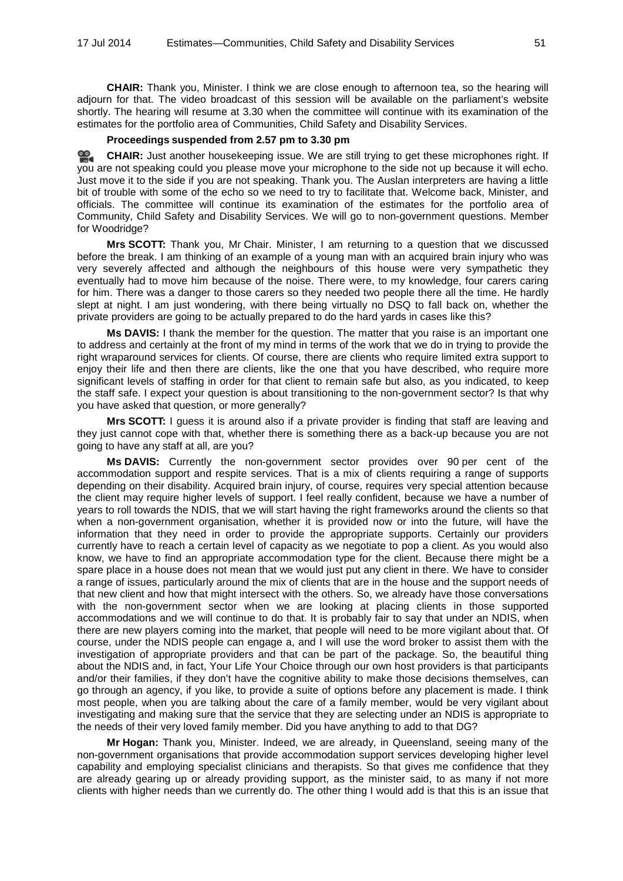**CHAIR:** Thank you, Minister. I think we are close enough to afternoon tea, so the hearing will adjourn for that. The video broadcast of this session will be available on the parliament's website shortly. The hearing will resume at 3.30 when the committee will continue with its examination of the estimates for the portfolio area of Communities, Child Safety and Disability Services.

**Proceedings suspended from 2.57 pm to 3.30 pm**

**CHAIR:** Just another housekeeping issue. We are still trying to get these microphones right. If you are not speaking could you please move your microphone to the side not up because it will echo. Just move it to the side if you are not speaking. Thank you. The Auslan interpreters are having a little bit of trouble with some of the echo so we need to try to facilitate that. Welcome back, Minister, and officials. The committee will continue its examination of the estimates for the portfolio area of Community, Child Safety and Disability Services. We will go to non-government questions. Member for Woodridge?

**Mrs SCOTT:** Thank you, Mr Chair. Minister, I am returning to a question that we discussed before the break. I am thinking of an example of a young man with an acquired brain injury who was very severely affected and although the neighbours of this house were very sympathetic they eventually had to move him because of the noise. There were, to my knowledge, four carers caring for him. There was a danger to those carers so they needed two people there all the time. He hardly slept at night. I am just wondering, with there being virtually no DSQ to fall back on, whether the private providers are going to be actually prepared to do the hard yards in cases like this?

**Ms DAVIS:** I thank the member for the question. The matter that you raise is an important one to address and certainly at the front of my mind in terms of the work that we do in trying to provide the right wraparound services for clients. Of course, there are clients who require limited extra support to enjoy their life and then there are clients, like the one that you have described, who require more significant levels of staffing in order for that client to remain safe but also, as you indicated, to keep the staff safe. I expect your question is about transitioning to the non-government sector? Is that why you have asked that question, or more generally?

**Mrs SCOTT:** I guess it is around also if a private provider is finding that staff are leaving and they just cannot cope with that, whether there is something there as a back-up because you are not going to have any staff at all, are you?

**Ms DAVIS:** Currently the non-government sector provides over 90 per cent of the accommodation support and respite services. That is a mix of clients requiring a range of supports depending on their disability. Acquired brain injury, of course, requires very special attention because the client may require higher levels of support. I feel really confident, because we have a number of years to roll towards the NDIS, that we will start having the right frameworks around the clients so that when a non-government organisation, whether it is provided now or into the future, will have the information that they need in order to provide the appropriate supports. Certainly our providers currently have to reach a certain level of capacity as we negotiate to pop a client. As you would also know, we have to find an appropriate accommodation type for the client. Because there might be a spare place in a house does not mean that we would just put any client in there. We have to consider a range of issues, particularly around the mix of clients that are in the house and the support needs of that new client and how that might intersect with the others. So, we already have those conversations with the non-government sector when we are looking at placing clients in those supported accommodations and we will continue to do that. It is probably fair to say that under an NDIS, when there are new players coming into the market, that people will need to be more vigilant about that. Of course, under the NDIS people can engage a, and I will use the word broker to assist them with the investigation of appropriate providers and that can be part of the package. So, the beautiful thing about the NDIS and, in fact, Your Life Your Choice through our own host providers is that participants and/or their families, if they don't have the cognitive ability to make those decisions themselves, can go through an agency, if you like, to provide a suite of options before any placement is made. I think most people, when you are talking about the care of a family member, would be very vigilant about investigating and making sure that the service that they are selecting under an NDIS is appropriate to the needs of their very loved family member. Did you have anything to add to that DG?

**Mr Hogan:** Thank you, Minister. Indeed, we are already, in Queensland, seeing many of the non-government organisations that provide accommodation support services developing higher level capability and employing specialist clinicians and therapists. So that gives me confidence that they are already gearing up or already providing support, as the minister said, to as many if not more clients with higher needs than we currently do. The other thing I would add is that this is an issue that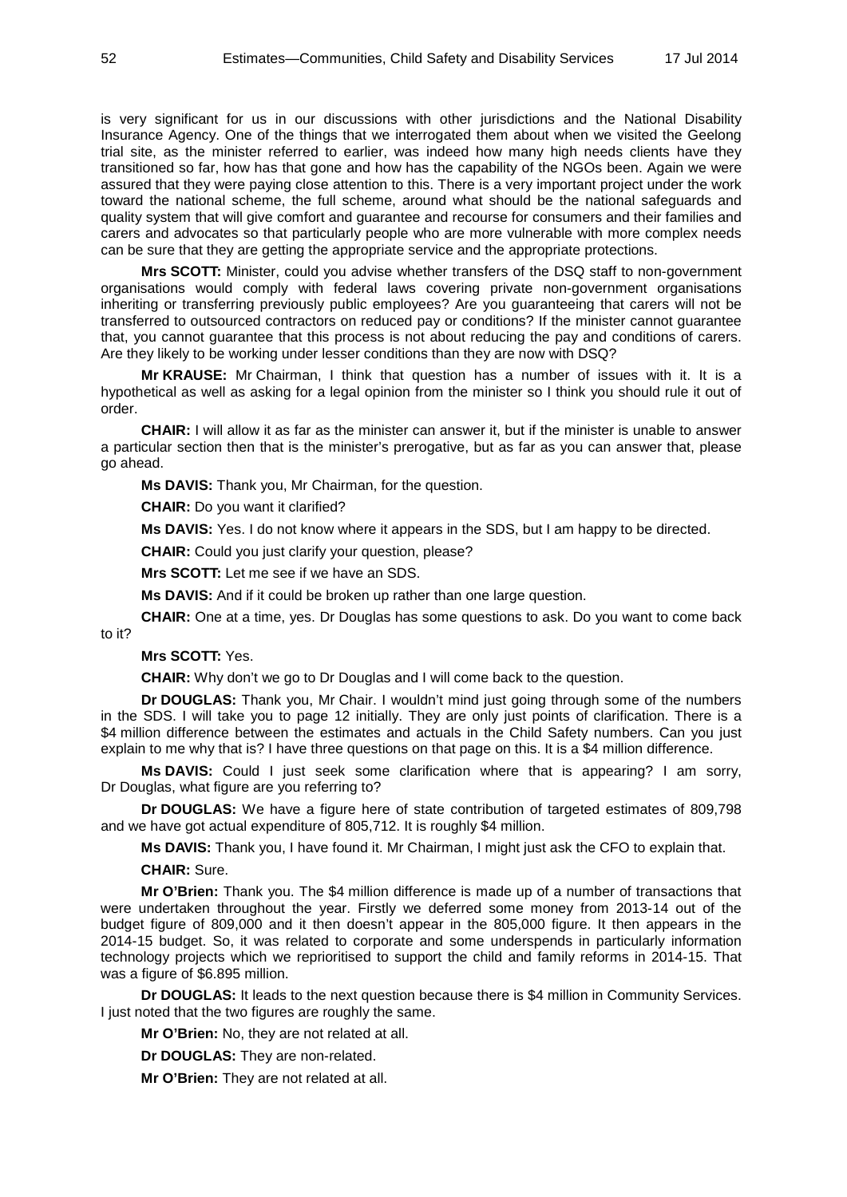is very significant for us in our discussions with other jurisdictions and the National Disability Insurance Agency. One of the things that we interrogated them about when we visited the Geelong trial site, as the minister referred to earlier, was indeed how many high needs clients have they transitioned so far, how has that gone and how has the capability of the NGOs been. Again we were assured that they were paying close attention to this. There is a very important project under the work toward the national scheme, the full scheme, around what should be the national safeguards and quality system that will give comfort and guarantee and recourse for consumers and their families and carers and advocates so that particularly people who are more vulnerable with more complex needs can be sure that they are getting the appropriate service and the appropriate protections.

**Mrs SCOTT:** Minister, could you advise whether transfers of the DSQ staff to non-government organisations would comply with federal laws covering private non-government organisations inheriting or transferring previously public employees? Are you guaranteeing that carers will not be transferred to outsourced contractors on reduced pay or conditions? If the minister cannot guarantee that, you cannot guarantee that this process is not about reducing the pay and conditions of carers. Are they likely to be working under lesser conditions than they are now with DSQ?

**Mr KRAUSE:** Mr Chairman, I think that question has a number of issues with it. It is a hypothetical as well as asking for a legal opinion from the minister so I think you should rule it out of order.

**CHAIR:** I will allow it as far as the minister can answer it, but if the minister is unable to answer a particular section then that is the minister's prerogative, but as far as you can answer that, please go ahead.

**Ms DAVIS:** Thank you, Mr Chairman, for the question.

**CHAIR:** Do you want it clarified?

**Ms DAVIS:** Yes. I do not know where it appears in the SDS, but I am happy to be directed.

**CHAIR:** Could you just clarify your question, please?

**Mrs SCOTT:** Let me see if we have an SDS.

**Ms DAVIS:** And if it could be broken up rather than one large question.

**CHAIR:** One at a time, yes. Dr Douglas has some questions to ask. Do you want to come back to it?

**Mrs SCOTT:** Yes.

**CHAIR:** Why don't we go to Dr Douglas and I will come back to the question.

**Dr DOUGLAS:** Thank you, Mr Chair. I wouldn't mind just going through some of the numbers in the SDS. I will take you to page 12 initially. They are only just points of clarification. There is a $4 million difference between the estimates and actuals in the Child Safety numbers. Can you just explain to me why that is? I have three questions on that page on this. It is a $4 million difference.

**Ms DAVIS:** Could I just seek some clarification where that is appearing? I am sorry, Dr Douglas, what figure are you referring to?

**Dr DOUGLAS:** We have a figure here of state contribution of targeted estimates of 809,798 and we have got actual expenditure of 805,712. It is roughly $4 million.

**Ms DAVIS:** Thank you, I have found it. Mr Chairman, I might just ask the CFO to explain that.

**CHAIR:** Sure.

**Mr O'Brien:** Thank you. The $4 million difference is made up of a number of transactions that were undertaken throughout the year. Firstly we deferred some money from 2013-14 out of the budget figure of 809,000 and it then doesn't appear in the 805,000 figure. It then appears in the 2014-15 budget. So, it was related to corporate and some underspends in particularly information technology projects which we reprioritised to support the child and family reforms in 2014-15. That was a figure of $6.895 million.

**Dr DOUGLAS:** It leads to the next question because there is $4 million in Community Services. I just noted that the two figures are roughly the same.

**Mr O'Brien:** No, they are not related at all.

**Dr DOUGLAS:** They are non-related.

**Mr O'Brien:** They are not related at all.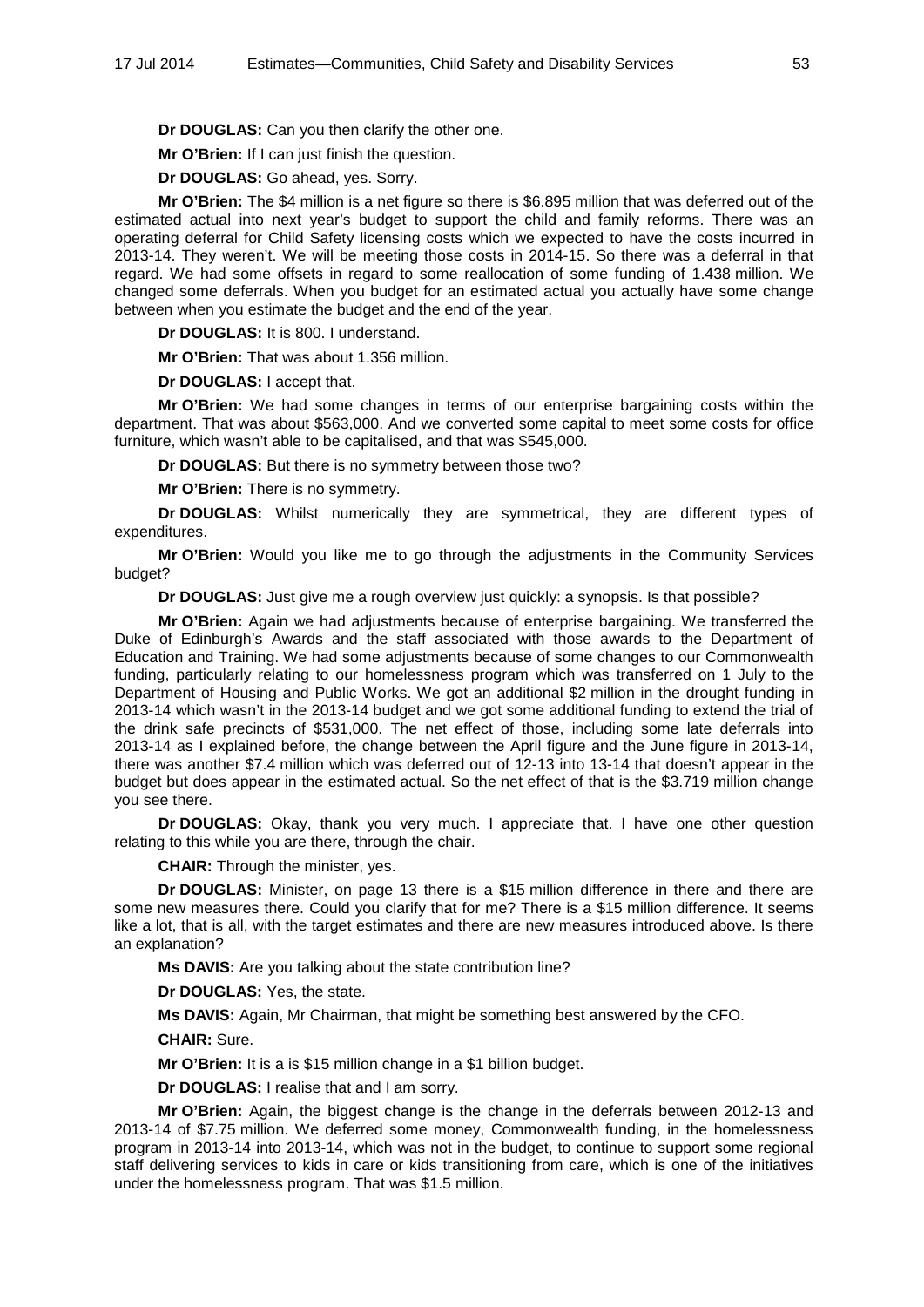**Dr DOUGLAS:** Can you then clarify the other one.

**Mr O'Brien:** If I can just finish the question.

**Dr DOUGLAS:** Go ahead, yes. Sorry.

**Mr O'Brien:** The $4 million is a net figure so there is $6.895 million that was deferred out of the estimated actual into next year's budget to support the child and family reforms. There was an operating deferral for Child Safety licensing costs which we expected to have the costs incurred in 2013-14. They weren't. We will be meeting those costs in 2014-15. So there was a deferral in that regard. We had some offsets in regard to some reallocation of some funding of 1.438 million. We changed some deferrals. When you budget for an estimated actual you actually have some change between when you estimate the budget and the end of the year.

**Dr DOUGLAS:** It is 800. I understand.

**Mr O'Brien:** That was about 1.356 million.

**Dr DOUGLAS:** I accept that.

**Mr O'Brien:** We had some changes in terms of our enterprise bargaining costs within the department. That was about $563,000. And we converted some capital to meet some costs for office furniture, which wasn't able to be capitalised, and that was $545,000.

**Dr DOUGLAS:** But there is no symmetry between those two?

**Mr O'Brien:** There is no symmetry.

**Dr DOUGLAS:** Whilst numerically they are symmetrical, they are different types of expenditures.

**Mr O'Brien:** Would you like me to go through the adjustments in the Community Services budget?

**Dr DOUGLAS:** Just give me a rough overview just quickly: a synopsis. Is that possible?

**Mr O'Brien:** Again we had adjustments because of enterprise bargaining. We transferred the Duke of Edinburgh's Awards and the staff associated with those awards to the Department of Education and Training. We had some adjustments because of some changes to our Commonwealth funding, particularly relating to our homelessness program which was transferred on 1 July to the Department of Housing and Public Works. We got an additional $2 million in the drought funding in 2013-14 which wasn't in the 2013-14 budget and we got some additional funding to extend the trial of the drink safe precincts of $531,000. The net effect of those, including some late deferrals into 2013-14 as I explained before, the change between the April figure and the June figure in 2013-14, there was another $7.4 million which was deferred out of 12-13 into 13-14 that doesn't appear in the budget but does appear in the estimated actual. So the net effect of that is the $3.719 million change you see there.

**Dr DOUGLAS:** Okay, thank you very much. I appreciate that. I have one other question relating to this while you are there, through the chair.

**CHAIR:** Through the minister, yes.

**Dr DOUGLAS:** Minister, on page 13 there is a $15 million difference in there and there are some new measures there. Could you clarify that for me? There is a $15 million difference. It seems like a lot, that is all, with the target estimates and there are new measures introduced above. Is there an explanation?

**Ms DAVIS:** Are you talking about the state contribution line?

**Dr DOUGLAS:** Yes, the state.

**Ms DAVIS:** Again, Mr Chairman, that might be something best answered by the CFO.

**CHAIR:** Sure.

**Mr O'Brien:** It is a is $15 million change in a $1 billion budget.

**Dr DOUGLAS:** I realise that and I am sorry.

**Mr O'Brien:** Again, the biggest change is the change in the deferrals between 2012-13 and 2013-14 of $7.75 million. We deferred some money, Commonwealth funding, in the homelessness program in 2013-14 into 2013-14, which was not in the budget, to continue to support some regional staff delivering services to kids in care or kids transitioning from care, which is one of the initiatives under the homelessness program. That was $1.5 million.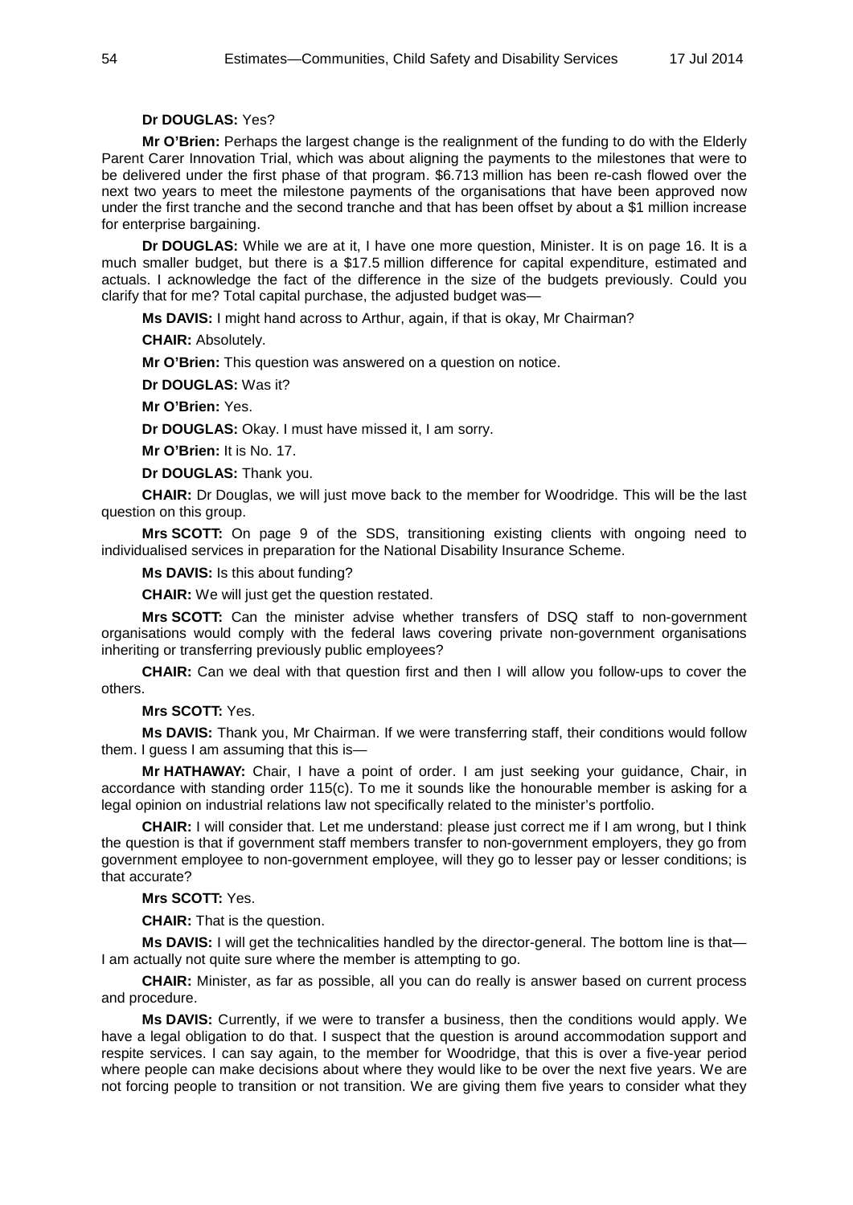**Dr DOUGLAS:** Yes?

**Mr O'Brien:** Perhaps the largest change is the realignment of the funding to do with the Elderly Parent Carer Innovation Trial, which was about aligning the payments to the milestones that were to be delivered under the first phase of that program. $6.713 million has been re-cash flowed over the next two years to meet the milestone payments of the organisations that have been approved now under the first tranche and the second tranche and that has been offset by about a $1 million increase for enterprise bargaining.

**Dr DOUGLAS:** While we are at it, I have one more question, Minister. It is on page 16. It is a much smaller budget, but there is a $17.5 million difference for capital expenditure, estimated and actuals. I acknowledge the fact of the difference in the size of the budgets previously. Could you clarify that for me? Total capital purchase, the adjusted budget was—

**Ms DAVIS:** I might hand across to Arthur, again, if that is okay, Mr Chairman?

**CHAIR:** Absolutely.

**Mr O'Brien:** This question was answered on a question on notice.

**Dr DOUGLAS:** Was it?

**Mr O'Brien:** Yes.

**Dr DOUGLAS:** Okay. I must have missed it, I am sorry.

**Mr O'Brien:** It is No. 17.

**Dr DOUGLAS:** Thank you.

**CHAIR:** Dr Douglas, we will just move back to the member for Woodridge. This will be the last question on this group.

**Mrs SCOTT:** On page 9 of the SDS, transitioning existing clients with ongoing need to individualised services in preparation for the National Disability Insurance Scheme.

**Ms DAVIS:** Is this about funding?

**CHAIR:** We will just get the question restated.

**Mrs SCOTT:** Can the minister advise whether transfers of DSQ staff to non-government organisations would comply with the federal laws covering private non-government organisations inheriting or transferring previously public employees?

**CHAIR:** Can we deal with that question first and then I will allow you follow-ups to cover the others.

**Mrs SCOTT:** Yes.

**Ms DAVIS:** Thank you, Mr Chairman. If we were transferring staff, their conditions would follow them. I guess I am assuming that this is—

**Mr HATHAWAY:** Chair, I have a point of order. I am just seeking your guidance, Chair, in accordance with standing order 115(c). To me it sounds like the honourable member is asking for a legal opinion on industrial relations law not specifically related to the minister's portfolio.

**CHAIR:** I will consider that. Let me understand: please just correct me if I am wrong, but I think the question is that if government staff members transfer to non-government employers, they go from government employee to non-government employee, will they go to lesser pay or lesser conditions; is that accurate?

**Mrs SCOTT:** Yes.

**CHAIR:** That is the question.

**Ms DAVIS:** I will get the technicalities handled by the director-general. The bottom line is that—I am actually not quite sure where the member is attempting to go.

**CHAIR:** Minister, as far as possible, all you can do really is answer based on current process and procedure.

**Ms DAVIS:** Currently, if we were to transfer a business, then the conditions would apply. We have a legal obligation to do that. I suspect that the question is around accommodation support and respite services. I can say again, to the member for Woodridge, that this is over a five-year period where people can make decisions about where they would like to be over the next five years. We are not forcing people to transition or not transition. We are giving them five years to consider what they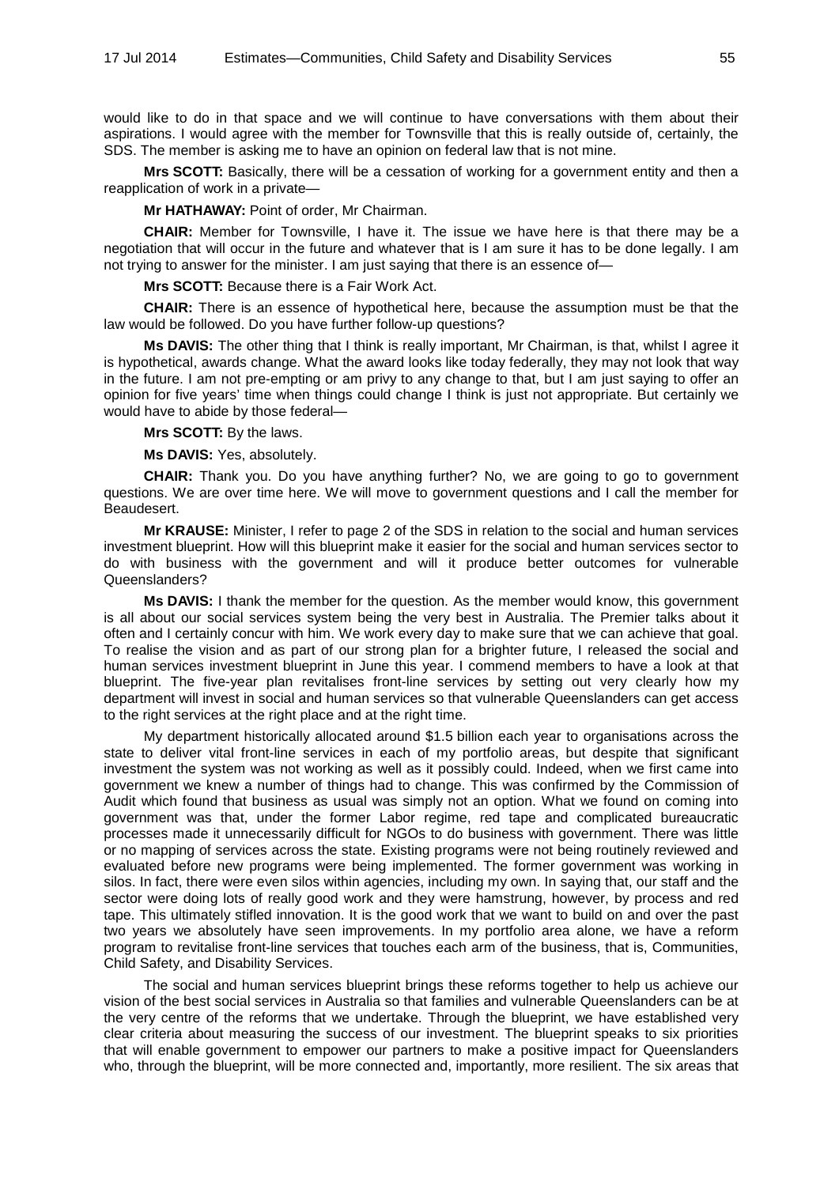would like to do in that space and we will continue to have conversations with them about their aspirations. I would agree with the member for Townsville that this is really outside of, certainly, the SDS. The member is asking me to have an opinion on federal law that is not mine.

**Mrs SCOTT:** Basically, there will be a cessation of working for a government entity and then a reapplication of work in a private—

**Mr HATHAWAY:** Point of order, Mr Chairman.

**CHAIR:** Member for Townsville, I have it. The issue we have here is that there may be a negotiation that will occur in the future and whatever that is I am sure it has to be done legally. I am not trying to answer for the minister. I am just saying that there is an essence of—

**Mrs SCOTT:** Because there is a Fair Work Act.

**CHAIR:** There is an essence of hypothetical here, because the assumption must be that the law would be followed. Do you have further follow-up questions?

**Ms DAVIS:** The other thing that I think is really important, Mr Chairman, is that, whilst I agree it is hypothetical, awards change. What the award looks like today federally, they may not look that way in the future. I am not pre-empting or am privy to any change to that, but I am just saying to offer an opinion for five years' time when things could change I think is just not appropriate. But certainly we would have to abide by those federal—

**Mrs SCOTT:** By the laws.

**Ms DAVIS:** Yes, absolutely.

**CHAIR:** Thank you. Do you have anything further? No, we are going to go to government questions. We are over time here. We will move to government questions and I call the member for Beaudesert.

**Mr KRAUSE:** Minister, I refer to page 2 of the SDS in relation to the social and human services investment blueprint. How will this blueprint make it easier for the social and human services sector to do with business with the government and will it produce better outcomes for vulnerable Queenslanders?

**Ms DAVIS:** I thank the member for the question. As the member would know, this government is all about our social services system being the very best in Australia. The Premier talks about it often and I certainly concur with him. We work every day to make sure that we can achieve that goal. To realise the vision and as part of our strong plan for a brighter future, I released the social and human services investment blueprint in June this year. I commend members to have a look at that blueprint. The five-year plan revitalises front-line services by setting out very clearly how my department will invest in social and human services so that vulnerable Queenslanders can get access to the right services at the right place and at the right time.

My department historically allocated around $1.5 billion each year to organisations across the state to deliver vital front-line services in each of my portfolio areas, but despite that significant investment the system was not working as well as it possibly could. Indeed, when we first came into government we knew a number of things had to change. This was confirmed by the Commission of Audit which found that business as usual was simply not an option. What we found on coming into government was that, under the former Labor regime, red tape and complicated bureaucratic processes made it unnecessarily difficult for NGOs to do business with government. There was little or no mapping of services across the state. Existing programs were not being routinely reviewed and evaluated before new programs were being implemented. The former government was working in silos. In fact, there were even silos within agencies, including my own. In saying that, our staff and the sector were doing lots of really good work and they were hamstrung, however, by process and red tape. This ultimately stifled innovation. It is the good work that we want to build on and over the past two years we absolutely have seen improvements. In my portfolio area alone, we have a reform program to revitalise front-line services that touches each arm of the business, that is, Communities, Child Safety, and Disability Services.

The social and human services blueprint brings these reforms together to help us achieve our vision of the best social services in Australia so that families and vulnerable Queenslanders can be at the very centre of the reforms that we undertake. Through the blueprint, we have established very clear criteria about measuring the success of our investment. The blueprint speaks to six priorities that will enable government to empower our partners to make a positive impact for Queenslanders who, through the blueprint, will be more connected and, importantly, more resilient. The six areas that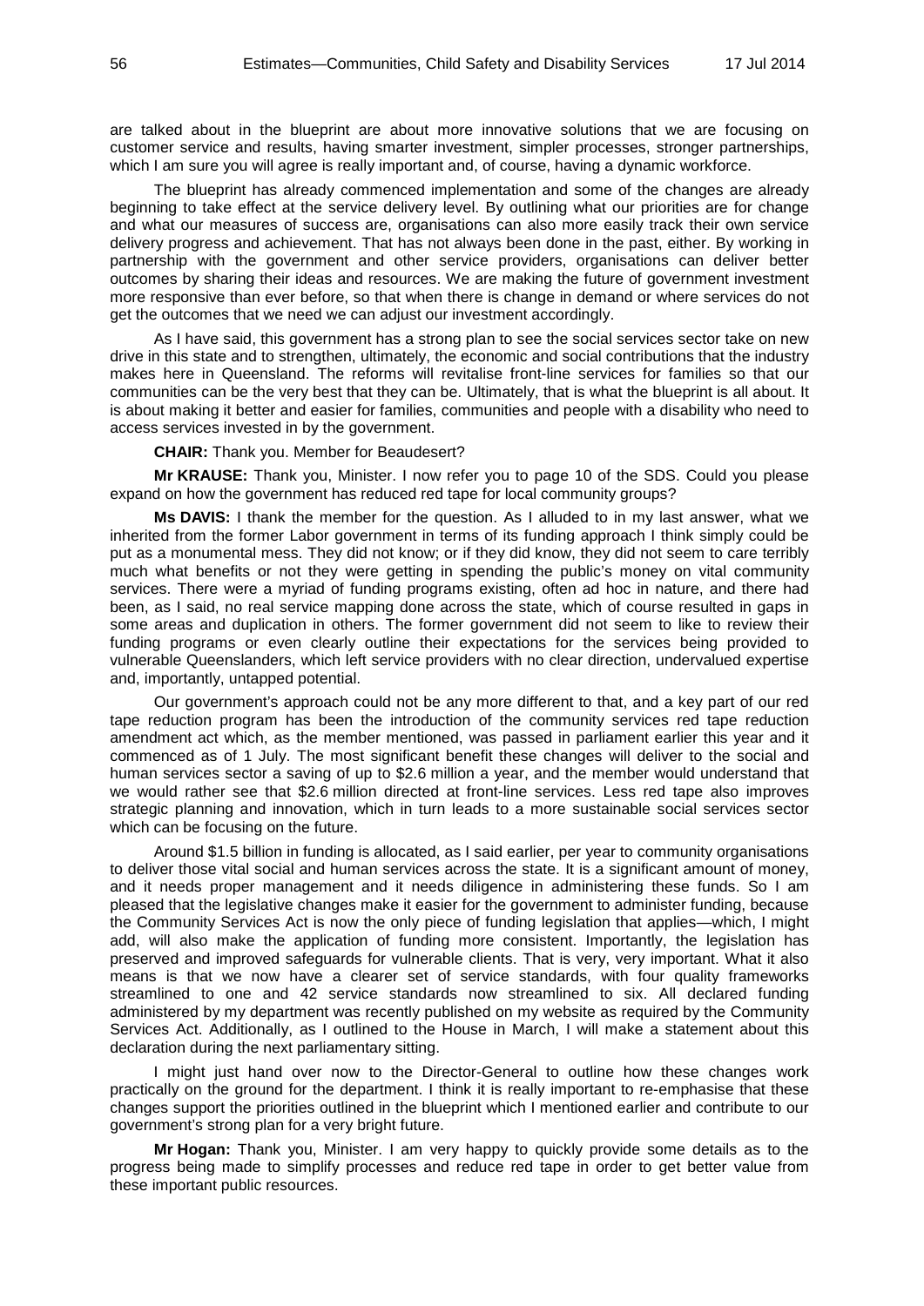are talked about in the blueprint are about more innovative solutions that we are focusing on customer service and results, having smarter investment, simpler processes, stronger partnerships, which I am sure you will agree is really important and, of course, having a dynamic workforce.

The blueprint has already commenced implementation and some of the changes are already beginning to take effect at the service delivery level. By outlining what our priorities are for change and what our measures of success are, organisations can also more easily track their own service delivery progress and achievement. That has not always been done in the past, either. By working in partnership with the government and other service providers, organisations can deliver better outcomes by sharing their ideas and resources. We are making the future of government investment more responsive than ever before, so that when there is change in demand or where services do not get the outcomes that we need we can adjust our investment accordingly.

As I have said, this government has a strong plan to see the social services sector take on new drive in this state and to strengthen, ultimately, the economic and social contributions that the industry makes here in Queensland. The reforms will revitalise front-line services for families so that our communities can be the very best that they can be. Ultimately, that is what the blueprint is all about. It is about making it better and easier for families, communities and people with a disability who need to access services invested in by the government.

**CHAIR:** Thank you. Member for Beaudesert?

**Mr KRAUSE:** Thank you, Minister. I now refer you to page 10 of the SDS. Could you please expand on how the government has reduced red tape for local community groups?

**Ms DAVIS:** I thank the member for the question. As I alluded to in my last answer, what we inherited from the former Labor government in terms of its funding approach I think simply could be put as a monumental mess. They did not know; or if they did know, they did not seem to care terribly much what benefits or not they were getting in spending the public's money on vital community services. There were a myriad of funding programs existing, often ad hoc in nature, and there had been, as I said, no real service mapping done across the state, which of course resulted in gaps in some areas and duplication in others. The former government did not seem to like to review their funding programs or even clearly outline their expectations for the services being provided to vulnerable Queenslanders, which left service providers with no clear direction, undervalued expertise and, importantly, untapped potential.

Our government's approach could not be any more different to that, and a key part of our red tape reduction program has been the introduction of the community services red tape reduction amendment act which, as the member mentioned, was passed in parliament earlier this year and it commenced as of 1 July. The most significant benefit these changes will deliver to the social and human services sector a saving of up to $2.6 million a year, and the member would understand that we would rather see that $2.6 million directed at front-line services. Less red tape also improves strategic planning and innovation, which in turn leads to a more sustainable social services sector which can be focusing on the future.

Around $1.5 billion in funding is allocated, as I said earlier, per year to community organisations to deliver those vital social and human services across the state. It is a significant amount of money, and it needs proper management and it needs diligence in administering these funds. So I am pleased that the legislative changes make it easier for the government to administer funding, because the Community Services Act is now the only piece of funding legislation that applies—which, I might add, will also make the application of funding more consistent. Importantly, the legislation has preserved and improved safeguards for vulnerable clients. That is very, very important. What it also means is that we now have a clearer set of service standards, with four quality frameworks streamlined to one and 42 service standards now streamlined to six. All declared funding administered by my department was recently published on my website as required by the Community Services Act. Additionally, as I outlined to the House in March, I will make a statement about this declaration during the next parliamentary sitting.

I might just hand over now to the Director-General to outline how these changes work practically on the ground for the department. I think it is really important to re-emphasise that these changes support the priorities outlined in the blueprint which I mentioned earlier and contribute to our government's strong plan for a very bright future.

**Mr Hogan:** Thank you, Minister. I am very happy to quickly provide some details as to the progress being made to simplify processes and reduce red tape in order to get better value from these important public resources.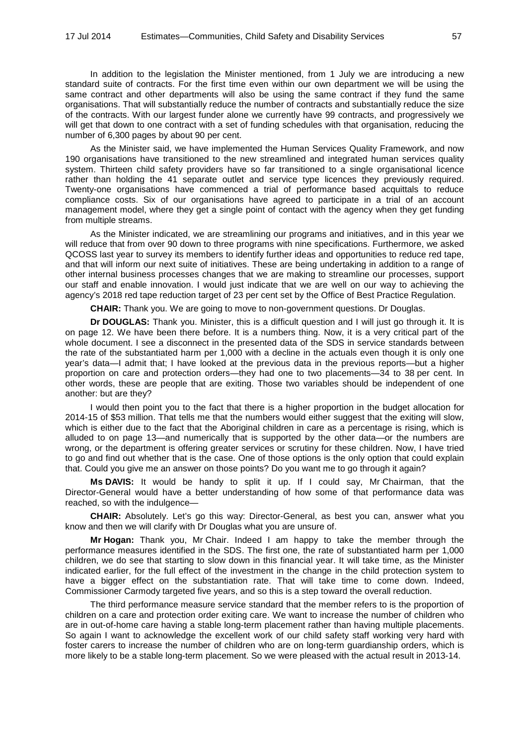In addition to the legislation the Minister mentioned, from 1 July we are introducing a new standard suite of contracts. For the first time even within our own department we will be using the same contract and other departments will also be using the same contract if they fund the same organisations. That will substantially reduce the number of contracts and substantially reduce the size of the contracts. With our largest funder alone we currently have 99 contracts, and progressively we will get that down to one contract with a set of funding schedules with that organisation, reducing the number of 6,300 pages by about 90 per cent.

As the Minister said, we have implemented the Human Services Quality Framework, and now 190 organisations have transitioned to the new streamlined and integrated human services quality system. Thirteen child safety providers have so far transitioned to a single organisational licence rather than holding the 41 separate outlet and service type licences they previously required. Twenty-one organisations have commenced a trial of performance based acquittals to reduce compliance costs. Six of our organisations have agreed to participate in a trial of an account management model, where they get a single point of contact with the agency when they get funding from multiple streams.

As the Minister indicated, we are streamlining our programs and initiatives, and in this year we will reduce that from over 90 down to three programs with nine specifications. Furthermore, we asked QCOSS last year to survey its members to identify further ideas and opportunities to reduce red tape, and that will inform our next suite of initiatives. These are being undertaking in addition to a range of other internal business processes changes that we are making to streamline our processes, support our staff and enable innovation. I would just indicate that we are well on our way to achieving the agency's 2018 red tape reduction target of 23 per cent set by the Office of Best Practice Regulation.

**CHAIR:** Thank you. We are going to move to non-government questions. Dr Douglas.

**Dr DOUGLAS:** Thank you. Minister, this is a difficult question and I will just go through it. It is on page 12. We have been there before. It is a numbers thing. Now, it is a very critical part of the whole document. I see a disconnect in the presented data of the SDS in service standards between the rate of the substantiated harm per 1,000 with a decline in the actuals even though it is only one year's data—I admit that; I have looked at the previous data in the previous reports—but a higher proportion on care and protection orders—they had one to two placements—34 to 38 per cent. In other words, these are people that are exiting. Those two variables should be independent of one another: but are they?

I would then point you to the fact that there is a higher proportion in the budget allocation for 2014-15 of $53 million. That tells me that the numbers would either suggest that the exiting will slow, which is either due to the fact that the Aboriginal children in care as a percentage is rising, which is alluded to on page 13—and numerically that is supported by the other data—or the numbers are wrong, or the department is offering greater services or scrutiny for these children. Now, I have tried to go and find out whether that is the case. One of those options is the only option that could explain that. Could you give me an answer on those points? Do you want me to go through it again?

**Ms DAVIS:** It would be handy to split it up. If I could say, Mr Chairman, that the Director-General would have a better understanding of how some of that performance data was reached, so with the indulgence—

**CHAIR:** Absolutely. Let's go this way: Director-General, as best you can, answer what you know and then we will clarify with Dr Douglas what you are unsure of.

**Mr Hogan:** Thank you, Mr Chair. Indeed I am happy to take the member through the performance measures identified in the SDS. The first one, the rate of substantiated harm per 1,000 children, we do see that starting to slow down in this financial year. It will take time, as the Minister indicated earlier, for the full effect of the investment in the change in the child protection system to have a bigger effect on the substantiation rate. That will take time to come down. Indeed, Commissioner Carmody targeted five years, and so this is a step toward the overall reduction.

The third performance measure service standard that the member refers to is the proportion of children on a care and protection order exiting care. We want to increase the number of children who are in out-of-home care having a stable long-term placement rather than having multiple placements. So again I want to acknowledge the excellent work of our child safety staff working very hard with foster carers to increase the number of children who are on long-term guardianship orders, which is more likely to be a stable long-term placement. So we were pleased with the actual result in 2013-14.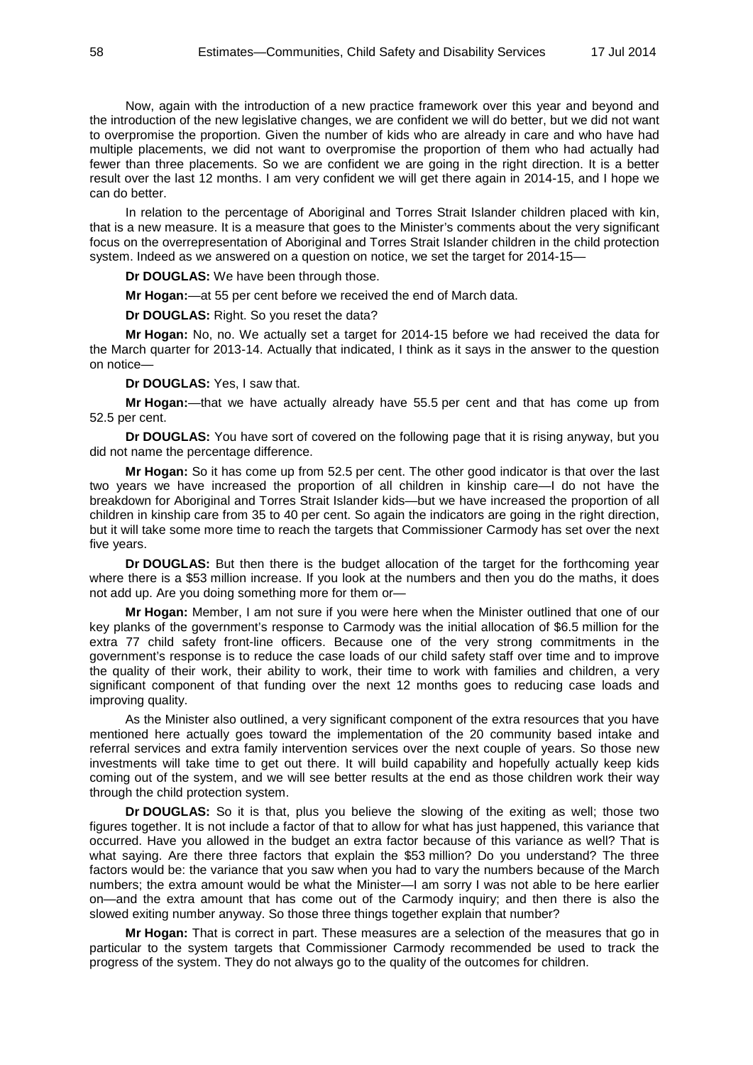Now, again with the introduction of a new practice framework over this year and beyond and the introduction of the new legislative changes, we are confident we will do better, but we did not want to overpromise the proportion. Given the number of kids who are already in care and who have had multiple placements, we did not want to overpromise the proportion of them who had actually had fewer than three placements. So we are confident we are going in the right direction. It is a better result over the last 12 months. I am very confident we will get there again in 2014-15, and I hope we can do better.

In relation to the percentage of Aboriginal and Torres Strait Islander children placed with kin, that is a new measure. It is a measure that goes to the Minister's comments about the very significant focus on the overrepresentation of Aboriginal and Torres Strait Islander children in the child protection system. Indeed as we answered on a question on notice, we set the target for 2014-15—

**Dr DOUGLAS:** We have been through those.

**Mr Hogan:**—at 55 per cent before we received the end of March data.

**Dr DOUGLAS:** Right. So you reset the data?

**Mr Hogan:** No, no. We actually set a target for 2014-15 before we had received the data for the March quarter for 2013-14. Actually that indicated, I think as it says in the answer to the question on notice—

**Dr DOUGLAS:** Yes, I saw that.

**Mr Hogan:**—that we have actually already have 55.5 per cent and that has come up from 52.5 per cent.

**Dr DOUGLAS:** You have sort of covered on the following page that it is rising anyway, but you did not name the percentage difference.

**Mr Hogan:** So it has come up from 52.5 per cent. The other good indicator is that over the last two years we have increased the proportion of all children in kinship care—I do not have the breakdown for Aboriginal and Torres Strait Islander kids—but we have increased the proportion of all children in kinship care from 35 to 40 per cent. So again the indicators are going in the right direction, but it will take some more time to reach the targets that Commissioner Carmody has set over the next five years.

**Dr DOUGLAS:** But then there is the budget allocation of the target for the forthcoming year where there is a $53 million increase. If you look at the numbers and then you do the maths, it does not add up. Are you doing something more for them or—

**Mr Hogan:** Member, I am not sure if you were here when the Minister outlined that one of our key planks of the government's response to Carmody was the initial allocation of $6.5 million for the extra 77 child safety front-line officers. Because one of the very strong commitments in the government's response is to reduce the case loads of our child safety staff over time and to improve the quality of their work, their ability to work, their time to work with families and children, a very significant component of that funding over the next 12 months goes to reducing case loads and improving quality.

As the Minister also outlined, a very significant component of the extra resources that you have mentioned here actually goes toward the implementation of the 20 community based intake and referral services and extra family intervention services over the next couple of years. So those new investments will take time to get out there. It will build capability and hopefully actually keep kids coming out of the system, and we will see better results at the end as those children work their way through the child protection system.

**Dr DOUGLAS:** So it is that, plus you believe the slowing of the exiting as well; those two figures together. It is not include a factor of that to allow for what has just happened, this variance that occurred. Have you allowed in the budget an extra factor because of this variance as well? That is what saying. Are there three factors that explain the $53 million? Do you understand? The three factors would be: the variance that you saw when you had to vary the numbers because of the March numbers; the extra amount would be what the Minister—I am sorry I was not able to be here earlier on—and the extra amount that has come out of the Carmody inquiry; and then there is also the slowed exiting number anyway. So those three things together explain that number?

**Mr Hogan:** That is correct in part. These measures are a selection of the measures that go in particular to the system targets that Commissioner Carmody recommended be used to track the progress of the system. They do not always go to the quality of the outcomes for children.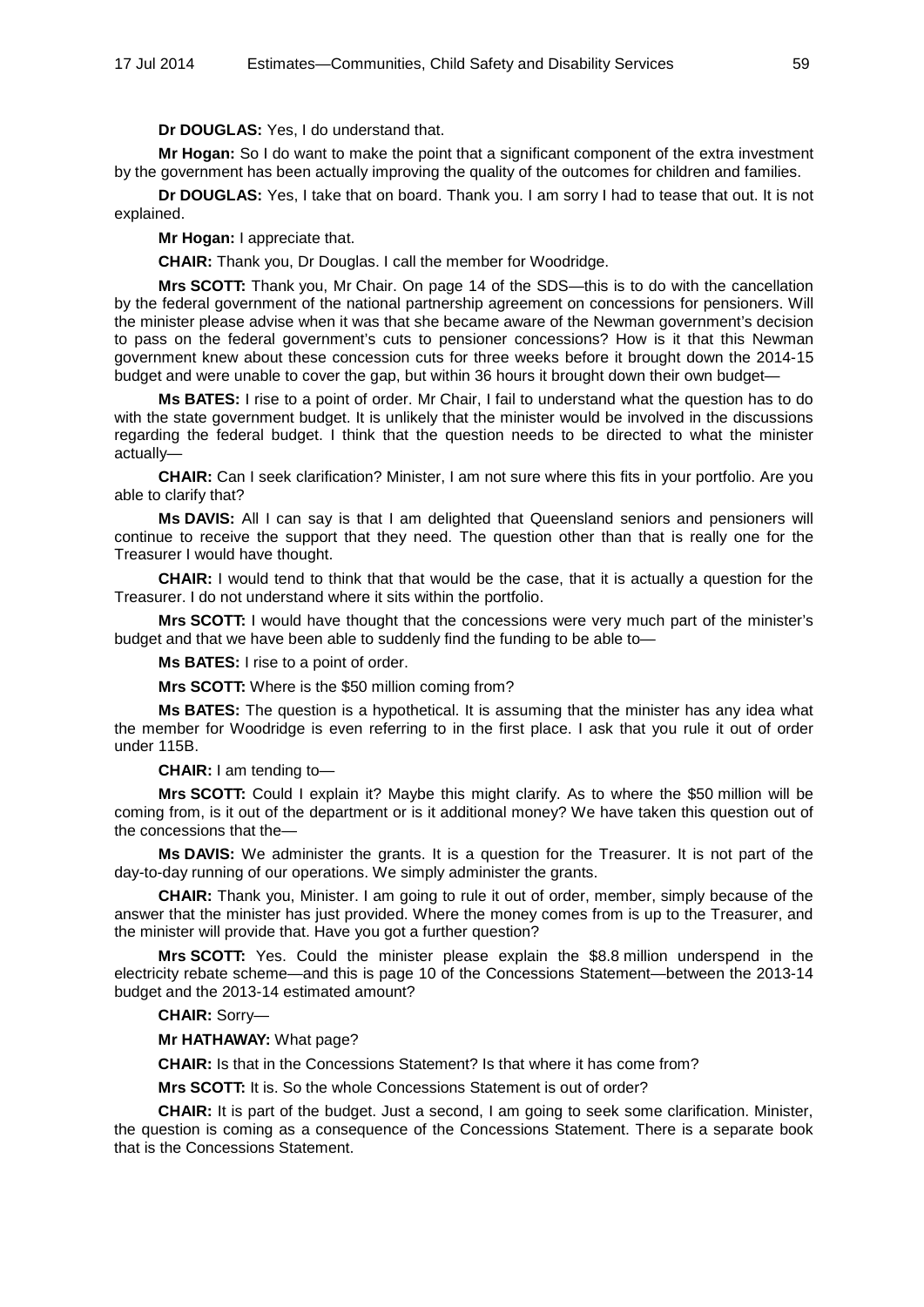**Dr DOUGLAS:** Yes, I do understand that.

**Mr Hogan:** So I do want to make the point that a significant component of the extra investment by the government has been actually improving the quality of the outcomes for children and families.

**Dr DOUGLAS:** Yes, I take that on board. Thank you. I am sorry I had to tease that out. It is not explained.

**Mr Hogan:** I appreciate that.

**CHAIR:** Thank you, Dr Douglas. I call the member for Woodridge.

**Mrs SCOTT:** Thank you, Mr Chair. On page 14 of the SDS—this is to do with the cancellation by the federal government of the national partnership agreement on concessions for pensioners. Will the minister please advise when it was that she became aware of the Newman government's decision to pass on the federal government's cuts to pensioner concessions? How is it that this Newman government knew about these concession cuts for three weeks before it brought down the 2014-15 budget and were unable to cover the gap, but within 36 hours it brought down their own budget—

**Ms BATES:** I rise to a point of order. Mr Chair, I fail to understand what the question has to do with the state government budget. It is unlikely that the minister would be involved in the discussions regarding the federal budget. I think that the question needs to be directed to what the minister actually—

**CHAIR:** Can I seek clarification? Minister, I am not sure where this fits in your portfolio. Are you able to clarify that?

**Ms DAVIS:** All I can say is that I am delighted that Queensland seniors and pensioners will continue to receive the support that they need. The question other than that is really one for the Treasurer I would have thought.

**CHAIR:** I would tend to think that that would be the case, that it is actually a question for the Treasurer. I do not understand where it sits within the portfolio.

**Mrs SCOTT:** I would have thought that the concessions were very much part of the minister's budget and that we have been able to suddenly find the funding to be able to—

**Ms BATES:** I rise to a point of order.

**Mrs SCOTT:** Where is the $50 million coming from?

**Ms BATES:** The question is a hypothetical. It is assuming that the minister has any idea what the member for Woodridge is even referring to in the first place. I ask that you rule it out of order under 115B.

**CHAIR:** I am tending to—

**Mrs SCOTT:** Could I explain it? Maybe this might clarify. As to where the $50 million will be coming from, is it out of the department or is it additional money? We have taken this question out of the concessions that the—

**Ms DAVIS:** We administer the grants. It is a question for the Treasurer. It is not part of the day-to-day running of our operations. We simply administer the grants.

**CHAIR:** Thank you, Minister. I am going to rule it out of order, member, simply because of the answer that the minister has just provided. Where the money comes from is up to the Treasurer, and the minister will provide that. Have you got a further question?

**Mrs SCOTT:** Yes. Could the minister please explain the $8.8 million underspend in the electricity rebate scheme—and this is page 10 of the Concessions Statement—between the 2013-14 budget and the 2013-14 estimated amount?

**CHAIR:** Sorry—

**Mr HATHAWAY:** What page?

**CHAIR:** Is that in the Concessions Statement? Is that where it has come from?

**Mrs SCOTT:** It is. So the whole Concessions Statement is out of order?

**CHAIR:** It is part of the budget. Just a second, I am going to seek some clarification. Minister, the question is coming as a consequence of the Concessions Statement. There is a separate book that is the Concessions Statement.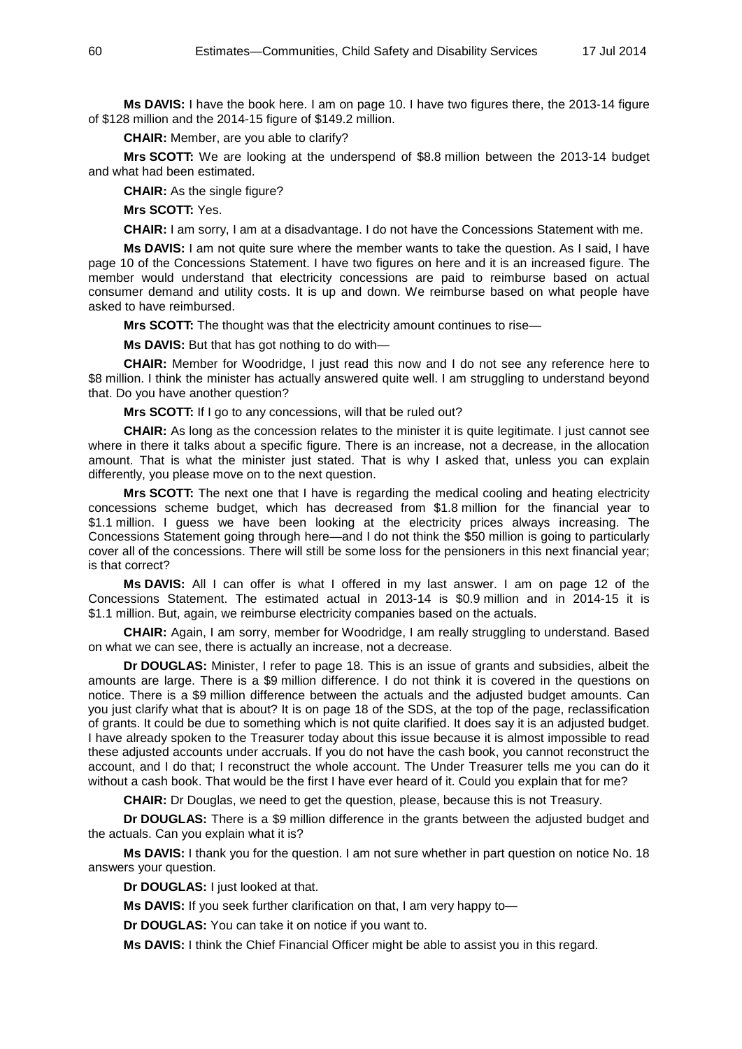**Ms DAVIS:** I have the book here. I am on page 10. I have two figures there, the 2013-14 figure of $128 million and the 2014-15 figure of $149.2 million.

**CHAIR:** Member, are you able to clarify?

**Mrs SCOTT:** We are looking at the underspend of $8.8 million between the 2013-14 budget and what had been estimated.

**CHAIR:** As the single figure?

**Mrs SCOTT:** Yes.

**CHAIR:** I am sorry, I am at a disadvantage. I do not have the Concessions Statement with me.

**Ms DAVIS:** I am not quite sure where the member wants to take the question. As I said, I have page 10 of the Concessions Statement. I have two figures on here and it is an increased figure. The member would understand that electricity concessions are paid to reimburse based on actual consumer demand and utility costs. It is up and down. We reimburse based on what people have asked to have reimbursed.

**Mrs SCOTT:** The thought was that the electricity amount continues to rise—

**Ms DAVIS:** But that has got nothing to do with—

**CHAIR:** Member for Woodridge, I just read this now and I do not see any reference here to $8 million. I think the minister has actually answered quite well. I am struggling to understand beyond that. Do you have another question?

**Mrs SCOTT:** If I go to any concessions, will that be ruled out?

**CHAIR:** As long as the concession relates to the minister it is quite legitimate. I just cannot see where in there it talks about a specific figure. There is an increase, not a decrease, in the allocation amount. That is what the minister just stated. That is why I asked that, unless you can explain differently, you please move on to the next question.

**Mrs SCOTT:** The next one that I have is regarding the medical cooling and heating electricity concessions scheme budget, which has decreased from $1.8 million for the financial year to $1.1 million. I guess we have been looking at the electricity prices always increasing. The Concessions Statement going through here—and I do not think the $50 million is going to particularly cover all of the concessions. There will still be some loss for the pensioners in this next financial year; is that correct?

**Ms DAVIS:** All I can offer is what I offered in my last answer. I am on page 12 of the Concessions Statement. The estimated actual in 2013-14 is $0.9 million and in 2014-15 it is $1.1 million. But, again, we reimburse electricity companies based on the actuals.

**CHAIR:** Again, I am sorry, member for Woodridge, I am really struggling to understand. Based on what we can see, there is actually an increase, not a decrease.

**Dr DOUGLAS:** Minister, I refer to page 18. This is an issue of grants and subsidies, albeit the amounts are large. There is a $9 million difference. I do not think it is covered in the questions on notice. There is a $9 million difference between the actuals and the adjusted budget amounts. Can you just clarify what that is about? It is on page 18 of the SDS, at the top of the page, reclassification of grants. It could be due to something which is not quite clarified. It does say it is an adjusted budget. I have already spoken to the Treasurer today about this issue because it is almost impossible to read these adjusted accounts under accruals. If you do not have the cash book, you cannot reconstruct the account, and I do that; I reconstruct the whole account. The Under Treasurer tells me you can do it without a cash book. That would be the first I have ever heard of it. Could you explain that for me?

**CHAIR:** Dr Douglas, we need to get the question, please, because this is not Treasury.

**Dr DOUGLAS:** There is a $9 million difference in the grants between the adjusted budget and the actuals. Can you explain what it is?

**Ms DAVIS:** I thank you for the question. I am not sure whether in part question on notice No. 18 answers your question.

**Dr DOUGLAS:** I just looked at that.

**Ms DAVIS:** If you seek further clarification on that, I am very happy to—

**Dr DOUGLAS:** You can take it on notice if you want to.

**Ms DAVIS:** I think the Chief Financial Officer might be able to assist you in this regard.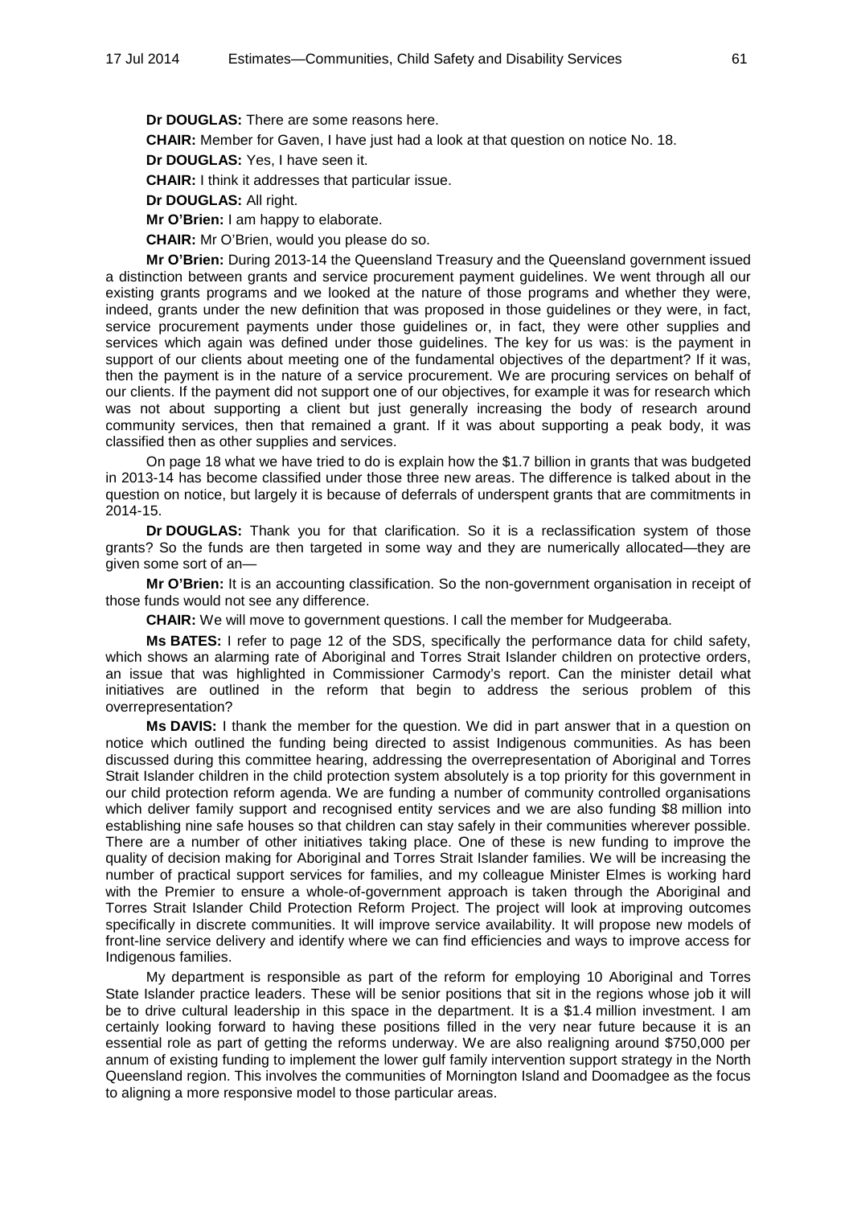**Dr DOUGLAS:** There are some reasons here.

**CHAIR:** Member for Gaven, I have just had a look at that question on notice No. 18.

**Dr DOUGLAS:** Yes, I have seen it.

**CHAIR:** I think it addresses that particular issue.

**Dr DOUGLAS:** All right.

**Mr O'Brien:** I am happy to elaborate.

**CHAIR:** Mr O'Brien, would you please do so.

**Mr O'Brien:** During 2013-14 the Queensland Treasury and the Queensland government issued a distinction between grants and service procurement payment guidelines. We went through all our existing grants programs and we looked at the nature of those programs and whether they were, indeed, grants under the new definition that was proposed in those guidelines or they were, in fact, service procurement payments under those guidelines or, in fact, they were other supplies and services which again was defined under those guidelines. The key for us was: is the payment in support of our clients about meeting one of the fundamental objectives of the department? If it was, then the payment is in the nature of a service procurement. We are procuring services on behalf of our clients. If the payment did not support one of our objectives, for example it was for research which was not about supporting a client but just generally increasing the body of research around community services, then that remained a grant. If it was about supporting a peak body, it was classified then as other supplies and services.

On page 18 what we have tried to do is explain how the $1.7 billion in grants that was budgeted in 2013-14 has become classified under those three new areas. The difference is talked about in the question on notice, but largely it is because of deferrals of underspent grants that are commitments in 2014-15.

**Dr DOUGLAS:** Thank you for that clarification. So it is a reclassification system of those grants? So the funds are then targeted in some way and they are numerically allocated—they are given some sort of an—

**Mr O'Brien:** It is an accounting classification. So the non-government organisation in receipt of those funds would not see any difference.

**CHAIR:** We will move to government questions. I call the member for Mudgeeraba.

**Ms BATES:** I refer to page 12 of the SDS, specifically the performance data for child safety, which shows an alarming rate of Aboriginal and Torres Strait Islander children on protective orders, an issue that was highlighted in Commissioner Carmody's report. Can the minister detail what initiatives are outlined in the reform that begin to address the serious problem of this overrepresentation?

**Ms DAVIS:** I thank the member for the question. We did in part answer that in a question on notice which outlined the funding being directed to assist Indigenous communities. As has been discussed during this committee hearing, addressing the overrepresentation of Aboriginal and Torres Strait Islander children in the child protection system absolutely is a top priority for this government in our child protection reform agenda. We are funding a number of community controlled organisations which deliver family support and recognised entity services and we are also funding $8 million into establishing nine safe houses so that children can stay safely in their communities wherever possible. There are a number of other initiatives taking place. One of these is new funding to improve the quality of decision making for Aboriginal and Torres Strait Islander families. We will be increasing the number of practical support services for families, and my colleague Minister Elmes is working hard with the Premier to ensure a whole-of-government approach is taken through the Aboriginal and Torres Strait Islander Child Protection Reform Project. The project will look at improving outcomes specifically in discrete communities. It will improve service availability. It will propose new models of front-line service delivery and identify where we can find efficiencies and ways to improve access for Indigenous families.

My department is responsible as part of the reform for employing 10 Aboriginal and Torres State Islander practice leaders. These will be senior positions that sit in the regions whose job it will be to drive cultural leadership in this space in the department. It is a $1.4 million investment. I am certainly looking forward to having these positions filled in the very near future because it is an essential role as part of getting the reforms underway. We are also realigning around $750,000 per annum of existing funding to implement the lower gulf family intervention support strategy in the North Queensland region. This involves the communities of Mornington Island and Doomadgee as the focus to aligning a more responsive model to those particular areas.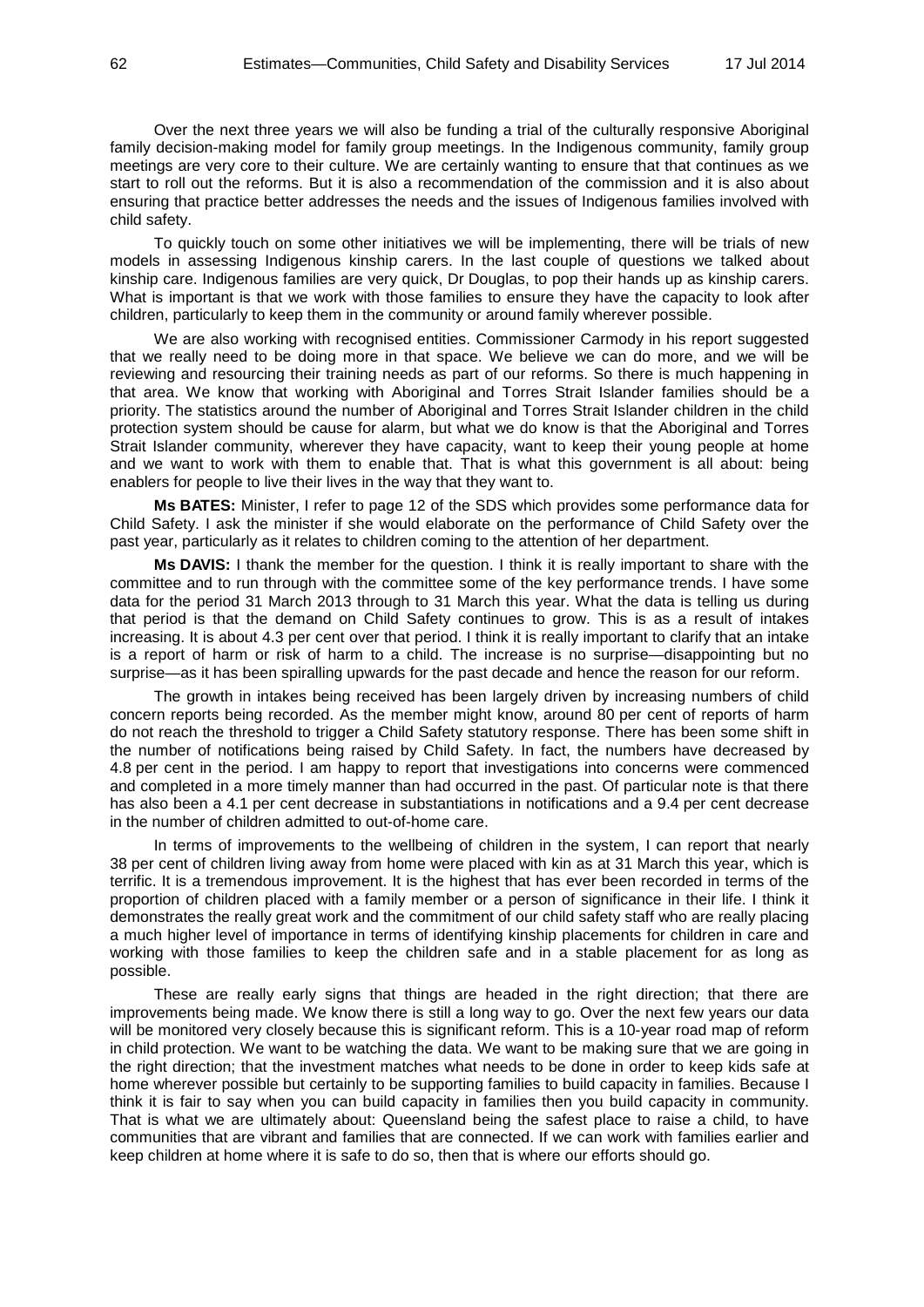Over the next three years we will also be funding a trial of the culturally responsive Aboriginal family decision-making model for family group meetings. In the Indigenous community, family group meetings are very core to their culture. We are certainly wanting to ensure that that continues as we start to roll out the reforms. But it is also a recommendation of the commission and it is also about ensuring that practice better addresses the needs and the issues of Indigenous families involved with child safety.

To quickly touch on some other initiatives we will be implementing, there will be trials of new models in assessing Indigenous kinship carers. In the last couple of questions we talked about kinship care. Indigenous families are very quick, Dr Douglas, to pop their hands up as kinship carers. What is important is that we work with those families to ensure they have the capacity to look after children, particularly to keep them in the community or around family wherever possible.

We are also working with recognised entities. Commissioner Carmody in his report suggested that we really need to be doing more in that space. We believe we can do more, and we will be reviewing and resourcing their training needs as part of our reforms. So there is much happening in that area. We know that working with Aboriginal and Torres Strait Islander families should be a priority. The statistics around the number of Aboriginal and Torres Strait Islander children in the child protection system should be cause for alarm, but what we do know is that the Aboriginal and Torres Strait Islander community, wherever they have capacity, want to keep their young people at home and we want to work with them to enable that. That is what this government is all about: being enablers for people to live their lives in the way that they want to.

**Ms BATES:** Minister, I refer to page 12 of the SDS which provides some performance data for Child Safety. I ask the minister if she would elaborate on the performance of Child Safety over the past year, particularly as it relates to children coming to the attention of her department.

**Ms DAVIS:** I thank the member for the question. I think it is really important to share with the committee and to run through with the committee some of the key performance trends. I have some data for the period 31 March 2013 through to 31 March this year. What the data is telling us during that period is that the demand on Child Safety continues to grow. This is as a result of intakes increasing. It is about 4.3 per cent over that period. I think it is really important to clarify that an intake is a report of harm or risk of harm to a child. The increase is no surprise—disappointing but no surprise—as it has been spiralling upwards for the past decade and hence the reason for our reform.

The growth in intakes being received has been largely driven by increasing numbers of child concern reports being recorded. As the member might know, around 80 per cent of reports of harm do not reach the threshold to trigger a Child Safety statutory response. There has been some shift in the number of notifications being raised by Child Safety. In fact, the numbers have decreased by 4.8 per cent in the period. I am happy to report that investigations into concerns were commenced and completed in a more timely manner than had occurred in the past. Of particular note is that there has also been a 4.1 per cent decrease in substantiations in notifications and a 9.4 per cent decrease in the number of children admitted to out-of-home care.

In terms of improvements to the wellbeing of children in the system, I can report that nearly 38 per cent of children living away from home were placed with kin as at 31 March this year, which is terrific. It is a tremendous improvement. It is the highest that has ever been recorded in terms of the proportion of children placed with a family member or a person of significance in their life. I think it demonstrates the really great work and the commitment of our child safety staff who are really placing a much higher level of importance in terms of identifying kinship placements for children in care and working with those families to keep the children safe and in a stable placement for as long as possible.

These are really early signs that things are headed in the right direction; that there are improvements being made. We know there is still a long way to go. Over the next few years our data will be monitored very closely because this is significant reform. This is a 10-year road map of reform in child protection. We want to be watching the data. We want to be making sure that we are going in the right direction; that the investment matches what needs to be done in order to keep kids safe at home wherever possible but certainly to be supporting families to build capacity in families. Because I think it is fair to say when you can build capacity in families then you build capacity in community. That is what we are ultimately about: Queensland being the safest place to raise a child, to have communities that are vibrant and families that are connected. If we can work with families earlier and keep children at home where it is safe to do so, then that is where our efforts should go.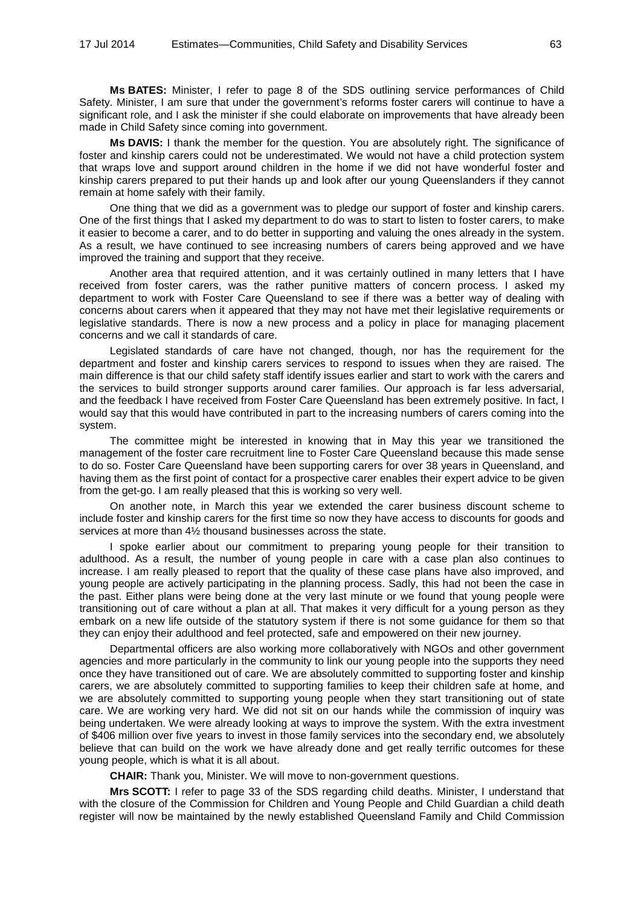**Ms BATES:** Minister, I refer to page 8 of the SDS outlining service performances of Child Safety. Minister, I am sure that under the government's reforms foster carers will continue to have a significant role, and I ask the minister if she could elaborate on improvements that have already been made in Child Safety since coming into government.

**Ms DAVIS:** I thank the member for the question. You are absolutely right. The significance of foster and kinship carers could not be underestimated. We would not have a child protection system that wraps love and support around children in the home if we did not have wonderful foster and kinship carers prepared to put their hands up and look after our young Queenslanders if they cannot remain at home safely with their family.

One thing that we did as a government was to pledge our support of foster and kinship carers. One of the first things that I asked my department to do was to start to listen to foster carers, to make it easier to become a carer, and to do better in supporting and valuing the ones already in the system. As a result, we have continued to see increasing numbers of carers being approved and we have improved the training and support that they receive.

Another area that required attention, and it was certainly outlined in many letters that I have received from foster carers, was the rather punitive matters of concern process. I asked my department to work with Foster Care Queensland to see if there was a better way of dealing with concerns about carers when it appeared that they may not have met their legislative requirements or legislative standards. There is now a new process and a policy in place for managing placement concerns and we call it standards of care.

Legislated standards of care have not changed, though, nor has the requirement for the department and foster and kinship carers services to respond to issues when they are raised. The main difference is that our child safety staff identify issues earlier and start to work with the carers and the services to build stronger supports around carer families. Our approach is far less adversarial, and the feedback I have received from Foster Care Queensland has been extremely positive. In fact, I would say that this would have contributed in part to the increasing numbers of carers coming into the system.

The committee might be interested in knowing that in May this year we transitioned the management of the foster care recruitment line to Foster Care Queensland because this made sense to do so. Foster Care Queensland have been supporting carers for over 38 years in Queensland, and having them as the first point of contact for a prospective carer enables their expert advice to be given from the get-go. I am really pleased that this is working so very well.

On another note, in March this year we extended the carer business discount scheme to include foster and kinship carers for the first time so now they have access to discounts for goods and services at more than 4½ thousand businesses across the state.

I spoke earlier about our commitment to preparing young people for their transition to adulthood. As a result, the number of young people in care with a case plan also continues to increase. I am really pleased to report that the quality of these case plans have also improved, and young people are actively participating in the planning process. Sadly, this had not been the case in the past. Either plans were being done at the very last minute or we found that young people were transitioning out of care without a plan at all. That makes it very difficult for a young person as they embark on a new life outside of the statutory system if there is not some guidance for them so that they can enjoy their adulthood and feel protected, safe and empowered on their new journey.

Departmental officers are also working more collaboratively with NGOs and other government agencies and more particularly in the community to link our young people into the supports they need once they have transitioned out of care. We are absolutely committed to supporting foster and kinship carers, we are absolutely committed to supporting families to keep their children safe at home, and we are absolutely committed to supporting young people when they start transitioning out of state care. We are working very hard. We did not sit on our hands while the commission of inquiry was being undertaken. We were already looking at ways to improve the system. With the extra investment of $406 million over five years to invest in those family services into the secondary end, we absolutely believe that can build on the work we have already done and get really terrific outcomes for these young people, which is what it is all about.

**CHAIR:** Thank you, Minister. We will move to non-government questions.

**Mrs SCOTT:** I refer to page 33 of the SDS regarding child deaths. Minister, I understand that with the closure of the Commission for Children and Young People and Child Guardian a child death register will now be maintained by the newly established Queensland Family and Child Commission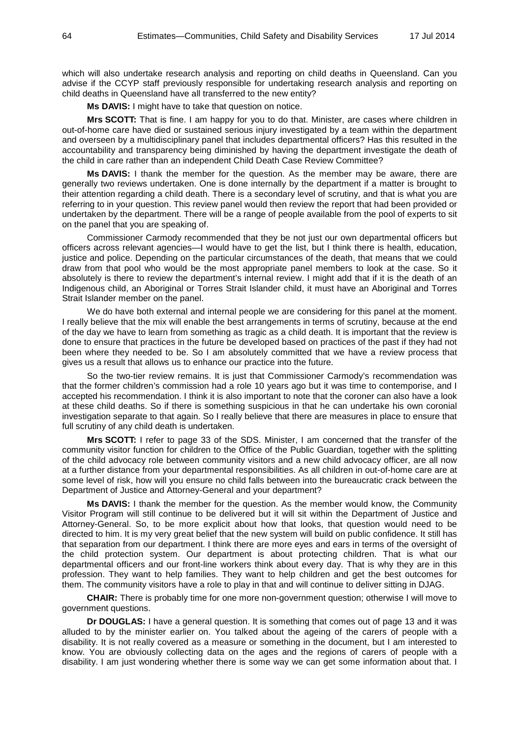which will also undertake research analysis and reporting on child deaths in Queensland. Can you advise if the CCYP staff previously responsible for undertaking research analysis and reporting on child deaths in Queensland have all transferred to the new entity?

**Ms DAVIS:** I might have to take that question on notice.

**Mrs SCOTT:** That is fine. I am happy for you to do that. Minister, are cases where children in out-of-home care have died or sustained serious injury investigated by a team within the department and overseen by a multidisciplinary panel that includes departmental officers? Has this resulted in the accountability and transparency being diminished by having the department investigate the death of the child in care rather than an independent Child Death Case Review Committee?

**Ms DAVIS:** I thank the member for the question. As the member may be aware, there are generally two reviews undertaken. One is done internally by the department if a matter is brought to their attention regarding a child death. There is a secondary level of scrutiny, and that is what you are referring to in your question. This review panel would then review the report that had been provided or undertaken by the department. There will be a range of people available from the pool of experts to sit on the panel that you are speaking of.

Commissioner Carmody recommended that they be not just our own departmental officers but officers across relevant agencies—I would have to get the list, but I think there is health, education, justice and police. Depending on the particular circumstances of the death, that means that we could draw from that pool who would be the most appropriate panel members to look at the case. So it absolutely is there to review the department's internal review. I might add that if it is the death of an Indigenous child, an Aboriginal or Torres Strait Islander child, it must have an Aboriginal and Torres Strait Islander member on the panel.

We do have both external and internal people we are considering for this panel at the moment. I really believe that the mix will enable the best arrangements in terms of scrutiny, because at the end of the day we have to learn from something as tragic as a child death. It is important that the review is done to ensure that practices in the future be developed based on practices of the past if they had not been where they needed to be. So I am absolutely committed that we have a review process that gives us a result that allows us to enhance our practice into the future.

So the two-tier review remains. It is just that Commissioner Carmody's recommendation was that the former children's commission had a role 10 years ago but it was time to contemporise, and I accepted his recommendation. I think it is also important to note that the coroner can also have a look at these child deaths. So if there is something suspicious in that he can undertake his own coronial investigation separate to that again. So I really believe that there are measures in place to ensure that full scrutiny of any child death is undertaken.

**Mrs SCOTT:** I refer to page 33 of the SDS. Minister, I am concerned that the transfer of the community visitor function for children to the Office of the Public Guardian, together with the splitting of the child advocacy role between community visitors and a new child advocacy officer, are all now at a further distance from your departmental responsibilities. As all children in out-of-home care are at some level of risk, how will you ensure no child falls between into the bureaucratic crack between the Department of Justice and Attorney-General and your department?

**Ms DAVIS:** I thank the member for the question. As the member would know, the Community Visitor Program will still continue to be delivered but it will sit within the Department of Justice and Attorney-General. So, to be more explicit about how that looks, that question would need to be directed to him. It is my very great belief that the new system will build on public confidence. It still has that separation from our department. I think there are more eyes and ears in terms of the oversight of the child protection system. Our department is about protecting children. That is what our departmental officers and our front-line workers think about every day. That is why they are in this profession. They want to help families. They want to help children and get the best outcomes for them. The community visitors have a role to play in that and will continue to deliver sitting in DJAG.

**CHAIR:** There is probably time for one more non-government question; otherwise I will move to government questions.

**Dr DOUGLAS:** I have a general question. It is something that comes out of page 13 and it was alluded to by the minister earlier on. You talked about the ageing of the carers of people with a disability. It is not really covered as a measure or something in the document, but I am interested to know. You are obviously collecting data on the ages and the regions of carers of people with a disability. I am just wondering whether there is some way we can get some information about that. I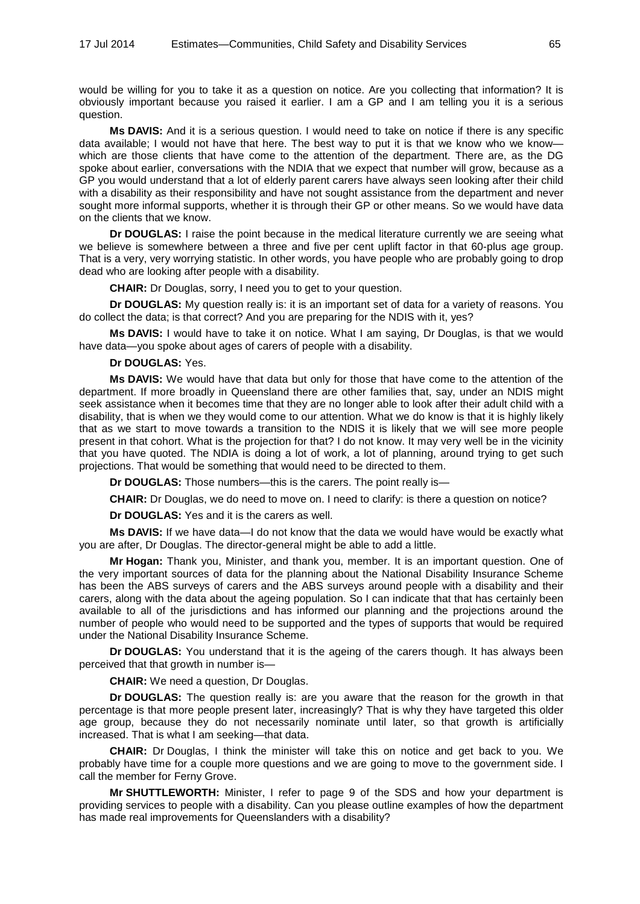would be willing for you to take it as a question on notice. Are you collecting that information? It is obviously important because you raised it earlier. I am a GP and I am telling you it is a serious question.

**Ms DAVIS:** And it is a serious question. I would need to take on notice if there is any specific data available; I would not have that here. The best way to put it is that we know who we know—which are those clients that have come to the attention of the department. There are, as the DG spoke about earlier, conversations with the NDIA that we expect that number will grow, because as a GP you would understand that a lot of elderly parent carers have always seen looking after their child with a disability as their responsibility and have not sought assistance from the department and never sought more informal supports, whether it is through their GP or other means. So we would have data on the clients that we know.

**Dr DOUGLAS:** I raise the point because in the medical literature currently we are seeing what we believe is somewhere between a three and five per cent uplift factor in that 60-plus age group. That is a very, very worrying statistic. In other words, you have people who are probably going to drop dead who are looking after people with a disability.

**CHAIR:** Dr Douglas, sorry, I need you to get to your question.

**Dr DOUGLAS:** My question really is: it is an important set of data for a variety of reasons. You do collect the data; is that correct? And you are preparing for the NDIS with it, yes?

**Ms DAVIS:** I would have to take it on notice. What I am saying, Dr Douglas, is that we would have data—you spoke about ages of carers of people with a disability.

**Dr DOUGLAS:** Yes.

**Ms DAVIS:** We would have that data but only for those that have come to the attention of the department. If more broadly in Queensland there are other families that, say, under an NDIS might seek assistance when it becomes time that they are no longer able to look after their adult child with a disability, that is when we they would come to our attention. What we do know is that it is highly likely that as we start to move towards a transition to the NDIS it is likely that we will see more people present in that cohort. What is the projection for that? I do not know. It may very well be in the vicinity that you have quoted. The NDIA is doing a lot of work, a lot of planning, around trying to get such projections. That would be something that would need to be directed to them.

**Dr DOUGLAS:** Those numbers—this is the carers. The point really is—

**CHAIR:** Dr Douglas, we do need to move on. I need to clarify: is there a question on notice?

**Dr DOUGLAS:** Yes and it is the carers as well.

**Ms DAVIS:** If we have data—I do not know that the data we would have would be exactly what you are after, Dr Douglas. The director-general might be able to add a little.

**Mr Hogan:** Thank you, Minister, and thank you, member. It is an important question. One of the very important sources of data for the planning about the National Disability Insurance Scheme has been the ABS surveys of carers and the ABS surveys around people with a disability and their carers, along with the data about the ageing population. So I can indicate that that has certainly been available to all of the jurisdictions and has informed our planning and the projections around the number of people who would need to be supported and the types of supports that would be required under the National Disability Insurance Scheme.

**Dr DOUGLAS:** You understand that it is the ageing of the carers though. It has always been perceived that that growth in number is—

**CHAIR:** We need a question, Dr Douglas.

**Dr DOUGLAS:** The question really is: are you aware that the reason for the growth in that percentage is that more people present later, increasingly? That is why they have targeted this older age group, because they do not necessarily nominate until later, so that growth is artificially increased. That is what I am seeking—that data.

**CHAIR:** Dr Douglas, I think the minister will take this on notice and get back to you. We probably have time for a couple more questions and we are going to move to the government side. I call the member for Ferny Grove.

**Mr SHUTTLEWORTH:** Minister, I refer to page 9 of the SDS and how your department is providing services to people with a disability. Can you please outline examples of how the department has made real improvements for Queenslanders with a disability?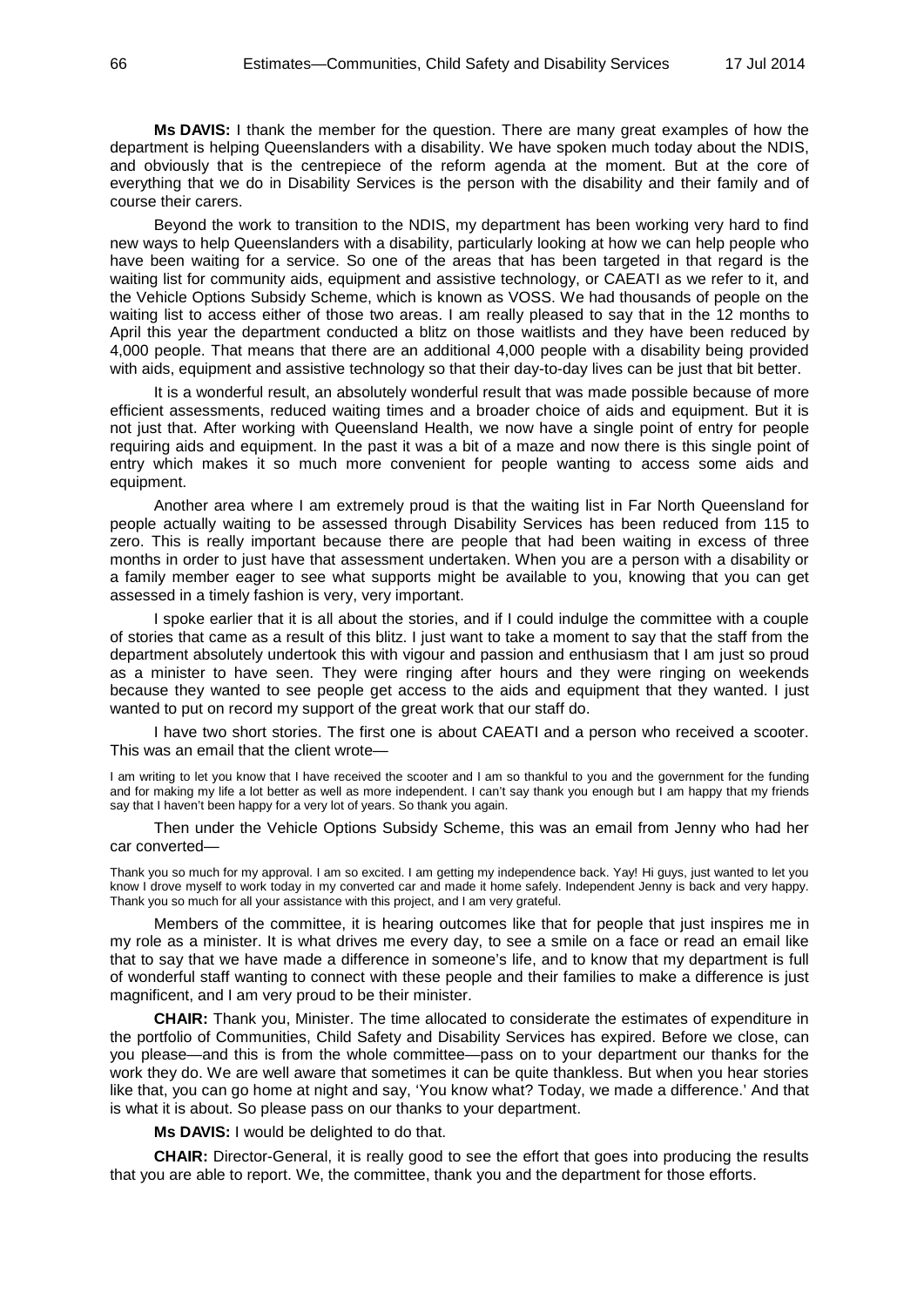**Ms DAVIS:** I thank the member for the question. There are many great examples of how the department is helping Queenslanders with a disability. We have spoken much today about the NDIS, and obviously that is the centrepiece of the reform agenda at the moment. But at the core of everything that we do in Disability Services is the person with the disability and their family and of course their carers.

Beyond the work to transition to the NDIS, my department has been working very hard to find new ways to help Queenslanders with a disability, particularly looking at how we can help people who have been waiting for a service. So one of the areas that has been targeted in that regard is the waiting list for community aids, equipment and assistive technology, or CAEATI as we refer to it, and the Vehicle Options Subsidy Scheme, which is known as VOSS. We had thousands of people on the waiting list to access either of those two areas. I am really pleased to say that in the 12 months to April this year the department conducted a blitz on those waitlists and they have been reduced by 4,000 people. That means that there are an additional 4,000 people with a disability being provided with aids, equipment and assistive technology so that their day-to-day lives can be just that bit better.

It is a wonderful result, an absolutely wonderful result that was made possible because of more efficient assessments, reduced waiting times and a broader choice of aids and equipment. But it is not just that. After working with Queensland Health, we now have a single point of entry for people requiring aids and equipment. In the past it was a bit of a maze and now there is this single point of entry which makes it so much more convenient for people wanting to access some aids and equipment.

Another area where I am extremely proud is that the waiting list in Far North Queensland for people actually waiting to be assessed through Disability Services has been reduced from 115 to zero. This is really important because there are people that had been waiting in excess of three months in order to just have that assessment undertaken. When you are a person with a disability or a family member eager to see what supports might be available to you, knowing that you can get assessed in a timely fashion is very, very important.

I spoke earlier that it is all about the stories, and if I could indulge the committee with a couple of stories that came as a result of this blitz. I just want to take a moment to say that the staff from the department absolutely undertook this with vigour and passion and enthusiasm that I am just so proud as a minister to have seen. They were ringing after hours and they were ringing on weekends because they wanted to see people get access to the aids and equipment that they wanted. I just wanted to put on record my support of the great work that our staff do.

I have two short stories. The first one is about CAEATI and a person who received a scooter. This was an email that the client wrote—

> I am writing to let you know that I have received the scooter and I am so thankful to you and the government for the funding and for making my life a lot better as well as more independent. I can't say thank you enough but I am happy that my friends say that I haven't been happy for a very lot of years. So thank you again.

Then under the Vehicle Options Subsidy Scheme, this was an email from Jenny who had her car converted—

> Thank you so much for my approval. I am so excited. I am getting my independence back. Yay! Hi guys, just wanted to let you know I drove myself to work today in my converted car and made it home safely. Independent Jenny is back and very happy. Thank you so much for all your assistance with this project, and I am very grateful.

Members of the committee, it is hearing outcomes like that for people that just inspires me in my role as a minister. It is what drives me every day, to see a smile on a face or read an email like that to say that we have made a difference in someone's life, and to know that my department is full of wonderful staff wanting to connect with these people and their families to make a difference is just magnificent, and I am very proud to be their minister.

**CHAIR:** Thank you, Minister. The time allocated to considerate the estimates of expenditure in the portfolio of Communities, Child Safety and Disability Services has expired. Before we close, can you please—and this is from the whole committee—pass on to your department our thanks for the work they do. We are well aware that sometimes it can be quite thankless. But when you hear stories like that, you can go home at night and say, 'You know what? Today, we made a difference.' And that is what it is about. So please pass on our thanks to your department.

**Ms DAVIS:** I would be delighted to do that.

**CHAIR:** Director-General, it is really good to see the effort that goes into producing the results that you are able to report. We, the committee, thank you and the department for those efforts.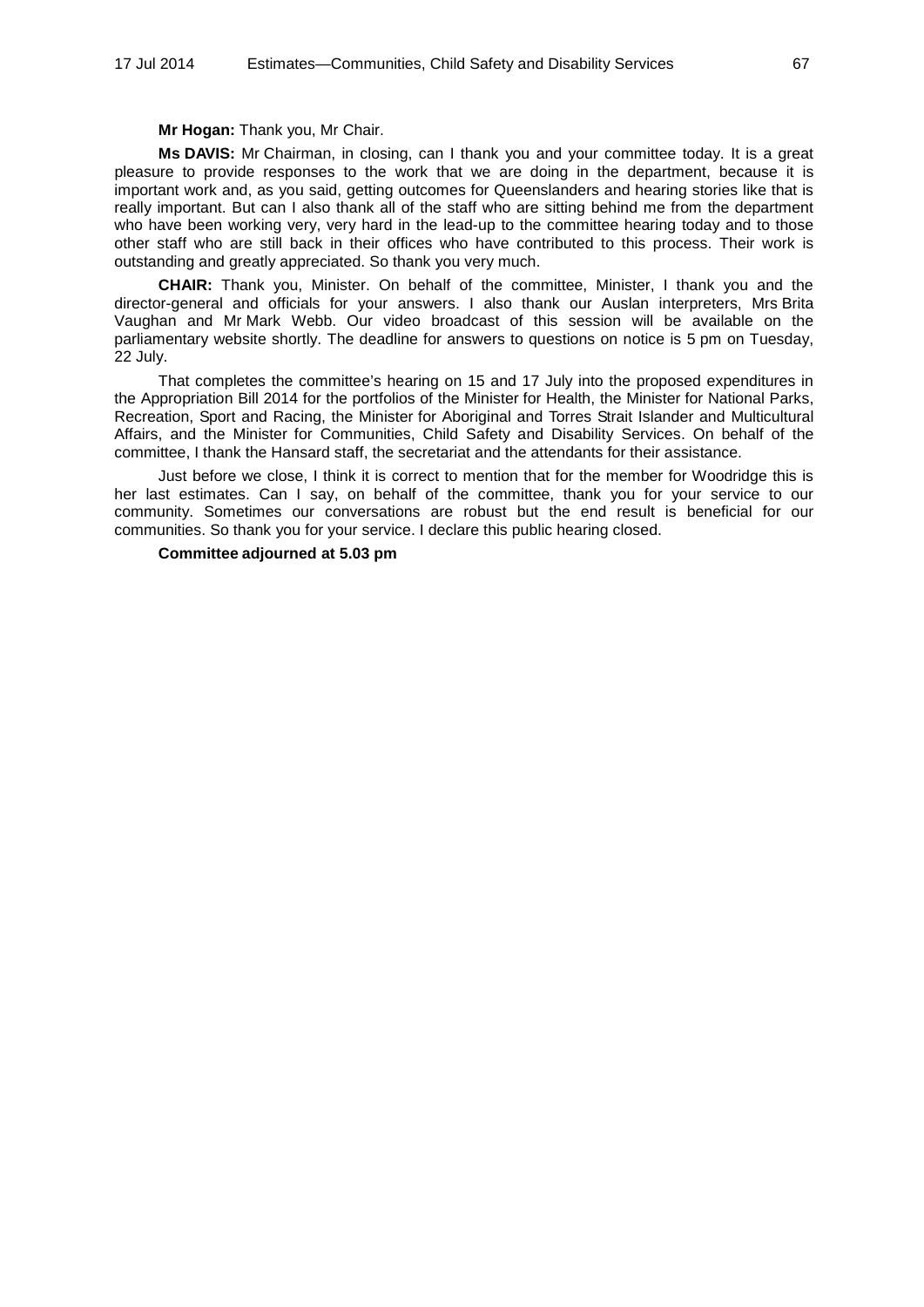**Mr Hogan:** Thank you, Mr Chair.

**Ms DAVIS:** Mr Chairman, in closing, can I thank you and your committee today. It is a great pleasure to provide responses to the work that we are doing in the department, because it is important work and, as you said, getting outcomes for Queenslanders and hearing stories like that is really important. But can I also thank all of the staff who are sitting behind me from the department who have been working very, very hard in the lead-up to the committee hearing today and to those other staff who are still back in their offices who have contributed to this process. Their work is outstanding and greatly appreciated. So thank you very much.

**CHAIR:** Thank you, Minister. On behalf of the committee, Minister, I thank you and the director-general and officials for your answers. I also thank our Auslan interpreters, Mrs Brita Vaughan and Mr Mark Webb. Our video broadcast of this session will be available on the parliamentary website shortly. The deadline for answers to questions on notice is 5 pm on Tuesday, 22 July.

That completes the committee's hearing on 15 and 17 July into the proposed expenditures in the Appropriation Bill 2014 for the portfolios of the Minister for Health, the Minister for National Parks, Recreation, Sport and Racing, the Minister for Aboriginal and Torres Strait Islander and Multicultural Affairs, and the Minister for Communities, Child Safety and Disability Services. On behalf of the committee, I thank the Hansard staff, the secretariat and the attendants for their assistance.

Just before we close, I think it is correct to mention that for the member for Woodridge this is her last estimates. Can I say, on behalf of the committee, thank you for your service to our community. Sometimes our conversations are robust but the end result is beneficial for our communities. So thank you for your service. I declare this public hearing closed.

**Committee adjourned at 5.03 pm**